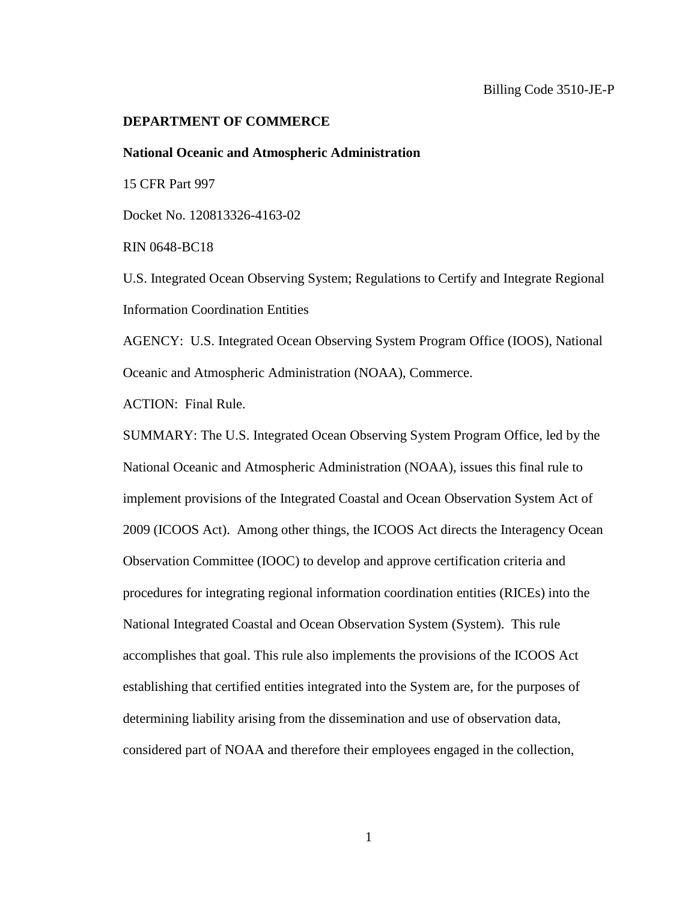Billing Code 3510-JE-P

**DEPARTMENT OF COMMERCE**

**National Oceanic and Atmospheric Administration**

15 CFR Part 997

Docket No. 120813326-4163-02

RIN 0648-BC18

U.S. Integrated Ocean Observing System; Regulations to Certify and Integrate Regional Information Coordination Entities

AGENCY: U.S. Integrated Ocean Observing System Program Office (IOOS), National Oceanic and Atmospheric Administration (NOAA), Commerce.

ACTION: Final Rule.

SUMMARY: The U.S. Integrated Ocean Observing System Program Office, led by the National Oceanic and Atmospheric Administration (NOAA), issues this final rule to implement provisions of the Integrated Coastal and Ocean Observation System Act of 2009 (ICOOS Act). Among other things, the ICOOS Act directs the Interagency Ocean Observation Committee (IOOC) to develop and approve certification criteria and procedures for integrating regional information coordination entities (RICEs) into the National Integrated Coastal and Ocean Observation System (System). This rule accomplishes that goal. This rule also implements the provisions of the ICOOS Act establishing that certified entities integrated into the System are, for the purposes of determining liability arising from the dissemination and use of observation data, considered part of NOAA and therefore their employees engaged in the collection,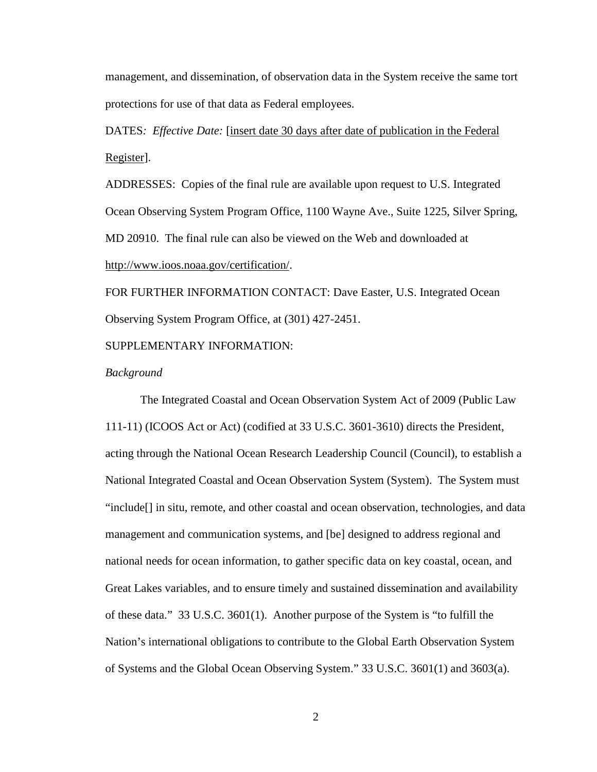management, and dissemination, of observation data in the System receive the same tort protections for use of that data as Federal employees.

DATES: *Effective Date:* [insert date 30 days after date of publication in the Federal Register].

ADDRESSES: Copies of the final rule are available upon request to U.S. Integrated Ocean Observing System Program Office, 1100 Wayne Ave., Suite 1225, Silver Spring, MD 20910. The final rule can also be viewed on the Web and downloaded at http://www.ioos.noaa.gov/certification/.

FOR FURTHER INFORMATION CONTACT: Dave Easter, U.S. Integrated Ocean Observing System Program Office, at (301) 427-2451.

SUPPLEMENTARY INFORMATION:

*Background*

The Integrated Coastal and Ocean Observation System Act of 2009 (Public Law 111-11) (ICOOS Act or Act) (codified at 33 U.S.C. 3601-3610) directs the President, acting through the National Ocean Research Leadership Council (Council), to establish a National Integrated Coastal and Ocean Observation System (System). The System must "include[] in situ, remote, and other coastal and ocean observation, technologies, and data management and communication systems, and [be] designed to address regional and national needs for ocean information, to gather specific data on key coastal, ocean, and Great Lakes variables, and to ensure timely and sustained dissemination and availability of these data." 33 U.S.C. 3601(1). Another purpose of the System is "to fulfill the Nation's international obligations to contribute to the Global Earth Observation System of Systems and the Global Ocean Observing System." 33 U.S.C. 3601(1) and 3603(a).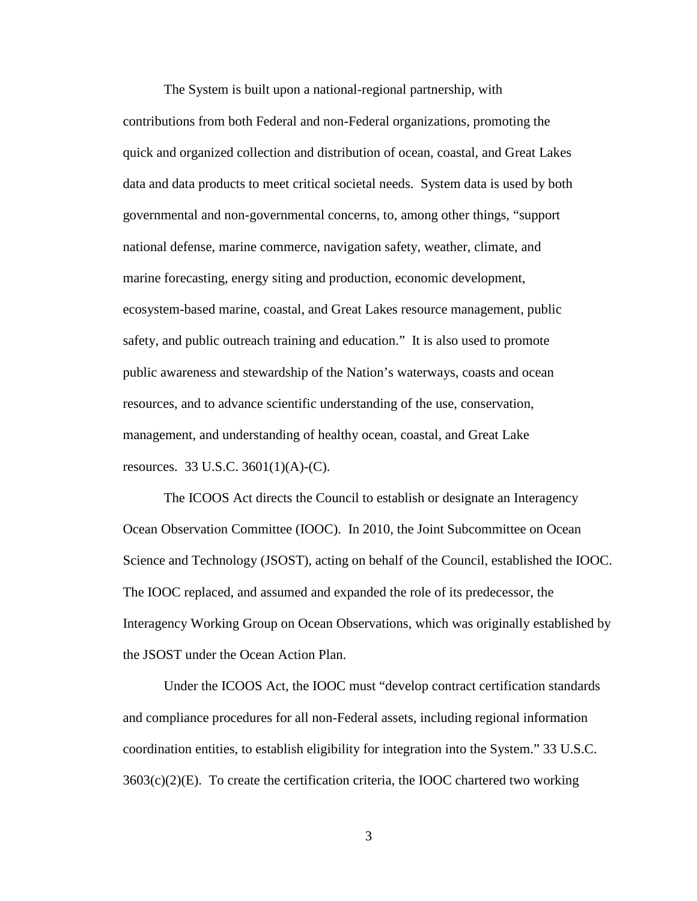The System is built upon a national-regional partnership, with contributions from both Federal and non-Federal organizations, promoting the quick and organized collection and distribution of ocean, coastal, and Great Lakes data and data products to meet critical societal needs. System data is used by both governmental and non-governmental concerns, to, among other things, "support national defense, marine commerce, navigation safety, weather, climate, and marine forecasting, energy siting and production, economic development, ecosystem-based marine, coastal, and Great Lakes resource management, public safety, and public outreach training and education." It is also used to promote public awareness and stewardship of the Nation's waterways, coasts and ocean resources, and to advance scientific understanding of the use, conservation, management, and understanding of healthy ocean, coastal, and Great Lake resources. 33 U.S.C. 3601(1)(A)-(C).

The ICOOS Act directs the Council to establish or designate an Interagency Ocean Observation Committee (IOOC). In 2010, the Joint Subcommittee on Ocean Science and Technology (JSOST), acting on behalf of the Council, established the IOOC. The IOOC replaced, and assumed and expanded the role of its predecessor, the Interagency Working Group on Ocean Observations, which was originally established by the JSOST under the Ocean Action Plan.

Under the ICOOS Act, the IOOC must "develop contract certification standards and compliance procedures for all non-Federal assets, including regional information coordination entities, to establish eligibility for integration into the System." 33 U.S.C. 3603(c)(2)(E). To create the certification criteria, the IOOC chartered two working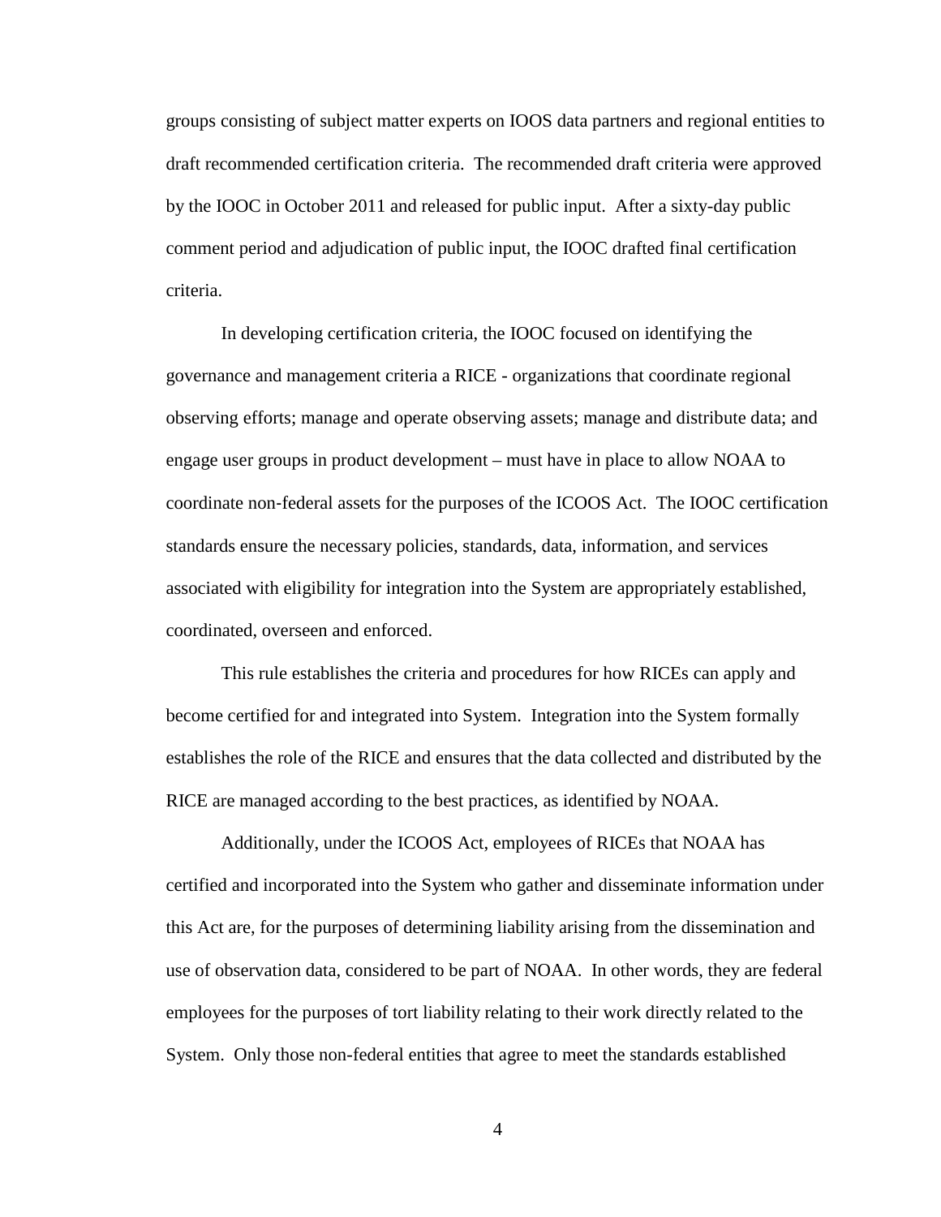groups consisting of subject matter experts on IOOS data partners and regional entities to draft recommended certification criteria. The recommended draft criteria were approved by the IOOC in October 2011 and released for public input. After a sixty-day public comment period and adjudication of public input, the IOOC drafted final certification criteria.

In developing certification criteria, the IOOC focused on identifying the governance and management criteria a RICE - organizations that coordinate regional observing efforts; manage and operate observing assets; manage and distribute data; and engage user groups in product development – must have in place to allow NOAA to coordinate non-federal assets for the purposes of the ICOOS Act. The IOOC certification standards ensure the necessary policies, standards, data, information, and services associated with eligibility for integration into the System are appropriately established, coordinated, overseen and enforced.

This rule establishes the criteria and procedures for how RICEs can apply and become certified for and integrated into System. Integration into the System formally establishes the role of the RICE and ensures that the data collected and distributed by the RICE are managed according to the best practices, as identified by NOAA.

Additionally, under the ICOOS Act, employees of RICEs that NOAA has certified and incorporated into the System who gather and disseminate information under this Act are, for the purposes of determining liability arising from the dissemination and use of observation data, considered to be part of NOAA. In other words, they are federal employees for the purposes of tort liability relating to their work directly related to the System. Only those non-federal entities that agree to meet the standards established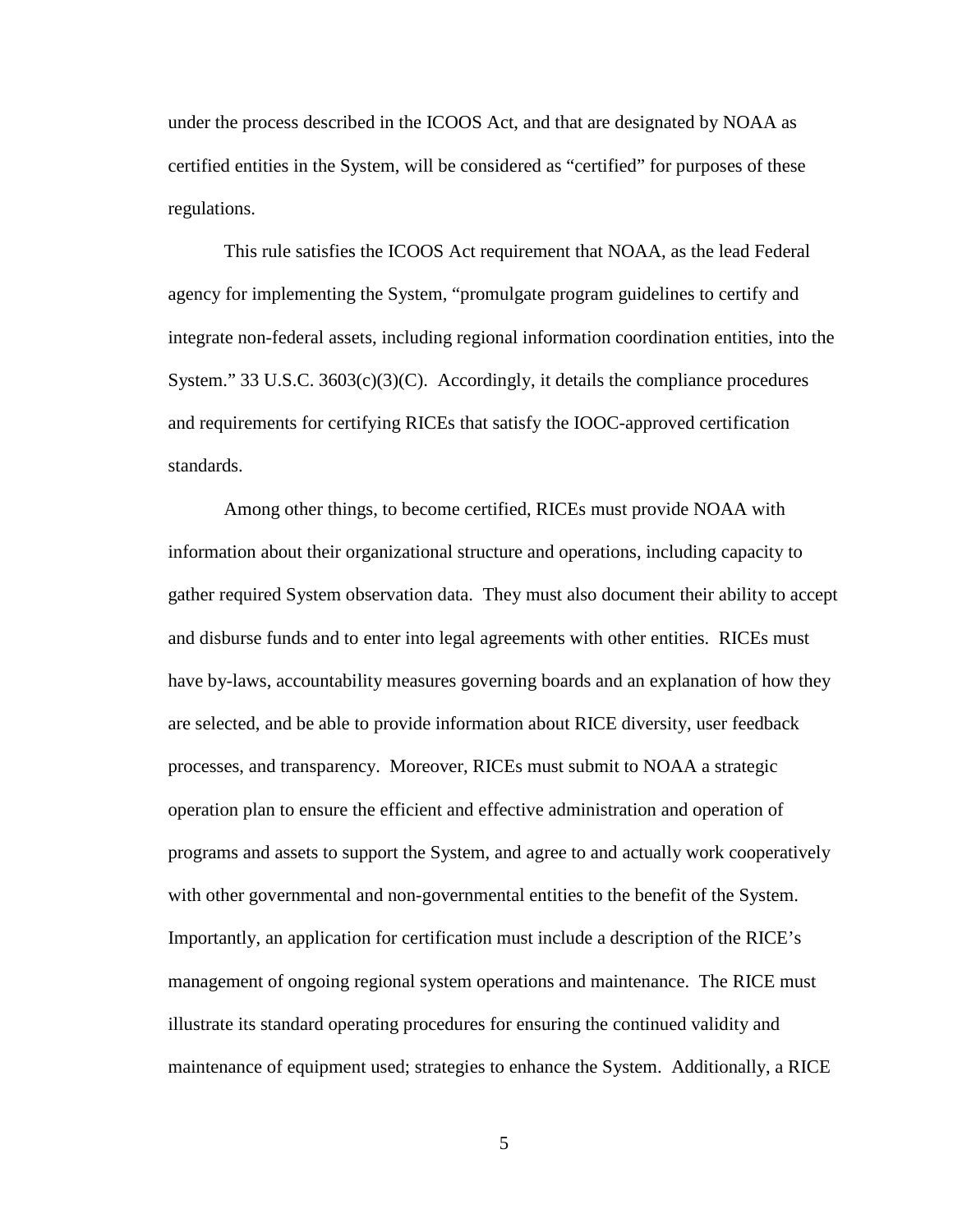under the process described in the ICOOS Act, and that are designated by NOAA as certified entities in the System, will be considered as "certified" for purposes of these regulations.

This rule satisfies the ICOOS Act requirement that NOAA, as the lead Federal agency for implementing the System, "promulgate program guidelines to certify and integrate non-federal assets, including regional information coordination entities, into the System." 33 U.S.C. 3603(c)(3)(C). Accordingly, it details the compliance procedures and requirements for certifying RICEs that satisfy the IOOC-approved certification standards.

Among other things, to become certified, RICEs must provide NOAA with information about their organizational structure and operations, including capacity to gather required System observation data. They must also document their ability to accept and disburse funds and to enter into legal agreements with other entities. RICEs must have by-laws, accountability measures governing boards and an explanation of how they are selected, and be able to provide information about RICE diversity, user feedback processes, and transparency. Moreover, RICEs must submit to NOAA a strategic operation plan to ensure the efficient and effective administration and operation of programs and assets to support the System, and agree to and actually work cooperatively with other governmental and non-governmental entities to the benefit of the System. Importantly, an application for certification must include a description of the RICE's management of ongoing regional system operations and maintenance. The RICE must illustrate its standard operating procedures for ensuring the continued validity and maintenance of equipment used; strategies to enhance the System. Additionally, a RICE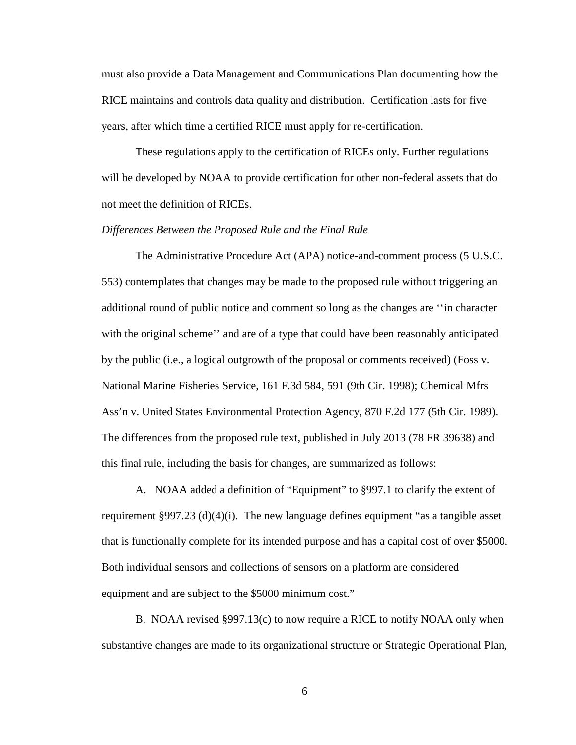must also provide a Data Management and Communications Plan documenting how the RICE maintains and controls data quality and distribution. Certification lasts for five years, after which time a certified RICE must apply for re-certification.

These regulations apply to the certification of RICEs only. Further regulations will be developed by NOAA to provide certification for other non-federal assets that do not meet the definition of RICEs.

*Differences Between the Proposed Rule and the Final Rule*

The Administrative Procedure Act (APA) notice-and-comment process (5 U.S.C. 553) contemplates that changes may be made to the proposed rule without triggering an additional round of public notice and comment so long as the changes are ''in character with the original scheme'' and are of a type that could have been reasonably anticipated by the public (i.e., a logical outgrowth of the proposal or comments received) (Foss v. National Marine Fisheries Service, 161 F.3d 584, 591 (9th Cir. 1998); Chemical Mfrs Ass'n v. United States Environmental Protection Agency, 870 F.2d 177 (5th Cir. 1989). The differences from the proposed rule text, published in July 2013 (78 FR 39638) and this final rule, including the basis for changes, are summarized as follows:

A. NOAA added a definition of "Equipment" to §997.1 to clarify the extent of requirement §997.23 (d)(4)(i). The new language defines equipment "as a tangible asset that is functionally complete for its intended purpose and has a capital cost of over $5000. Both individual sensors and collections of sensors on a platform are considered equipment and are subject to the $5000 minimum cost."

B. NOAA revised §997.13(c) to now require a RICE to notify NOAA only when substantive changes are made to its organizational structure or Strategic Operational Plan,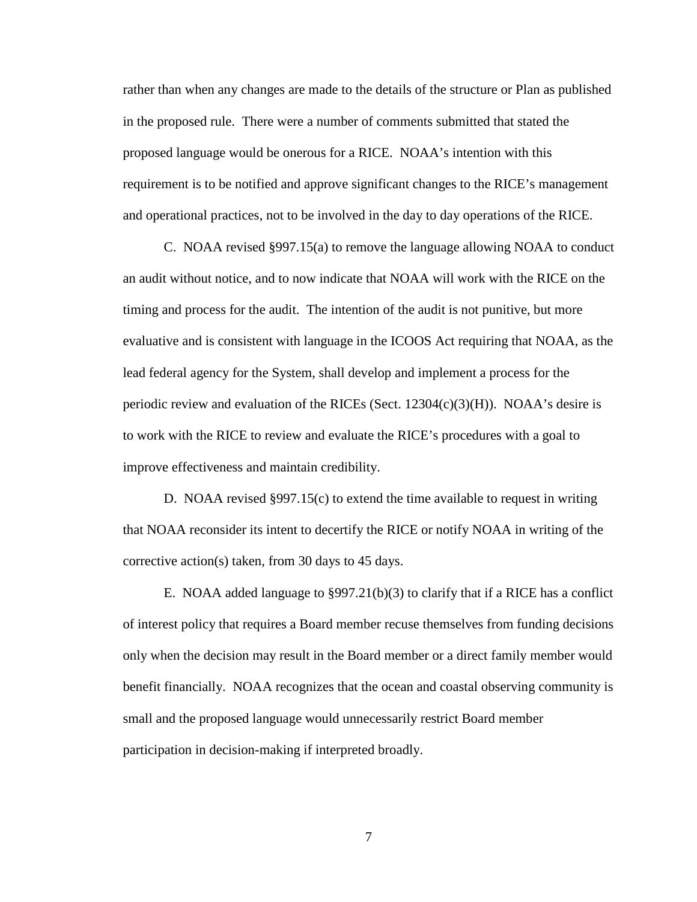rather than when any changes are made to the details of the structure or Plan as published in the proposed rule. There were a number of comments submitted that stated the proposed language would be onerous for a RICE. NOAA's intention with this requirement is to be notified and approve significant changes to the RICE's management and operational practices, not to be involved in the day to day operations of the RICE.

C. NOAA revised §997.15(a) to remove the language allowing NOAA to conduct an audit without notice, and to now indicate that NOAA will work with the RICE on the timing and process for the audit. The intention of the audit is not punitive, but more evaluative and is consistent with language in the ICOOS Act requiring that NOAA, as the lead federal agency for the System, shall develop and implement a process for the periodic review and evaluation of the RICEs (Sect. 12304(c)(3)(H)). NOAA's desire is to work with the RICE to review and evaluate the RICE's procedures with a goal to improve effectiveness and maintain credibility.

D. NOAA revised §997.15(c) to extend the time available to request in writing that NOAA reconsider its intent to decertify the RICE or notify NOAA in writing of the corrective action(s) taken, from 30 days to 45 days.

E. NOAA added language to §997.21(b)(3) to clarify that if a RICE has a conflict of interest policy that requires a Board member recuse themselves from funding decisions only when the decision may result in the Board member or a direct family member would benefit financially. NOAA recognizes that the ocean and coastal observing community is small and the proposed language would unnecessarily restrict Board member participation in decision-making if interpreted broadly.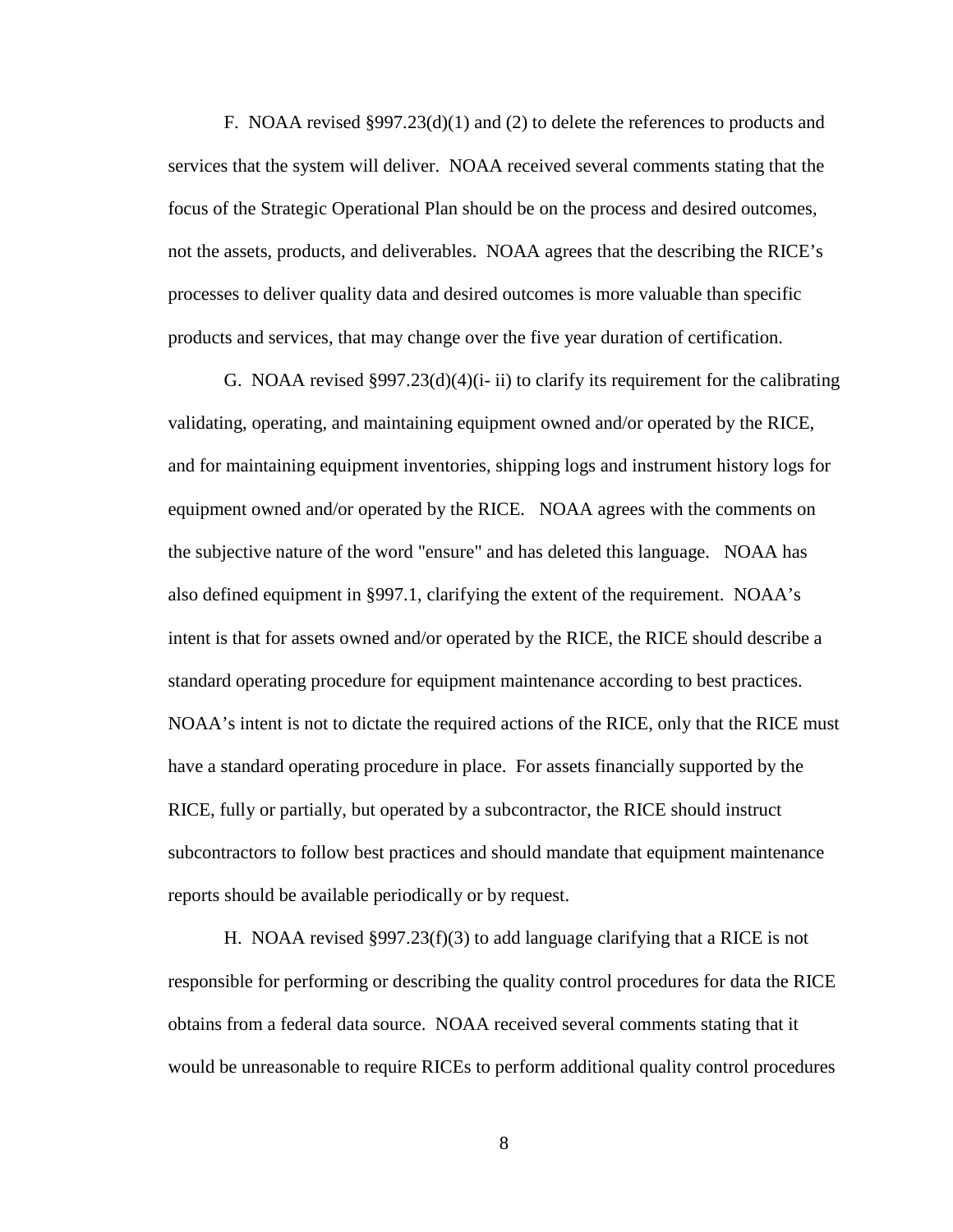F. NOAA revised §997.23(d)(1) and (2) to delete the references to products and services that the system will deliver. NOAA received several comments stating that the focus of the Strategic Operational Plan should be on the process and desired outcomes, not the assets, products, and deliverables. NOAA agrees that the describing the RICE's processes to deliver quality data and desired outcomes is more valuable than specific products and services, that may change over the five year duration of certification.

G. NOAA revised §997.23(d)(4)(i- ii) to clarify its requirement for the calibrating validating, operating, and maintaining equipment owned and/or operated by the RICE, and for maintaining equipment inventories, shipping logs and instrument history logs for equipment owned and/or operated by the RICE. NOAA agrees with the comments on the subjective nature of the word "ensure" and has deleted this language. NOAA has also defined equipment in §997.1, clarifying the extent of the requirement. NOAA's intent is that for assets owned and/or operated by the RICE, the RICE should describe a standard operating procedure for equipment maintenance according to best practices. NOAA's intent is not to dictate the required actions of the RICE, only that the RICE must have a standard operating procedure in place. For assets financially supported by the RICE, fully or partially, but operated by a subcontractor, the RICE should instruct subcontractors to follow best practices and should mandate that equipment maintenance reports should be available periodically or by request.

H. NOAA revised §997.23(f)(3) to add language clarifying that a RICE is not responsible for performing or describing the quality control procedures for data the RICE obtains from a federal data source. NOAA received several comments stating that it would be unreasonable to require RICEs to perform additional quality control procedures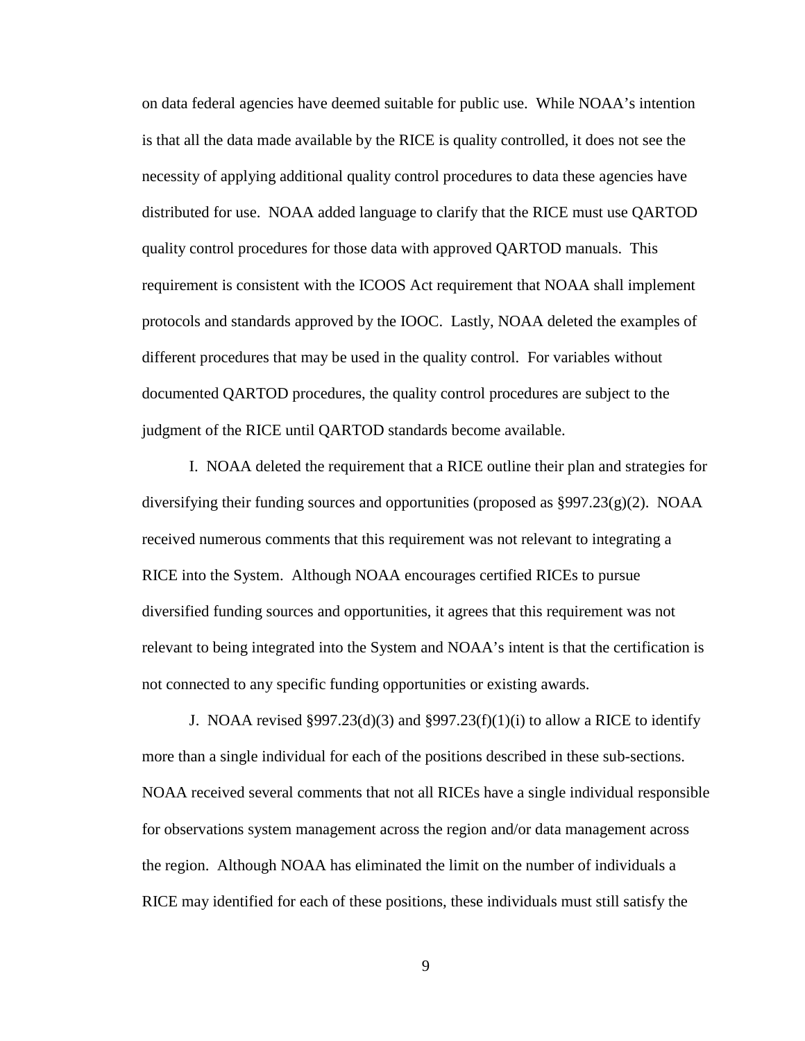on data federal agencies have deemed suitable for public use. While NOAA's intention is that all the data made available by the RICE is quality controlled, it does not see the necessity of applying additional quality control procedures to data these agencies have distributed for use. NOAA added language to clarify that the RICE must use QARTOD quality control procedures for those data with approved QARTOD manuals. This requirement is consistent with the ICOOS Act requirement that NOAA shall implement protocols and standards approved by the IOOC. Lastly, NOAA deleted the examples of different procedures that may be used in the quality control. For variables without documented QARTOD procedures, the quality control procedures are subject to the judgment of the RICE until QARTOD standards become available.

I. NOAA deleted the requirement that a RICE outline their plan and strategies for diversifying their funding sources and opportunities (proposed as §997.23(g)(2). NOAA received numerous comments that this requirement was not relevant to integrating a RICE into the System. Although NOAA encourages certified RICEs to pursue diversified funding sources and opportunities, it agrees that this requirement was not relevant to being integrated into the System and NOAA's intent is that the certification is not connected to any specific funding opportunities or existing awards.

J. NOAA revised §997.23(d)(3) and §997.23(f)(1)(i) to allow a RICE to identify more than a single individual for each of the positions described in these sub-sections. NOAA received several comments that not all RICEs have a single individual responsible for observations system management across the region and/or data management across the region. Although NOAA has eliminated the limit on the number of individuals a RICE may identified for each of these positions, these individuals must still satisfy the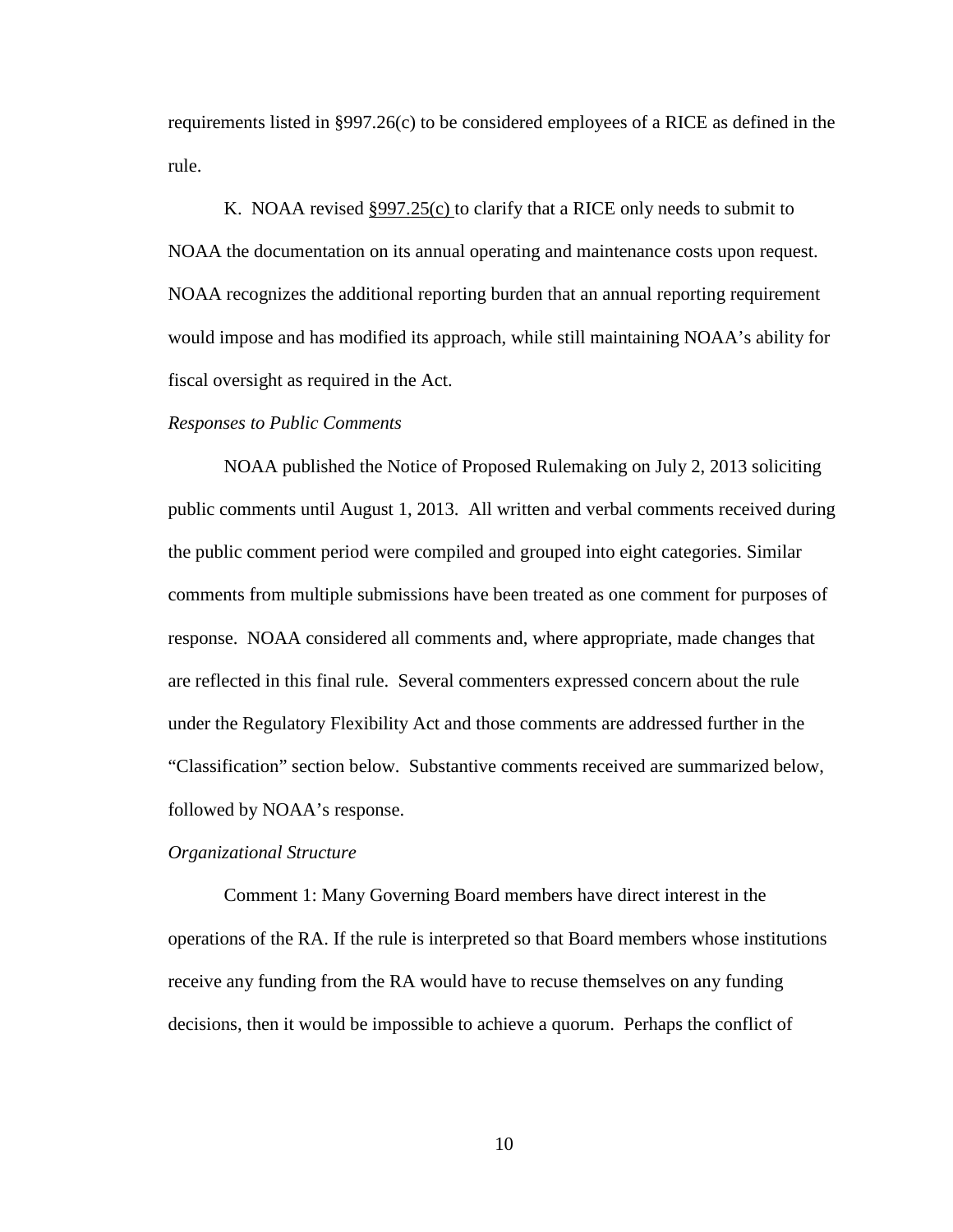requirements listed in §997.26(c) to be considered employees of a RICE as defined in the rule.

K. NOAA revised §997.25(c) to clarify that a RICE only needs to submit to NOAA the documentation on its annual operating and maintenance costs upon request. NOAA recognizes the additional reporting burden that an annual reporting requirement would impose and has modified its approach, while still maintaining NOAA's ability for fiscal oversight as required in the Act.

*Responses to Public Comments*

NOAA published the Notice of Proposed Rulemaking on July 2, 2013 soliciting public comments until August 1, 2013. All written and verbal comments received during the public comment period were compiled and grouped into eight categories. Similar comments from multiple submissions have been treated as one comment for purposes of response. NOAA considered all comments and, where appropriate, made changes that are reflected in this final rule. Several commenters expressed concern about the rule under the Regulatory Flexibility Act and those comments are addressed further in the "Classification" section below. Substantive comments received are summarized below, followed by NOAA's response.

*Organizational Structure*

Comment 1: Many Governing Board members have direct interest in the operations of the RA. If the rule is interpreted so that Board members whose institutions receive any funding from the RA would have to recuse themselves on any funding decisions, then it would be impossible to achieve a quorum. Perhaps the conflict of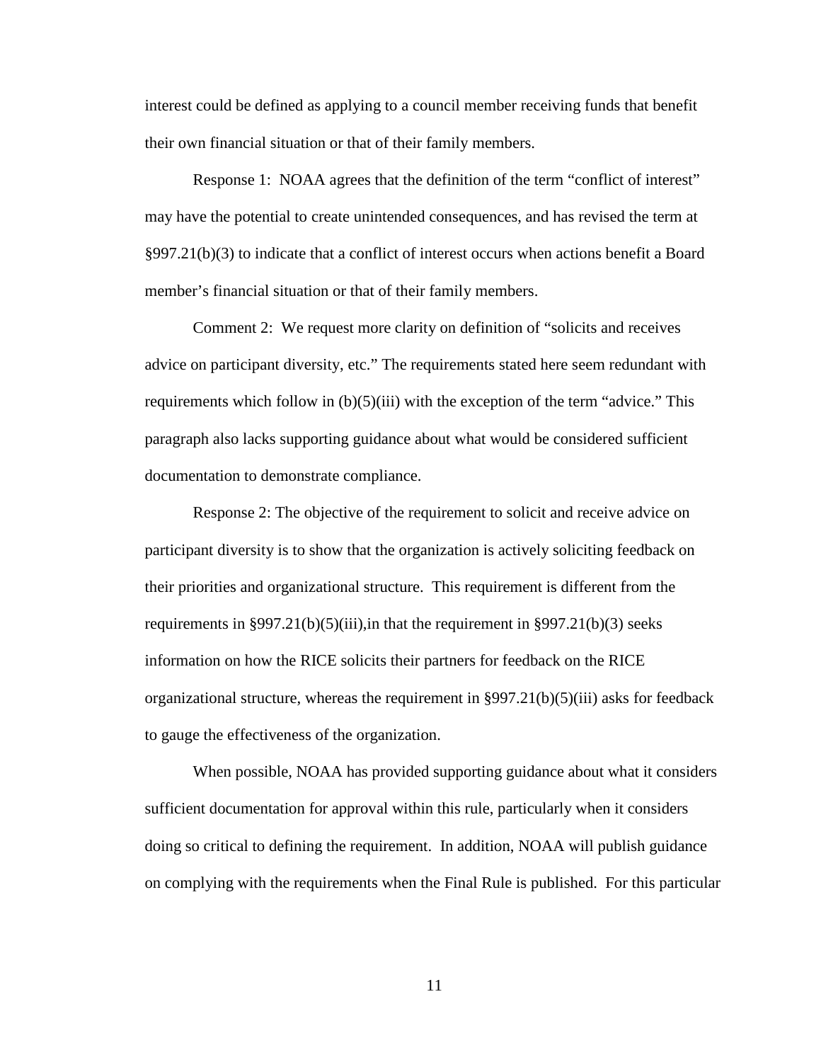interest could be defined as applying to a council member receiving funds that benefit their own financial situation or that of their family members.

Response 1: NOAA agrees that the definition of the term "conflict of interest" may have the potential to create unintended consequences, and has revised the term at §997.21(b)(3) to indicate that a conflict of interest occurs when actions benefit a Board member's financial situation or that of their family members.

Comment 2: We request more clarity on definition of "solicits and receives advice on participant diversity, etc." The requirements stated here seem redundant with requirements which follow in (b)(5)(iii) with the exception of the term "advice." This paragraph also lacks supporting guidance about what would be considered sufficient documentation to demonstrate compliance.

Response 2: The objective of the requirement to solicit and receive advice on participant diversity is to show that the organization is actively soliciting feedback on their priorities and organizational structure. This requirement is different from the requirements in §997.21(b)(5)(iii),in that the requirement in §997.21(b)(3) seeks information on how the RICE solicits their partners for feedback on the RICE organizational structure, whereas the requirement in §997.21(b)(5)(iii) asks for feedback to gauge the effectiveness of the organization.

When possible, NOAA has provided supporting guidance about what it considers sufficient documentation for approval within this rule, particularly when it considers doing so critical to defining the requirement. In addition, NOAA will publish guidance on complying with the requirements when the Final Rule is published. For this particular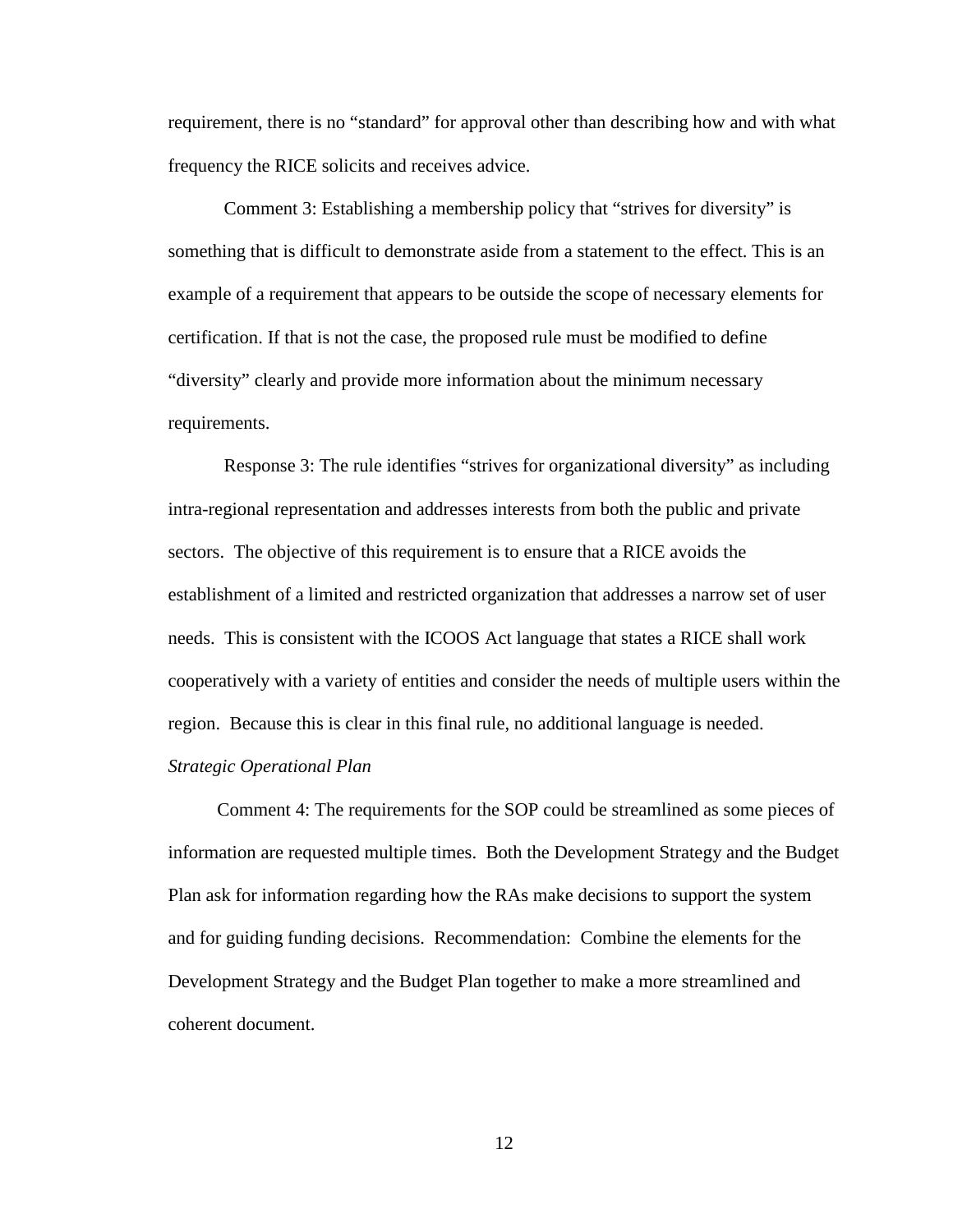requirement, there is no "standard" for approval other than describing how and with what frequency the RICE solicits and receives advice.

Comment 3: Establishing a membership policy that "strives for diversity" is something that is difficult to demonstrate aside from a statement to the effect. This is an example of a requirement that appears to be outside the scope of necessary elements for certification. If that is not the case, the proposed rule must be modified to define "diversity" clearly and provide more information about the minimum necessary requirements.

Response 3: The rule identifies "strives for organizational diversity" as including intra-regional representation and addresses interests from both the public and private sectors. The objective of this requirement is to ensure that a RICE avoids the establishment of a limited and restricted organization that addresses a narrow set of user needs. This is consistent with the ICOOS Act language that states a RICE shall work cooperatively with a variety of entities and consider the needs of multiple users within the region. Because this is clear in this final rule, no additional language is needed.

*Strategic Operational Plan*

Comment 4: The requirements for the SOP could be streamlined as some pieces of information are requested multiple times. Both the Development Strategy and the Budget Plan ask for information regarding how the RAs make decisions to support the system and for guiding funding decisions. Recommendation: Combine the elements for the Development Strategy and the Budget Plan together to make a more streamlined and coherent document.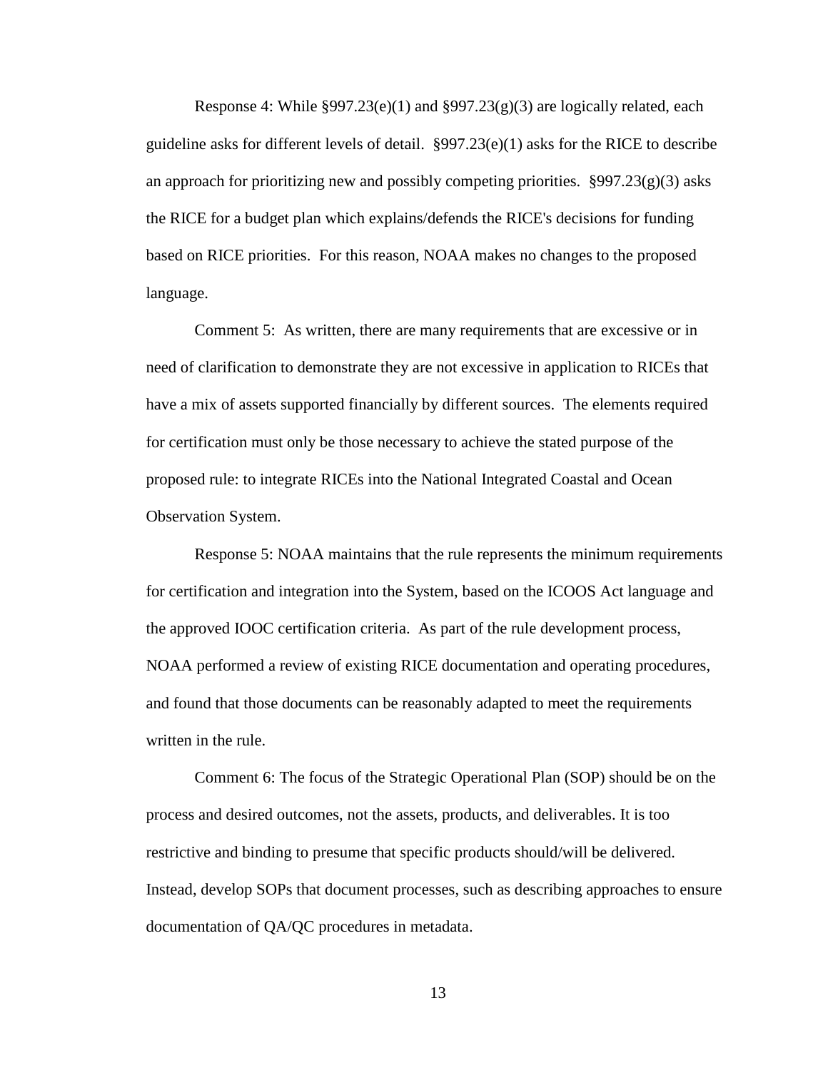Response 4: While §997.23(e)(1) and §997.23(g)(3) are logically related, each guideline asks for different levels of detail. §997.23(e)(1) asks for the RICE to describe an approach for prioritizing new and possibly competing priorities. §997.23(g)(3) asks the RICE for a budget plan which explains/defends the RICE's decisions for funding based on RICE priorities. For this reason, NOAA makes no changes to the proposed language.

Comment 5: As written, there are many requirements that are excessive or in need of clarification to demonstrate they are not excessive in application to RICEs that have a mix of assets supported financially by different sources. The elements required for certification must only be those necessary to achieve the stated purpose of the proposed rule: to integrate RICEs into the National Integrated Coastal and Ocean Observation System.

Response 5: NOAA maintains that the rule represents the minimum requirements for certification and integration into the System, based on the ICOOS Act language and the approved IOOC certification criteria. As part of the rule development process, NOAA performed a review of existing RICE documentation and operating procedures, and found that those documents can be reasonably adapted to meet the requirements written in the rule.

Comment 6: The focus of the Strategic Operational Plan (SOP) should be on the process and desired outcomes, not the assets, products, and deliverables. It is too restrictive and binding to presume that specific products should/will be delivered. Instead, develop SOPs that document processes, such as describing approaches to ensure documentation of QA/QC procedures in metadata.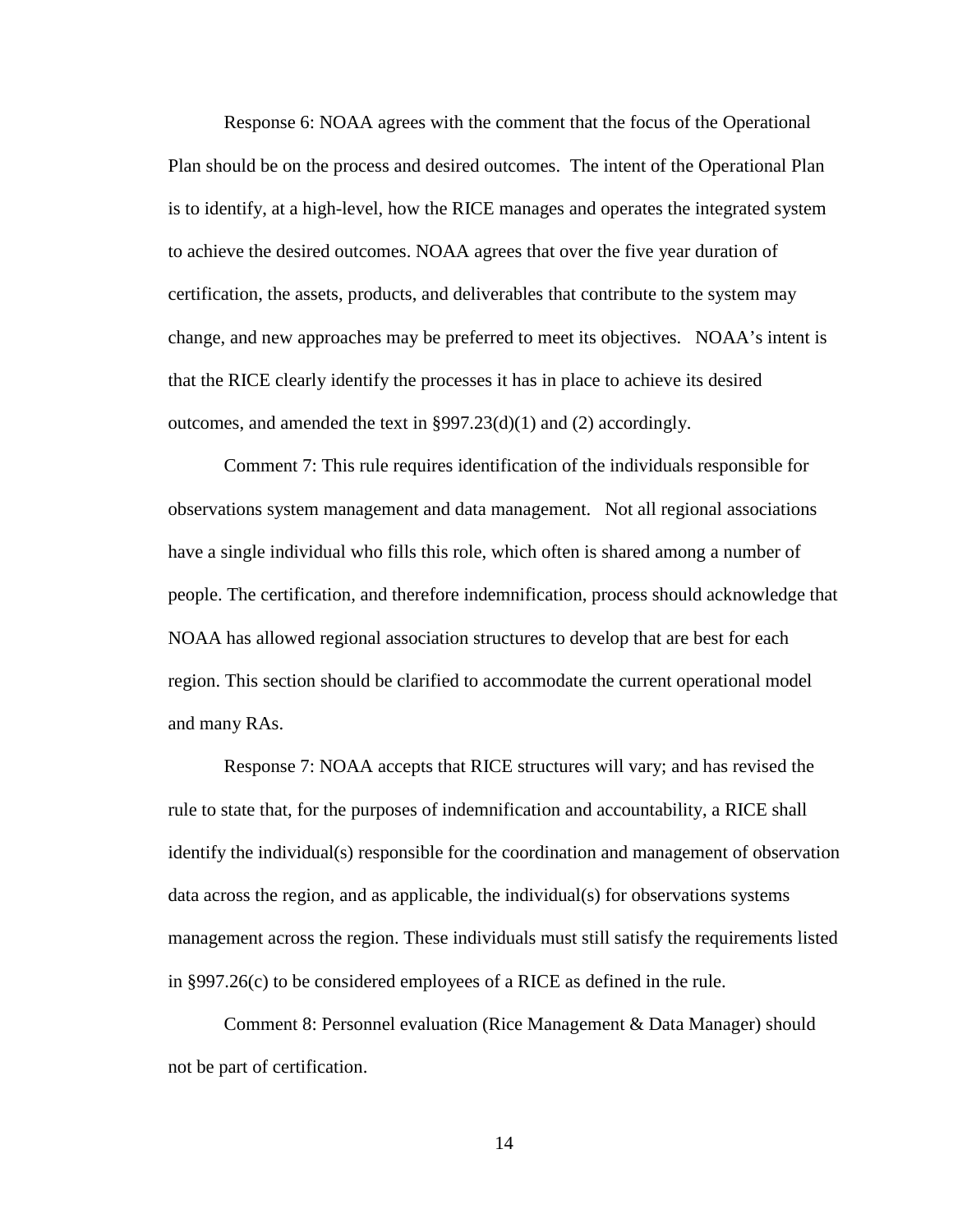Response 6: NOAA agrees with the comment that the focus of the Operational Plan should be on the process and desired outcomes. The intent of the Operational Plan is to identify, at a high-level, how the RICE manages and operates the integrated system to achieve the desired outcomes. NOAA agrees that over the five year duration of certification, the assets, products, and deliverables that contribute to the system may change, and new approaches may be preferred to meet its objectives. NOAA's intent is that the RICE clearly identify the processes it has in place to achieve its desired outcomes, and amended the text in §997.23(d)(1) and (2) accordingly.

Comment 7: This rule requires identification of the individuals responsible for observations system management and data management. Not all regional associations have a single individual who fills this role, which often is shared among a number of people. The certification, and therefore indemnification, process should acknowledge that NOAA has allowed regional association structures to develop that are best for each region. This section should be clarified to accommodate the current operational model and many RAs.

Response 7: NOAA accepts that RICE structures will vary; and has revised the rule to state that, for the purposes of indemnification and accountability, a RICE shall identify the individual(s) responsible for the coordination and management of observation data across the region, and as applicable, the individual(s) for observations systems management across the region. These individuals must still satisfy the requirements listed in §997.26(c) to be considered employees of a RICE as defined in the rule.

Comment 8: Personnel evaluation (Rice Management & Data Manager) should not be part of certification.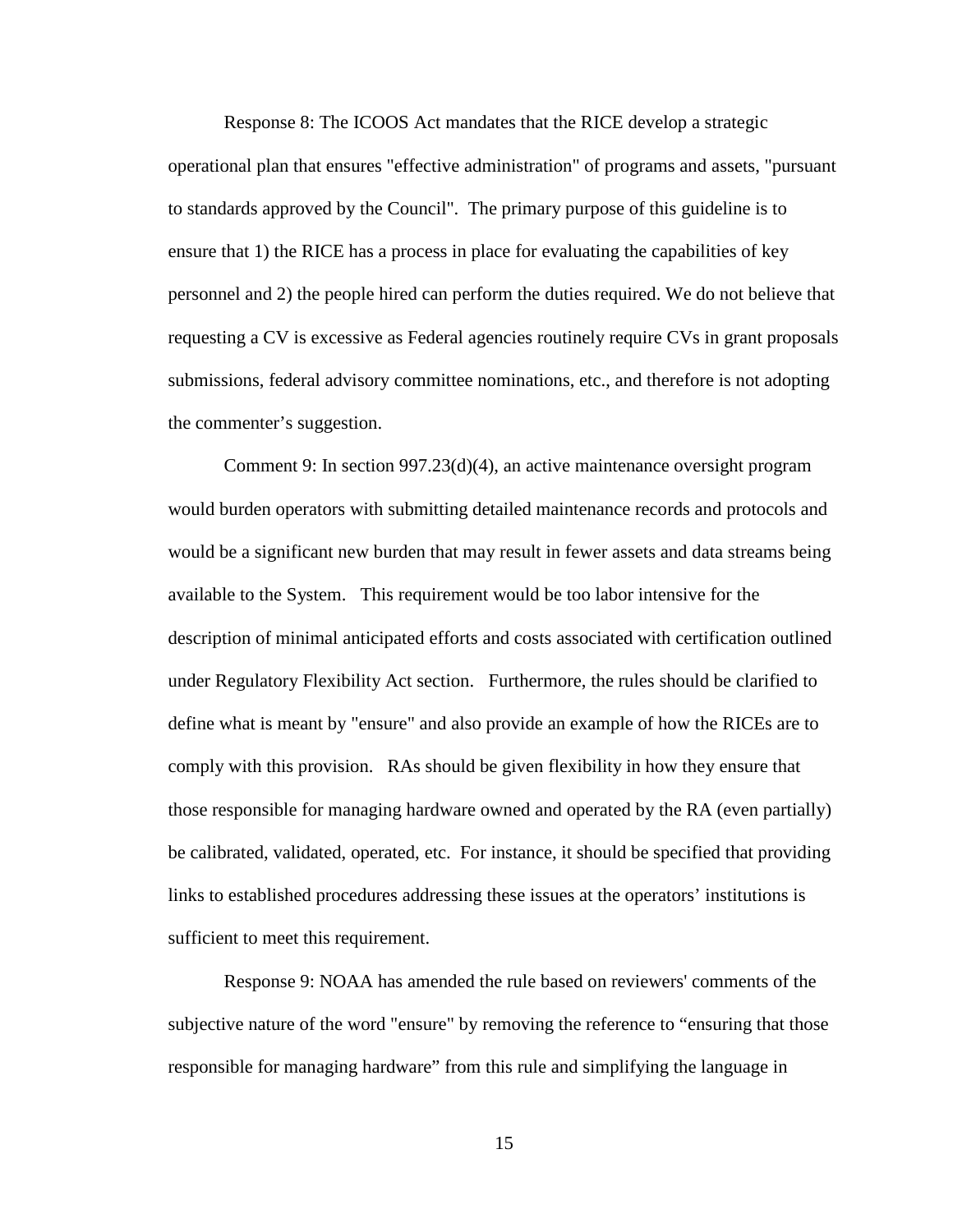Response 8: The ICOOS Act mandates that the RICE develop a strategic operational plan that ensures "effective administration" of programs and assets, "pursuant to standards approved by the Council". The primary purpose of this guideline is to ensure that 1) the RICE has a process in place for evaluating the capabilities of key personnel and 2) the people hired can perform the duties required. We do not believe that requesting a CV is excessive as Federal agencies routinely require CVs in grant proposals submissions, federal advisory committee nominations, etc., and therefore is not adopting the commenter's suggestion.

Comment 9: In section 997.23(d)(4), an active maintenance oversight program would burden operators with submitting detailed maintenance records and protocols and would be a significant new burden that may result in fewer assets and data streams being available to the System. This requirement would be too labor intensive for the description of minimal anticipated efforts and costs associated with certification outlined under Regulatory Flexibility Act section. Furthermore, the rules should be clarified to define what is meant by "ensure" and also provide an example of how the RICEs are to comply with this provision. RAs should be given flexibility in how they ensure that those responsible for managing hardware owned and operated by the RA (even partially) be calibrated, validated, operated, etc. For instance, it should be specified that providing links to established procedures addressing these issues at the operators' institutions is sufficient to meet this requirement.

Response 9: NOAA has amended the rule based on reviewers' comments of the subjective nature of the word "ensure" by removing the reference to "ensuring that those responsible for managing hardware" from this rule and simplifying the language in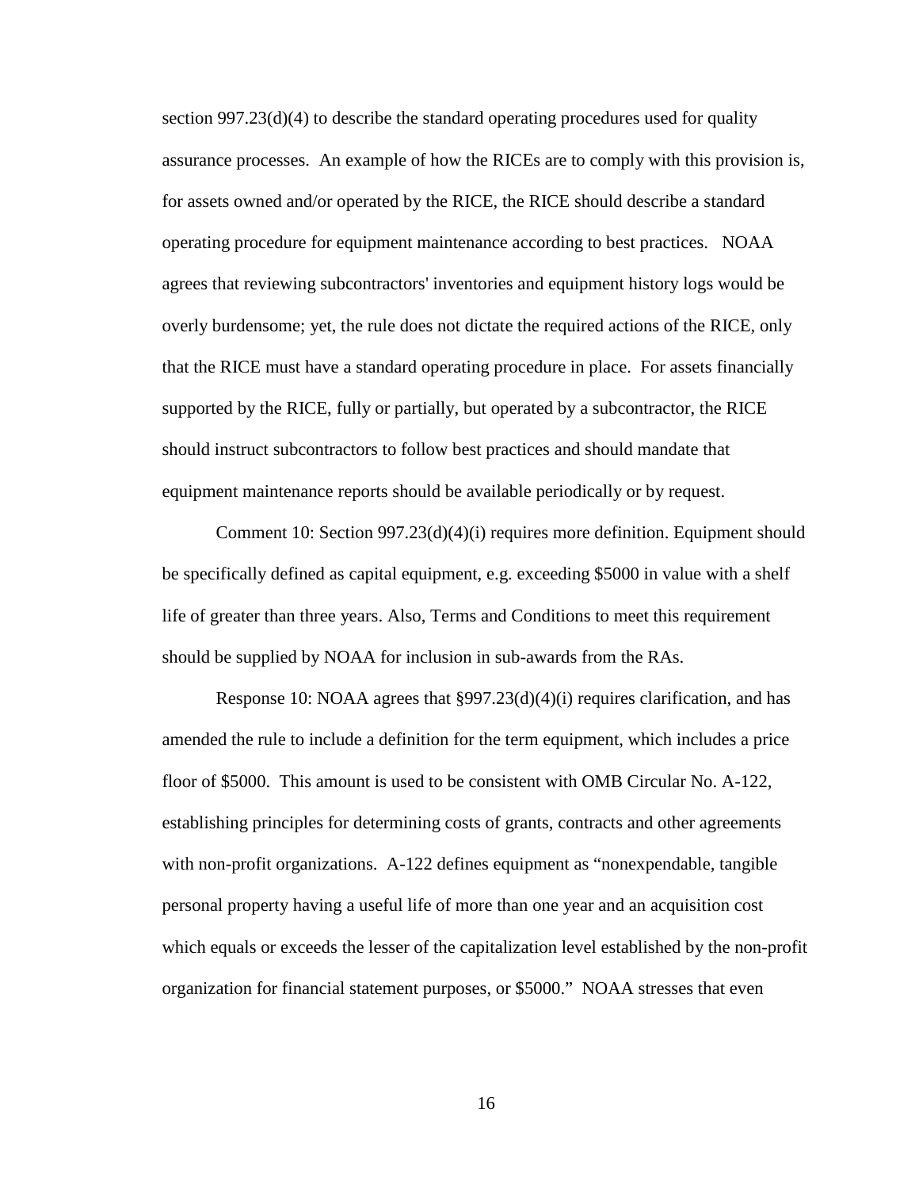section 997.23(d)(4) to describe the standard operating procedures used for quality assurance processes. An example of how the RICEs are to comply with this provision is, for assets owned and/or operated by the RICE, the RICE should describe a standard operating procedure for equipment maintenance according to best practices. NOAA agrees that reviewing subcontractors' inventories and equipment history logs would be overly burdensome; yet, the rule does not dictate the required actions of the RICE, only that the RICE must have a standard operating procedure in place. For assets financially supported by the RICE, fully or partially, but operated by a subcontractor, the RICE should instruct subcontractors to follow best practices and should mandate that equipment maintenance reports should be available periodically or by request.

Comment 10: Section 997.23(d)(4)(i) requires more definition. Equipment should be specifically defined as capital equipment, e.g. exceeding $5000 in value with a shelf life of greater than three years. Also, Terms and Conditions to meet this requirement should be supplied by NOAA for inclusion in sub-awards from the RAs.

Response 10: NOAA agrees that §997.23(d)(4)(i) requires clarification, and has amended the rule to include a definition for the term equipment, which includes a price floor of $5000. This amount is used to be consistent with OMB Circular No. A-122, establishing principles for determining costs of grants, contracts and other agreements with non-profit organizations. A-122 defines equipment as "nonexpendable, tangible personal property having a useful life of more than one year and an acquisition cost which equals or exceeds the lesser of the capitalization level established by the non-profit organization for financial statement purposes, or $5000." NOAA stresses that even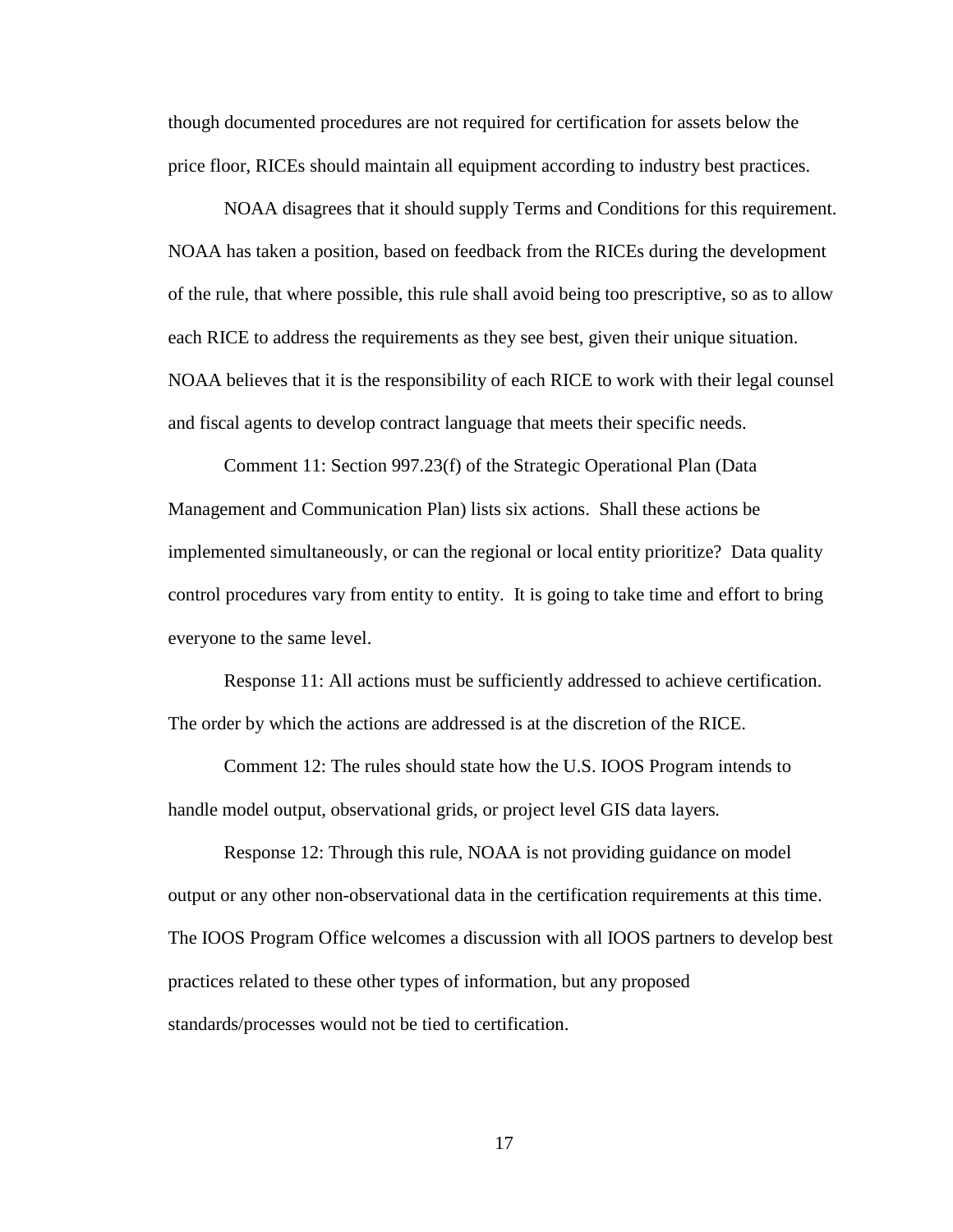though documented procedures are not required for certification for assets below the price floor, RICEs should maintain all equipment according to industry best practices.

NOAA disagrees that it should supply Terms and Conditions for this requirement. NOAA has taken a position, based on feedback from the RICEs during the development of the rule, that where possible, this rule shall avoid being too prescriptive, so as to allow each RICE to address the requirements as they see best, given their unique situation. NOAA believes that it is the responsibility of each RICE to work with their legal counsel and fiscal agents to develop contract language that meets their specific needs.

Comment 11: Section 997.23(f) of the Strategic Operational Plan (Data Management and Communication Plan) lists six actions. Shall these actions be implemented simultaneously, or can the regional or local entity prioritize? Data quality control procedures vary from entity to entity. It is going to take time and effort to bring everyone to the same level.

Response 11: All actions must be sufficiently addressed to achieve certification. The order by which the actions are addressed is at the discretion of the RICE.

Comment 12: The rules should state how the U.S. IOOS Program intends to handle model output, observational grids, or project level GIS data layers.

Response 12: Through this rule, NOAA is not providing guidance on model output or any other non-observational data in the certification requirements at this time. The IOOS Program Office welcomes a discussion with all IOOS partners to develop best practices related to these other types of information, but any proposed standards/processes would not be tied to certification.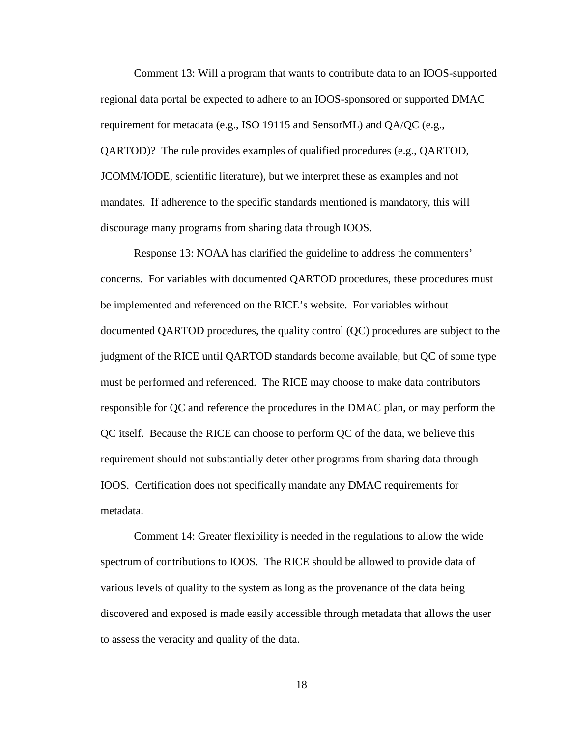Comment 13: Will a program that wants to contribute data to an IOOS-supported regional data portal be expected to adhere to an IOOS-sponsored or supported DMAC requirement for metadata (e.g., ISO 19115 and SensorML) and QA/QC (e.g., QARTOD)? The rule provides examples of qualified procedures (e.g., QARTOD, JCOMM/IODE, scientific literature), but we interpret these as examples and not mandates. If adherence to the specific standards mentioned is mandatory, this will discourage many programs from sharing data through IOOS.

Response 13: NOAA has clarified the guideline to address the commenters' concerns. For variables with documented QARTOD procedures, these procedures must be implemented and referenced on the RICE's website. For variables without documented QARTOD procedures, the quality control (QC) procedures are subject to the judgment of the RICE until QARTOD standards become available, but QC of some type must be performed and referenced. The RICE may choose to make data contributors responsible for QC and reference the procedures in the DMAC plan, or may perform the QC itself. Because the RICE can choose to perform QC of the data, we believe this requirement should not substantially deter other programs from sharing data through IOOS. Certification does not specifically mandate any DMAC requirements for metadata.

Comment 14: Greater flexibility is needed in the regulations to allow the wide spectrum of contributions to IOOS. The RICE should be allowed to provide data of various levels of quality to the system as long as the provenance of the data being discovered and exposed is made easily accessible through metadata that allows the user to assess the veracity and quality of the data.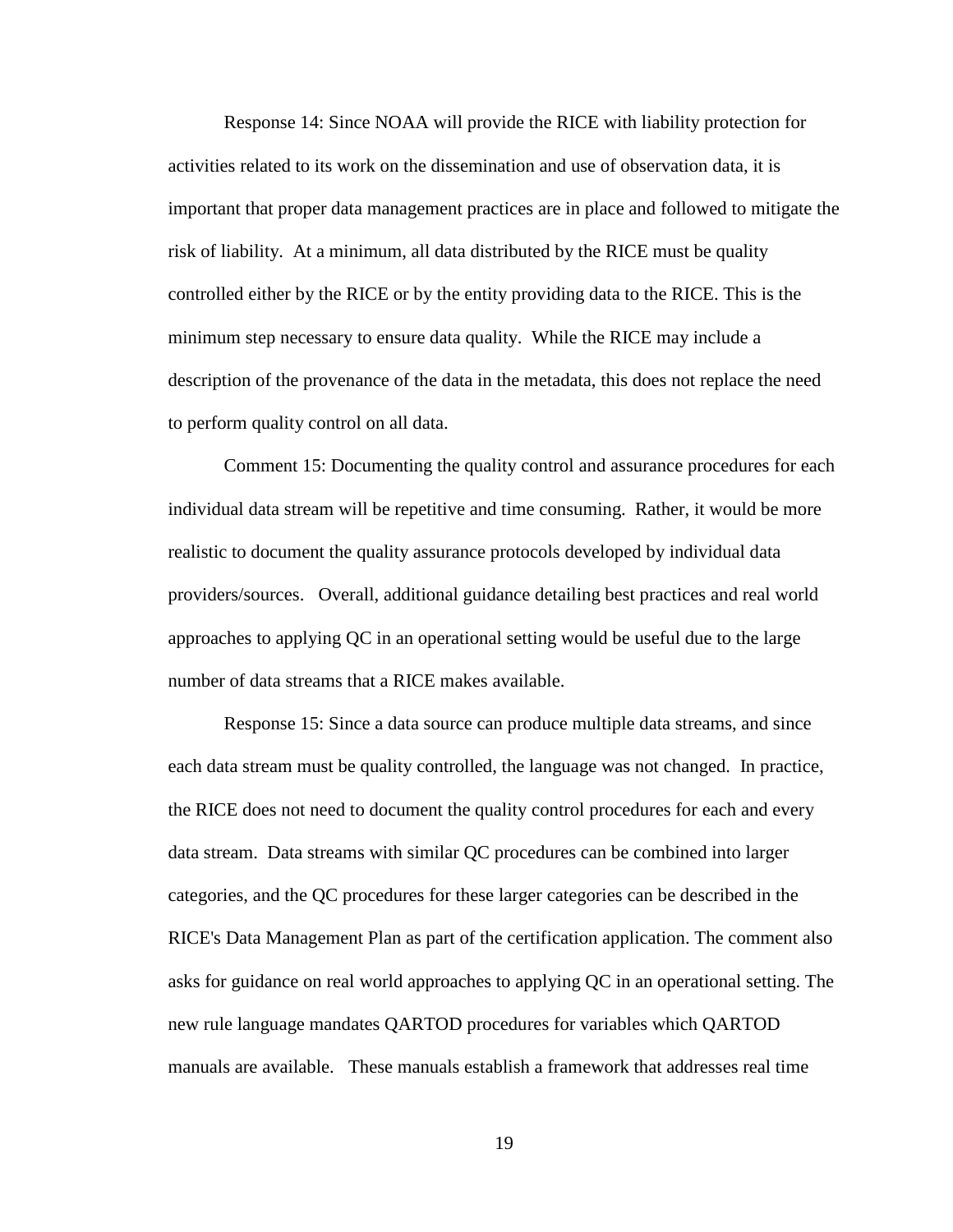Response 14: Since NOAA will provide the RICE with liability protection for activities related to its work on the dissemination and use of observation data, it is important that proper data management practices are in place and followed to mitigate the risk of liability. At a minimum, all data distributed by the RICE must be quality controlled either by the RICE or by the entity providing data to the RICE. This is the minimum step necessary to ensure data quality. While the RICE may include a description of the provenance of the data in the metadata, this does not replace the need to perform quality control on all data.

Comment 15: Documenting the quality control and assurance procedures for each individual data stream will be repetitive and time consuming. Rather, it would be more realistic to document the quality assurance protocols developed by individual data providers/sources. Overall, additional guidance detailing best practices and real world approaches to applying QC in an operational setting would be useful due to the large number of data streams that a RICE makes available.

Response 15: Since a data source can produce multiple data streams, and since each data stream must be quality controlled, the language was not changed. In practice, the RICE does not need to document the quality control procedures for each and every data stream. Data streams with similar QC procedures can be combined into larger categories, and the QC procedures for these larger categories can be described in the RICE's Data Management Plan as part of the certification application. The comment also asks for guidance on real world approaches to applying QC in an operational setting. The new rule language mandates QARTOD procedures for variables which QARTOD manuals are available. These manuals establish a framework that addresses real time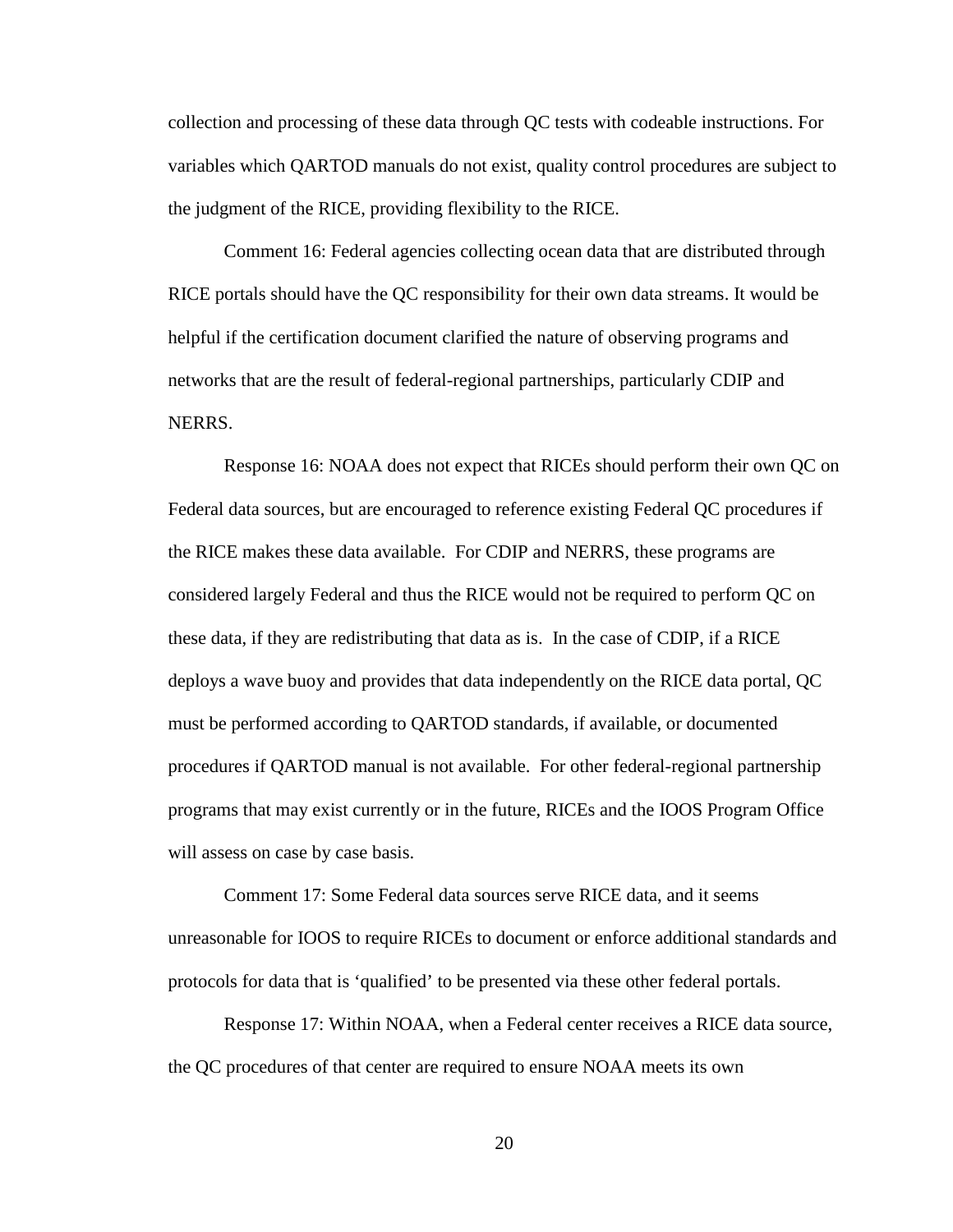collection and processing of these data through QC tests with codeable instructions. For variables which QARTOD manuals do not exist, quality control procedures are subject to the judgment of the RICE, providing flexibility to the RICE.

Comment 16: Federal agencies collecting ocean data that are distributed through RICE portals should have the QC responsibility for their own data streams. It would be helpful if the certification document clarified the nature of observing programs and networks that are the result of federal-regional partnerships, particularly CDIP and NERRS.

Response 16: NOAA does not expect that RICEs should perform their own QC on Federal data sources, but are encouraged to reference existing Federal QC procedures if the RICE makes these data available. For CDIP and NERRS, these programs are considered largely Federal and thus the RICE would not be required to perform QC on these data, if they are redistributing that data as is. In the case of CDIP, if a RICE deploys a wave buoy and provides that data independently on the RICE data portal, QC must be performed according to QARTOD standards, if available, or documented procedures if QARTOD manual is not available. For other federal-regional partnership programs that may exist currently or in the future, RICEs and the IOOS Program Office will assess on case by case basis.

Comment 17: Some Federal data sources serve RICE data, and it seems unreasonable for IOOS to require RICEs to document or enforce additional standards and protocols for data that is 'qualified' to be presented via these other federal portals.

Response 17: Within NOAA, when a Federal center receives a RICE data source, the QC procedures of that center are required to ensure NOAA meets its own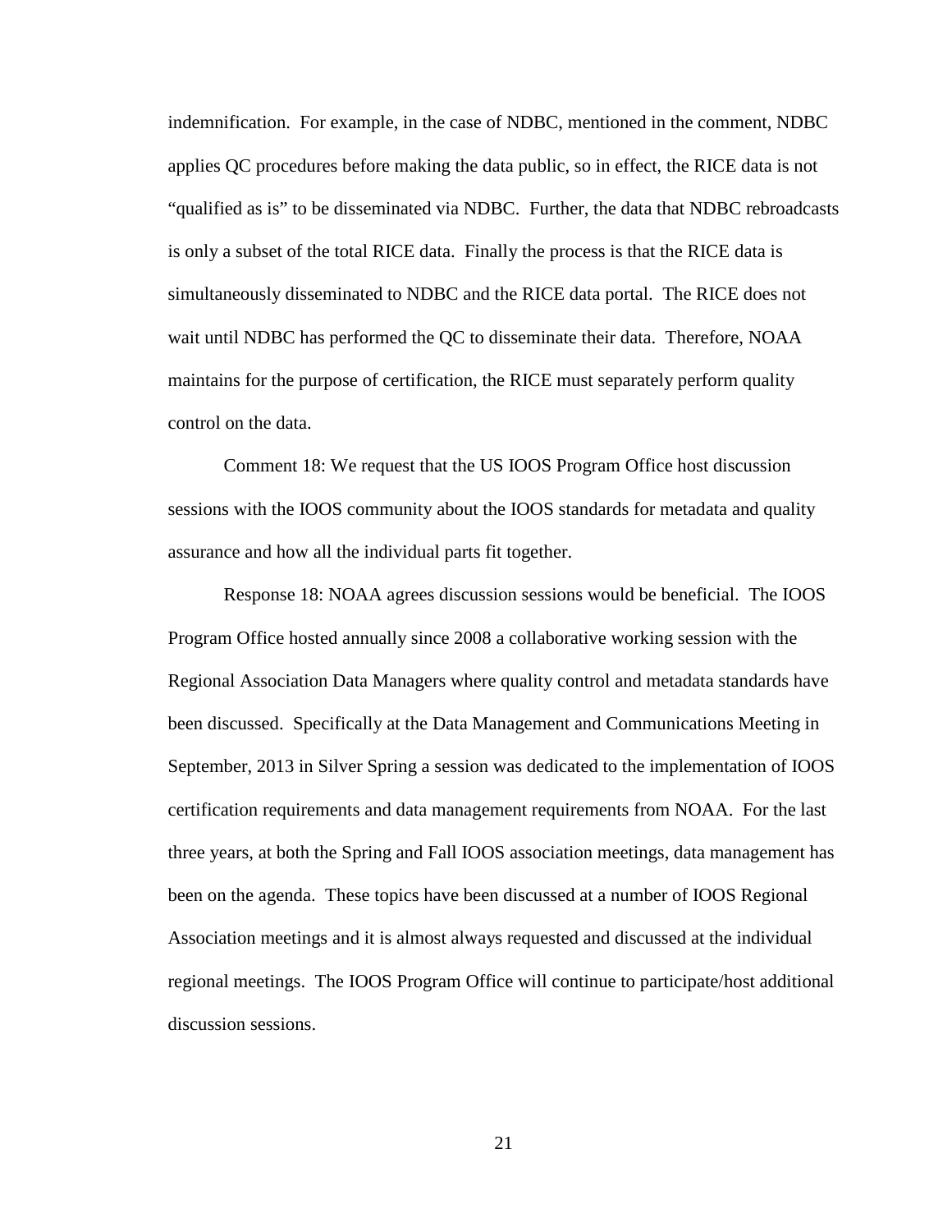indemnification. For example, in the case of NDBC, mentioned in the comment, NDBC applies QC procedures before making the data public, so in effect, the RICE data is not "qualified as is" to be disseminated via NDBC. Further, the data that NDBC rebroadcasts is only a subset of the total RICE data. Finally the process is that the RICE data is simultaneously disseminated to NDBC and the RICE data portal. The RICE does not wait until NDBC has performed the QC to disseminate their data. Therefore, NOAA maintains for the purpose of certification, the RICE must separately perform quality control on the data.

Comment 18: We request that the US IOOS Program Office host discussion sessions with the IOOS community about the IOOS standards for metadata and quality assurance and how all the individual parts fit together.

Response 18: NOAA agrees discussion sessions would be beneficial. The IOOS Program Office hosted annually since 2008 a collaborative working session with the Regional Association Data Managers where quality control and metadata standards have been discussed. Specifically at the Data Management and Communications Meeting in September, 2013 in Silver Spring a session was dedicated to the implementation of IOOS certification requirements and data management requirements from NOAA. For the last three years, at both the Spring and Fall IOOS association meetings, data management has been on the agenda. These topics have been discussed at a number of IOOS Regional Association meetings and it is almost always requested and discussed at the individual regional meetings. The IOOS Program Office will continue to participate/host additional discussion sessions.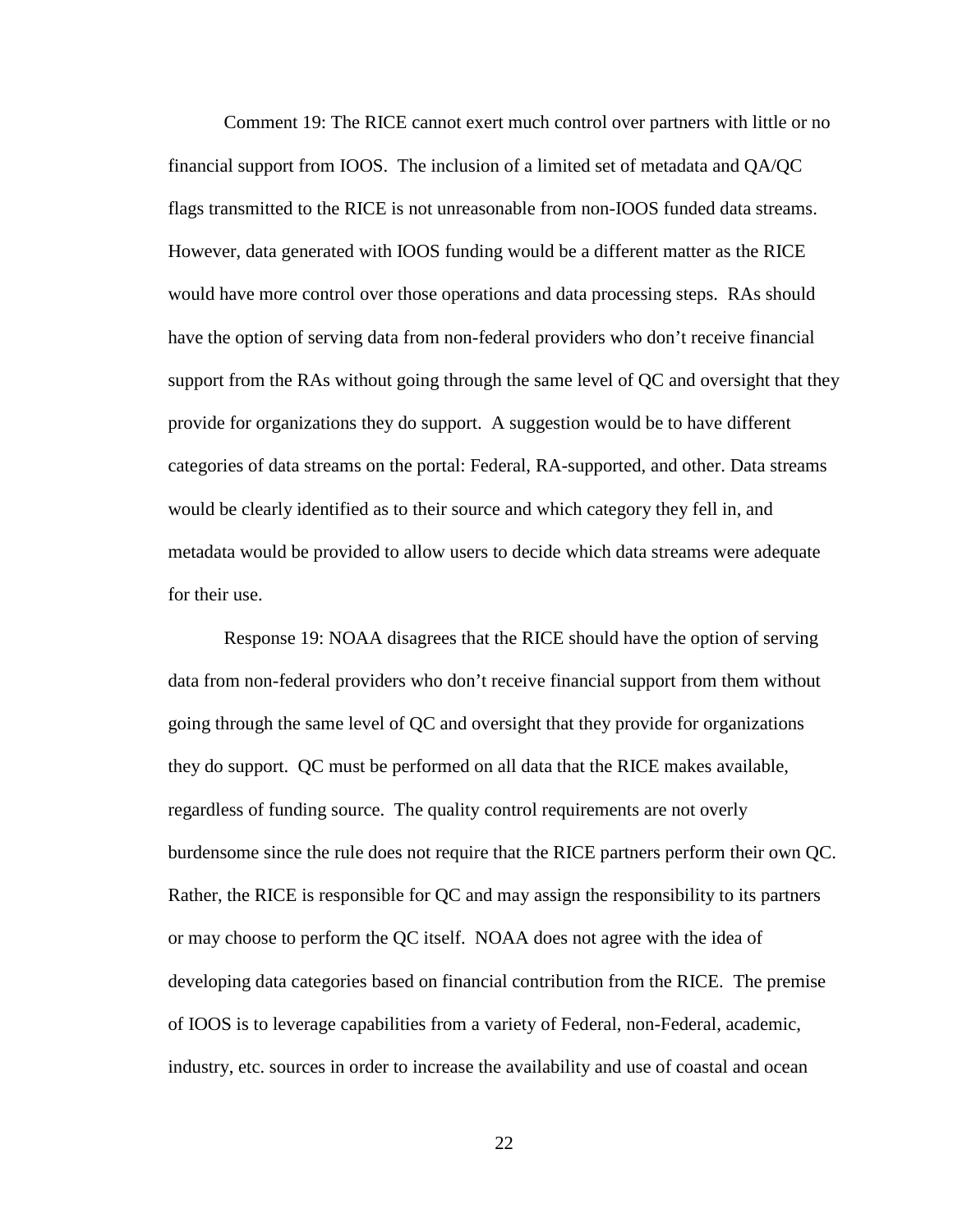Comment 19: The RICE cannot exert much control over partners with little or no financial support from IOOS. The inclusion of a limited set of metadata and QA/QC flags transmitted to the RICE is not unreasonable from non-IOOS funded data streams. However, data generated with IOOS funding would be a different matter as the RICE would have more control over those operations and data processing steps. RAs should have the option of serving data from non-federal providers who don't receive financial support from the RAs without going through the same level of QC and oversight that they provide for organizations they do support. A suggestion would be to have different categories of data streams on the portal: Federal, RA-supported, and other. Data streams would be clearly identified as to their source and which category they fell in, and metadata would be provided to allow users to decide which data streams were adequate for their use.

Response 19: NOAA disagrees that the RICE should have the option of serving data from non-federal providers who don't receive financial support from them without going through the same level of QC and oversight that they provide for organizations they do support. QC must be performed on all data that the RICE makes available, regardless of funding source. The quality control requirements are not overly burdensome since the rule does not require that the RICE partners perform their own QC. Rather, the RICE is responsible for QC and may assign the responsibility to its partners or may choose to perform the QC itself. NOAA does not agree with the idea of developing data categories based on financial contribution from the RICE. The premise of IOOS is to leverage capabilities from a variety of Federal, non-Federal, academic, industry, etc. sources in order to increase the availability and use of coastal and ocean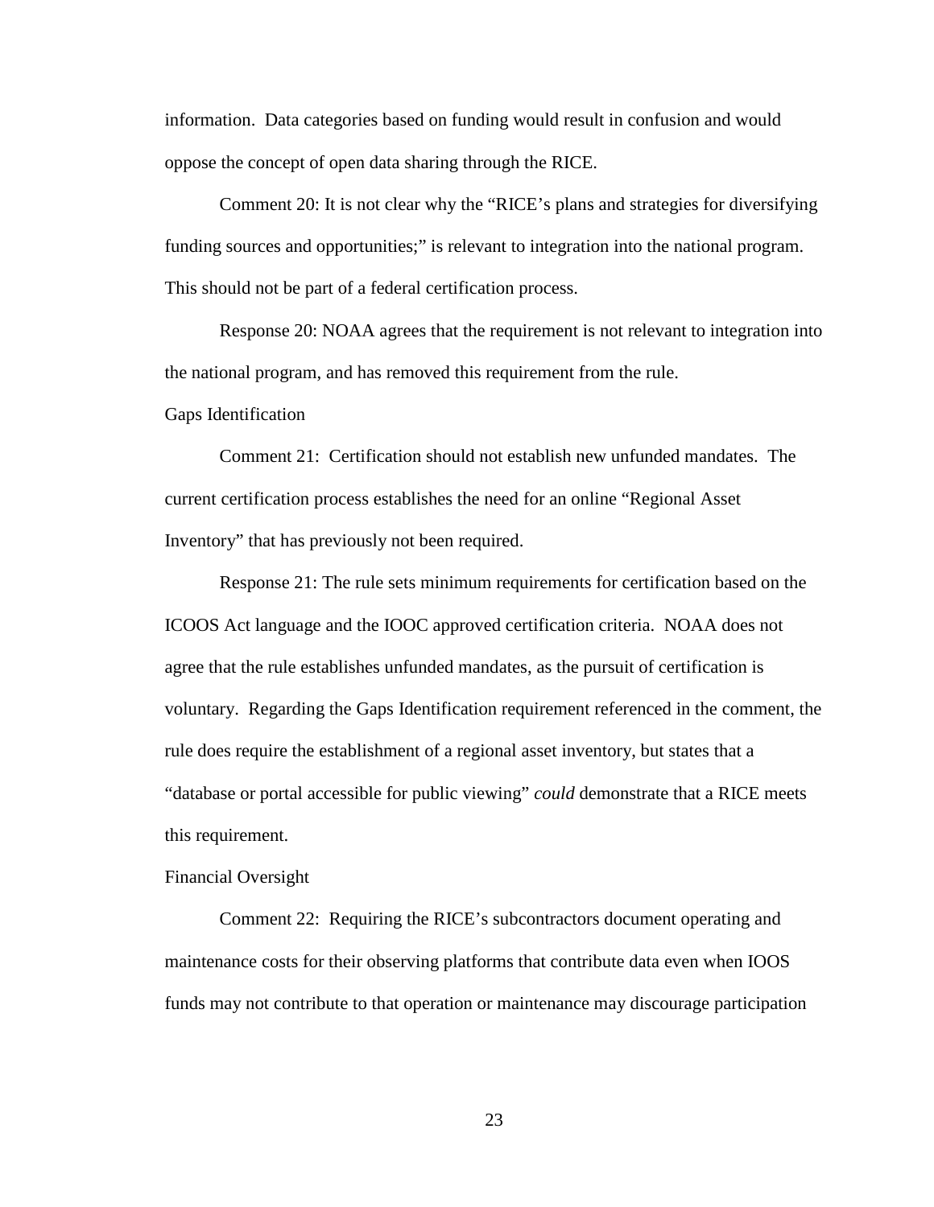information. Data categories based on funding would result in confusion and would oppose the concept of open data sharing through the RICE.

Comment 20: It is not clear why the "RICE's plans and strategies for diversifying funding sources and opportunities;" is relevant to integration into the national program. This should not be part of a federal certification process.

Response 20: NOAA agrees that the requirement is not relevant to integration into the national program, and has removed this requirement from the rule.

Gaps Identification

Comment 21: Certification should not establish new unfunded mandates. The current certification process establishes the need for an online "Regional Asset Inventory" that has previously not been required.

Response 21: The rule sets minimum requirements for certification based on the ICOOS Act language and the IOOC approved certification criteria. NOAA does not agree that the rule establishes unfunded mandates, as the pursuit of certification is voluntary. Regarding the Gaps Identification requirement referenced in the comment, the rule does require the establishment of a regional asset inventory, but states that a "database or portal accessible for public viewing" *could* demonstrate that a RICE meets this requirement.

Financial Oversight

Comment 22: Requiring the RICE's subcontractors document operating and maintenance costs for their observing platforms that contribute data even when IOOS funds may not contribute to that operation or maintenance may discourage participation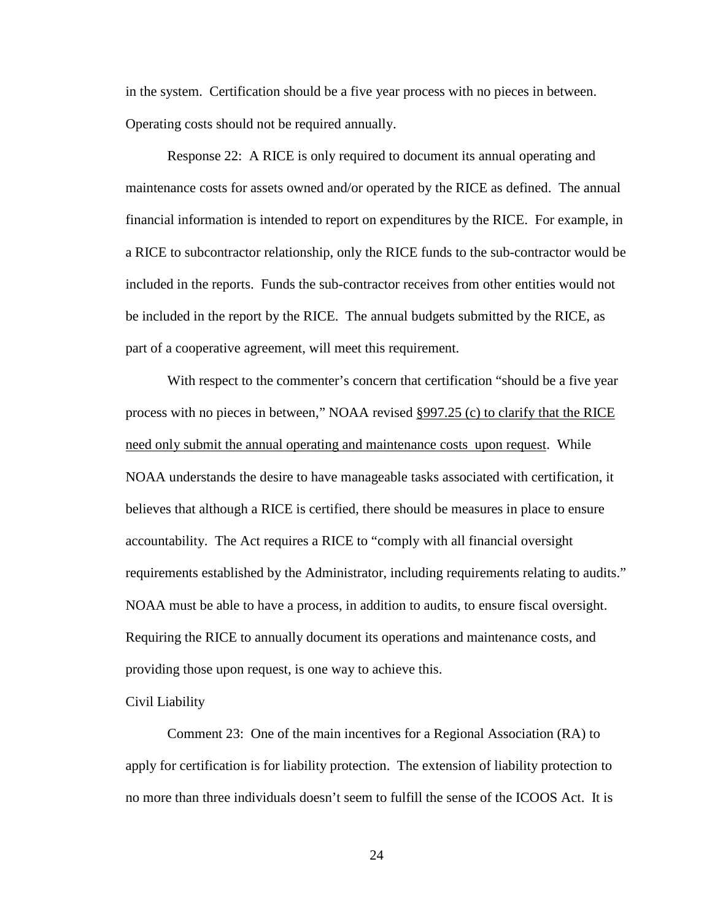in the system. Certification should be a five year process with no pieces in between. Operating costs should not be required annually.

Response 22: A RICE is only required to document its annual operating and maintenance costs for assets owned and/or operated by the RICE as defined. The annual financial information is intended to report on expenditures by the RICE. For example, in a RICE to subcontractor relationship, only the RICE funds to the sub-contractor would be included in the reports. Funds the sub-contractor receives from other entities would not be included in the report by the RICE. The annual budgets submitted by the RICE, as part of a cooperative agreement, will meet this requirement.

With respect to the commenter's concern that certification "should be a five year process with no pieces in between," NOAA revised <u>§997.25 (c) to clarify that the RICE need only submit the annual operating and maintenance costs upon request</u>. While NOAA understands the desire to have manageable tasks associated with certification, it believes that although a RICE is certified, there should be measures in place to ensure accountability. The Act requires a RICE to "comply with all financial oversight requirements established by the Administrator, including requirements relating to audits." NOAA must be able to have a process, in addition to audits, to ensure fiscal oversight. Requiring the RICE to annually document its operations and maintenance costs, and providing those upon request, is one way to achieve this.

Civil Liability

Comment 23: One of the main incentives for a Regional Association (RA) to apply for certification is for liability protection. The extension of liability protection to no more than three individuals doesn't seem to fulfill the sense of the ICOOS Act. It is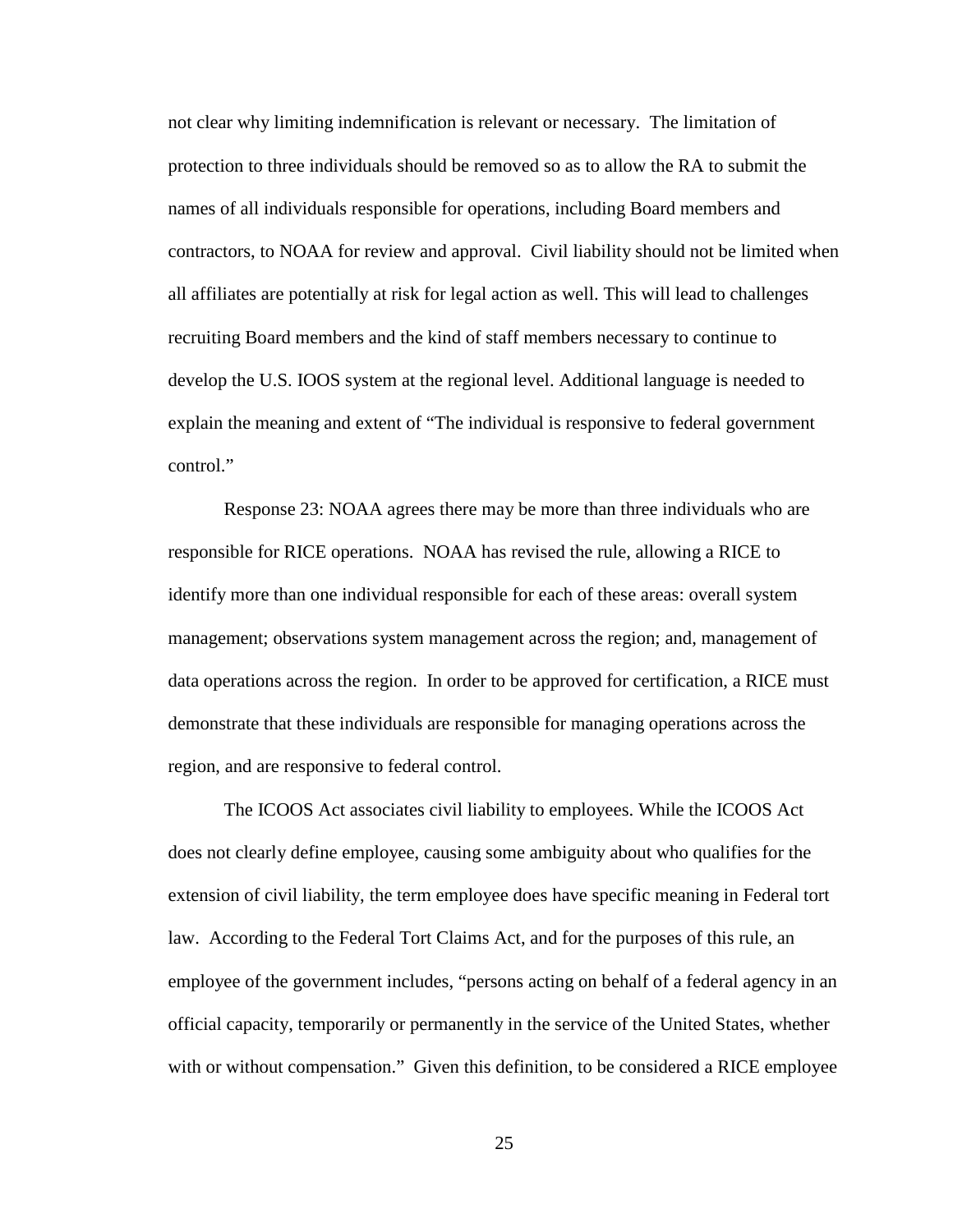not clear why limiting indemnification is relevant or necessary. The limitation of protection to three individuals should be removed so as to allow the RA to submit the names of all individuals responsible for operations, including Board members and contractors, to NOAA for review and approval. Civil liability should not be limited when all affiliates are potentially at risk for legal action as well. This will lead to challenges recruiting Board members and the kind of staff members necessary to continue to develop the U.S. IOOS system at the regional level. Additional language is needed to explain the meaning and extent of "The individual is responsive to federal government control."

Response 23: NOAA agrees there may be more than three individuals who are responsible for RICE operations. NOAA has revised the rule, allowing a RICE to identify more than one individual responsible for each of these areas: overall system management; observations system management across the region; and, management of data operations across the region. In order to be approved for certification, a RICE must demonstrate that these individuals are responsible for managing operations across the region, and are responsive to federal control.

The ICOOS Act associates civil liability to employees. While the ICOOS Act does not clearly define employee, causing some ambiguity about who qualifies for the extension of civil liability, the term employee does have specific meaning in Federal tort law. According to the Federal Tort Claims Act, and for the purposes of this rule, an employee of the government includes, "persons acting on behalf of a federal agency in an official capacity, temporarily or permanently in the service of the United States, whether with or without compensation." Given this definition, to be considered a RICE employee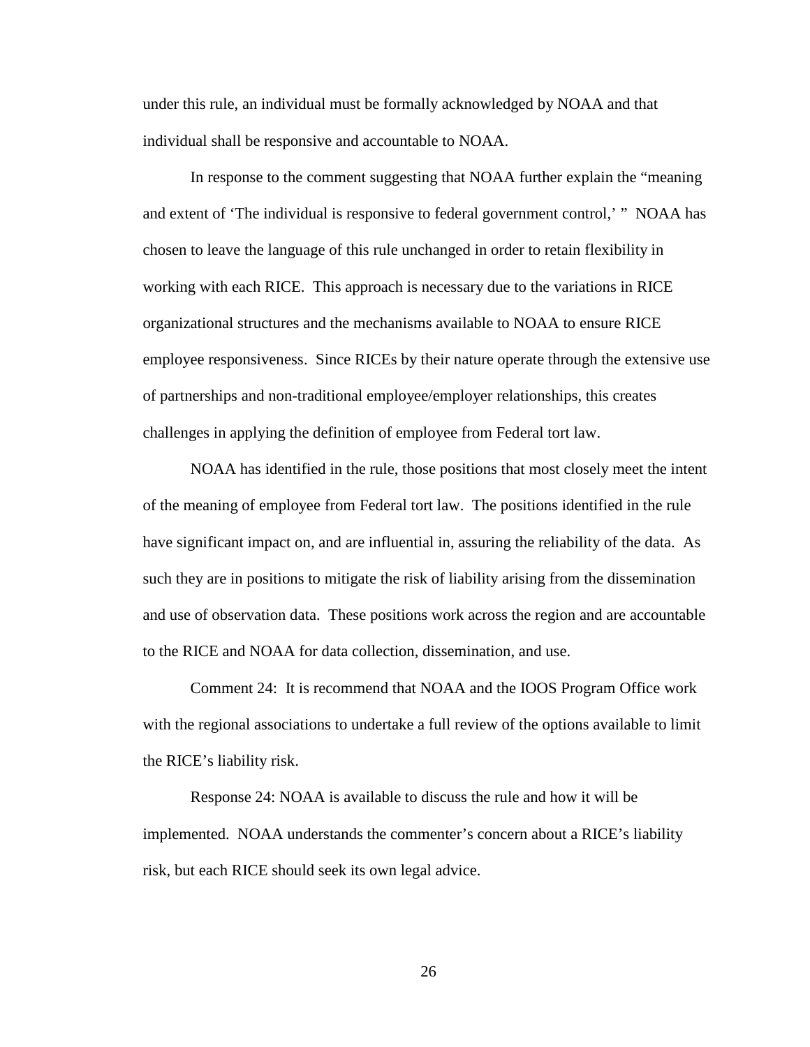under this rule, an individual must be formally acknowledged by NOAA and that individual shall be responsive and accountable to NOAA.

In response to the comment suggesting that NOAA further explain the "meaning and extent of 'The individual is responsive to federal government control,' " NOAA has chosen to leave the language of this rule unchanged in order to retain flexibility in working with each RICE. This approach is necessary due to the variations in RICE organizational structures and the mechanisms available to NOAA to ensure RICE employee responsiveness. Since RICEs by their nature operate through the extensive use of partnerships and non-traditional employee/employer relationships, this creates challenges in applying the definition of employee from Federal tort law.

NOAA has identified in the rule, those positions that most closely meet the intent of the meaning of employee from Federal tort law. The positions identified in the rule have significant impact on, and are influential in, assuring the reliability of the data. As such they are in positions to mitigate the risk of liability arising from the dissemination and use of observation data. These positions work across the region and are accountable to the RICE and NOAA for data collection, dissemination, and use.

Comment 24: It is recommend that NOAA and the IOOS Program Office work with the regional associations to undertake a full review of the options available to limit the RICE's liability risk.

Response 24: NOAA is available to discuss the rule and how it will be implemented. NOAA understands the commenter's concern about a RICE's liability risk, but each RICE should seek its own legal advice.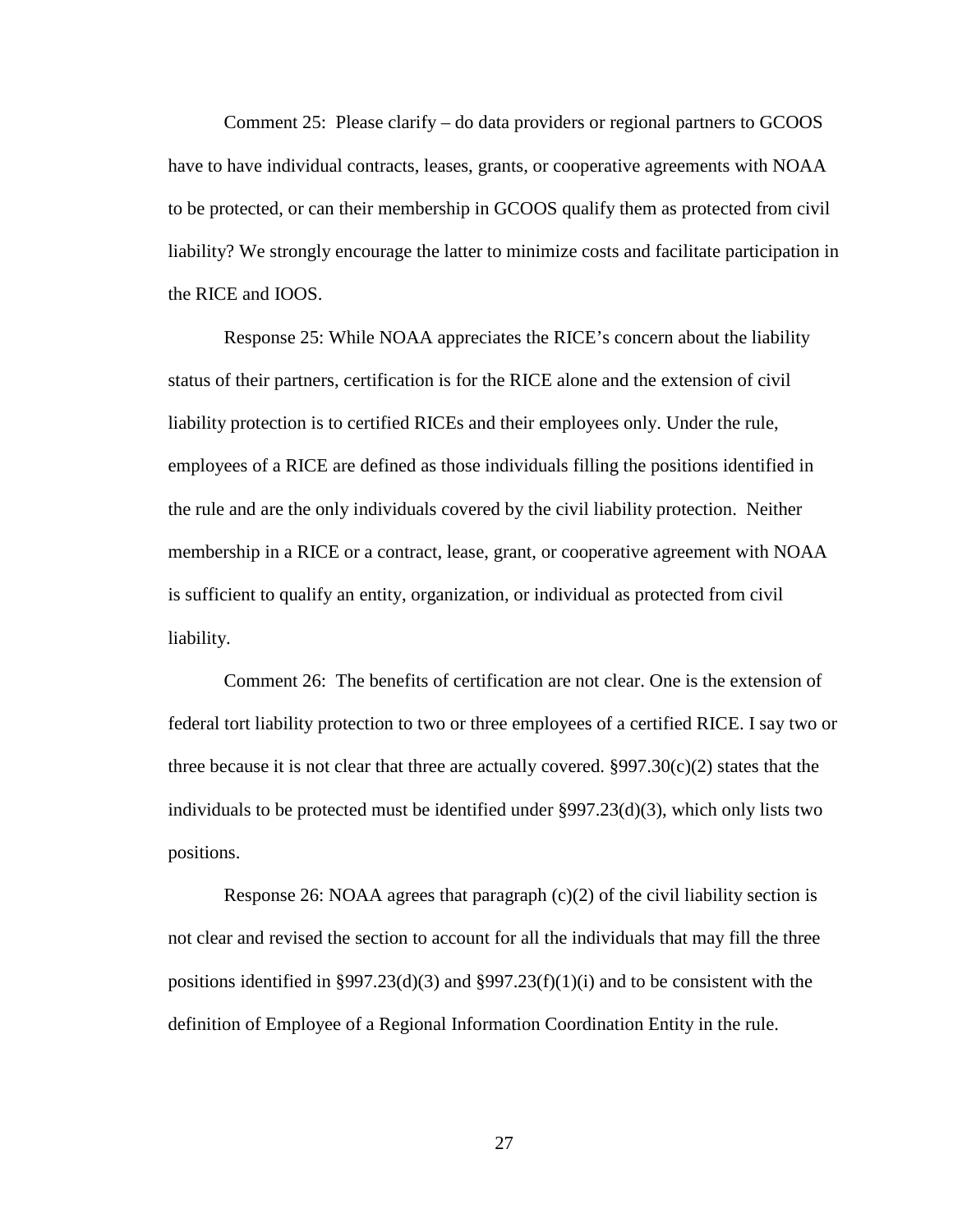Comment 25: Please clarify – do data providers or regional partners to GCOOS have to have individual contracts, leases, grants, or cooperative agreements with NOAA to be protected, or can their membership in GCOOS qualify them as protected from civil liability? We strongly encourage the latter to minimize costs and facilitate participation in the RICE and IOOS.

Response 25: While NOAA appreciates the RICE's concern about the liability status of their partners, certification is for the RICE alone and the extension of civil liability protection is to certified RICEs and their employees only. Under the rule, employees of a RICE are defined as those individuals filling the positions identified in the rule and are the only individuals covered by the civil liability protection. Neither membership in a RICE or a contract, lease, grant, or cooperative agreement with NOAA is sufficient to qualify an entity, organization, or individual as protected from civil liability.

Comment 26: The benefits of certification are not clear. One is the extension of federal tort liability protection to two or three employees of a certified RICE. I say two or three because it is not clear that three are actually covered. §997.30(c)(2) states that the individuals to be protected must be identified under §997.23(d)(3), which only lists two positions.

Response 26: NOAA agrees that paragraph (c)(2) of the civil liability section is not clear and revised the section to account for all the individuals that may fill the three positions identified in §997.23(d)(3) and §997.23(f)(1)(i) and to be consistent with the definition of Employee of a Regional Information Coordination Entity in the rule.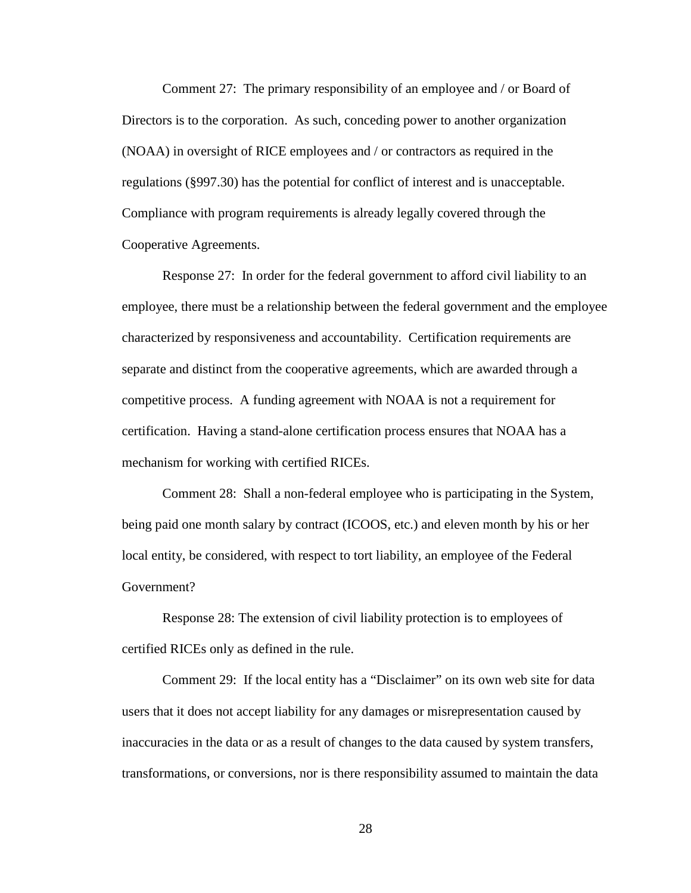Comment 27: The primary responsibility of an employee and / or Board of Directors is to the corporation. As such, conceding power to another organization (NOAA) in oversight of RICE employees and / or contractors as required in the regulations (§997.30) has the potential for conflict of interest and is unacceptable. Compliance with program requirements is already legally covered through the Cooperative Agreements.

Response 27: In order for the federal government to afford civil liability to an employee, there must be a relationship between the federal government and the employee characterized by responsiveness and accountability. Certification requirements are separate and distinct from the cooperative agreements, which are awarded through a competitive process. A funding agreement with NOAA is not a requirement for certification. Having a stand-alone certification process ensures that NOAA has a mechanism for working with certified RICEs.

Comment 28: Shall a non-federal employee who is participating in the System, being paid one month salary by contract (ICOOS, etc.) and eleven month by his or her local entity, be considered, with respect to tort liability, an employee of the Federal Government?

Response 28: The extension of civil liability protection is to employees of certified RICEs only as defined in the rule.

Comment 29: If the local entity has a "Disclaimer" on its own web site for data users that it does not accept liability for any damages or misrepresentation caused by inaccuracies in the data or as a result of changes to the data caused by system transfers, transformations, or conversions, nor is there responsibility assumed to maintain the data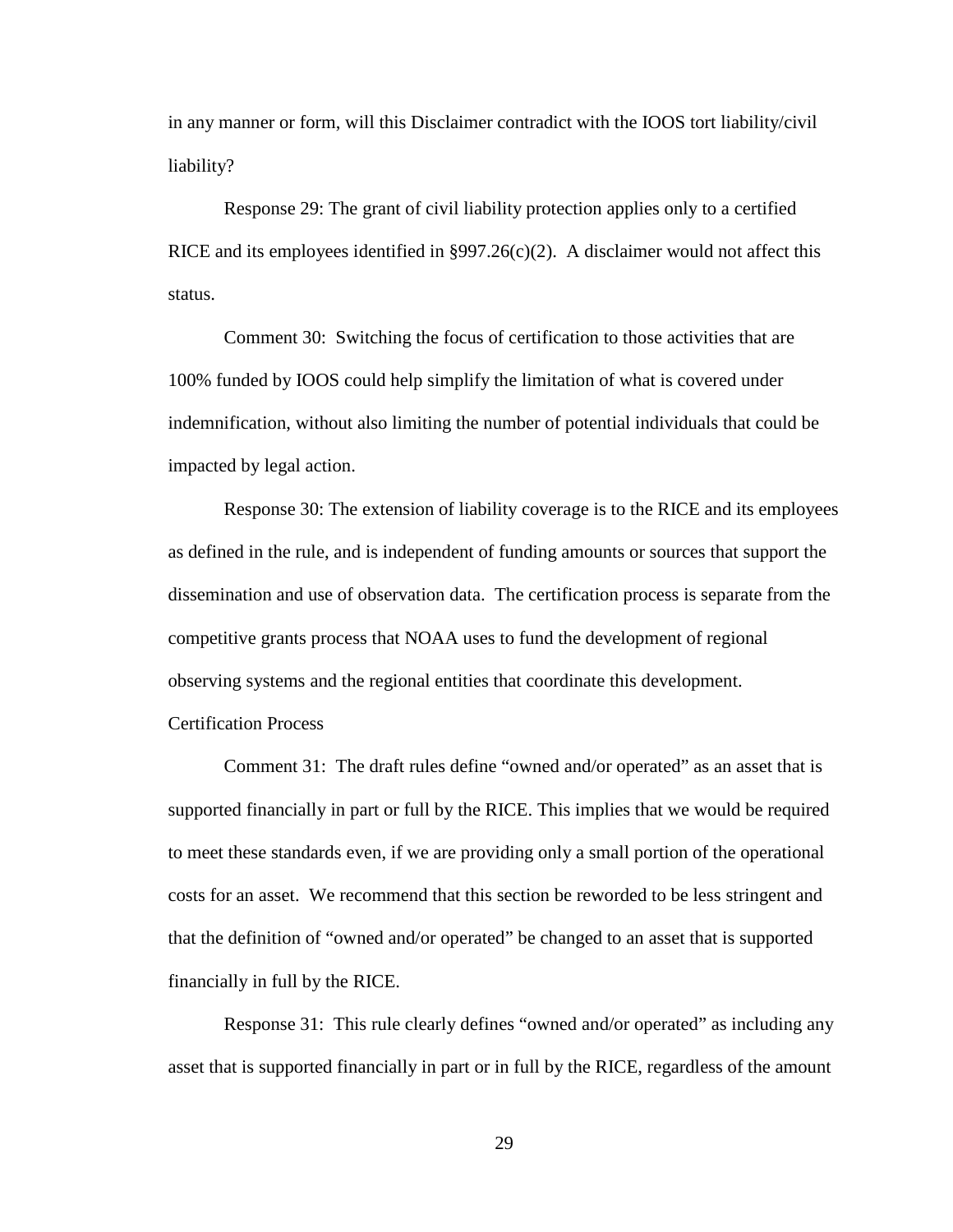in any manner or form, will this Disclaimer contradict with the IOOS tort liability/civil liability?

Response 29: The grant of civil liability protection applies only to a certified RICE and its employees identified in §997.26(c)(2). A disclaimer would not affect this status.

Comment 30: Switching the focus of certification to those activities that are 100% funded by IOOS could help simplify the limitation of what is covered under indemnification, without also limiting the number of potential individuals that could be impacted by legal action.

Response 30: The extension of liability coverage is to the RICE and its employees as defined in the rule, and is independent of funding amounts or sources that support the dissemination and use of observation data. The certification process is separate from the competitive grants process that NOAA uses to fund the development of regional observing systems and the regional entities that coordinate this development.

Certification Process

Comment 31: The draft rules define "owned and/or operated" as an asset that is supported financially in part or full by the RICE. This implies that we would be required to meet these standards even, if we are providing only a small portion of the operational costs for an asset. We recommend that this section be reworded to be less stringent and that the definition of "owned and/or operated" be changed to an asset that is supported financially in full by the RICE.

Response 31: This rule clearly defines "owned and/or operated" as including any asset that is supported financially in part or in full by the RICE, regardless of the amount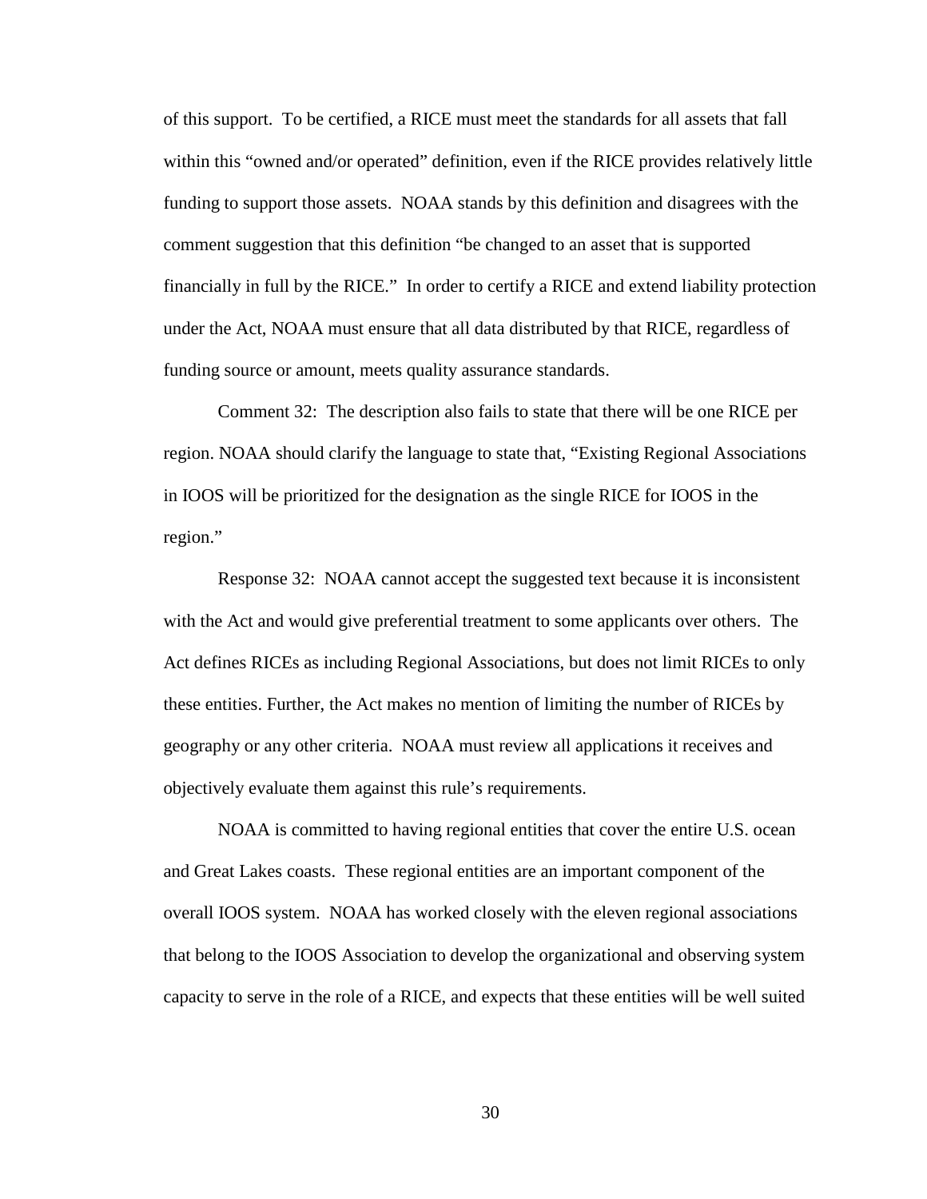of this support. To be certified, a RICE must meet the standards for all assets that fall within this "owned and/or operated" definition, even if the RICE provides relatively little funding to support those assets. NOAA stands by this definition and disagrees with the comment suggestion that this definition "be changed to an asset that is supported financially in full by the RICE." In order to certify a RICE and extend liability protection under the Act, NOAA must ensure that all data distributed by that RICE, regardless of funding source or amount, meets quality assurance standards.

Comment 32: The description also fails to state that there will be one RICE per region. NOAA should clarify the language to state that, "Existing Regional Associations in IOOS will be prioritized for the designation as the single RICE for IOOS in the region."

Response 32: NOAA cannot accept the suggested text because it is inconsistent with the Act and would give preferential treatment to some applicants over others. The Act defines RICEs as including Regional Associations, but does not limit RICEs to only these entities. Further, the Act makes no mention of limiting the number of RICEs by geography or any other criteria. NOAA must review all applications it receives and objectively evaluate them against this rule's requirements.

NOAA is committed to having regional entities that cover the entire U.S. ocean and Great Lakes coasts. These regional entities are an important component of the overall IOOS system. NOAA has worked closely with the eleven regional associations that belong to the IOOS Association to develop the organizational and observing system capacity to serve in the role of a RICE, and expects that these entities will be well suited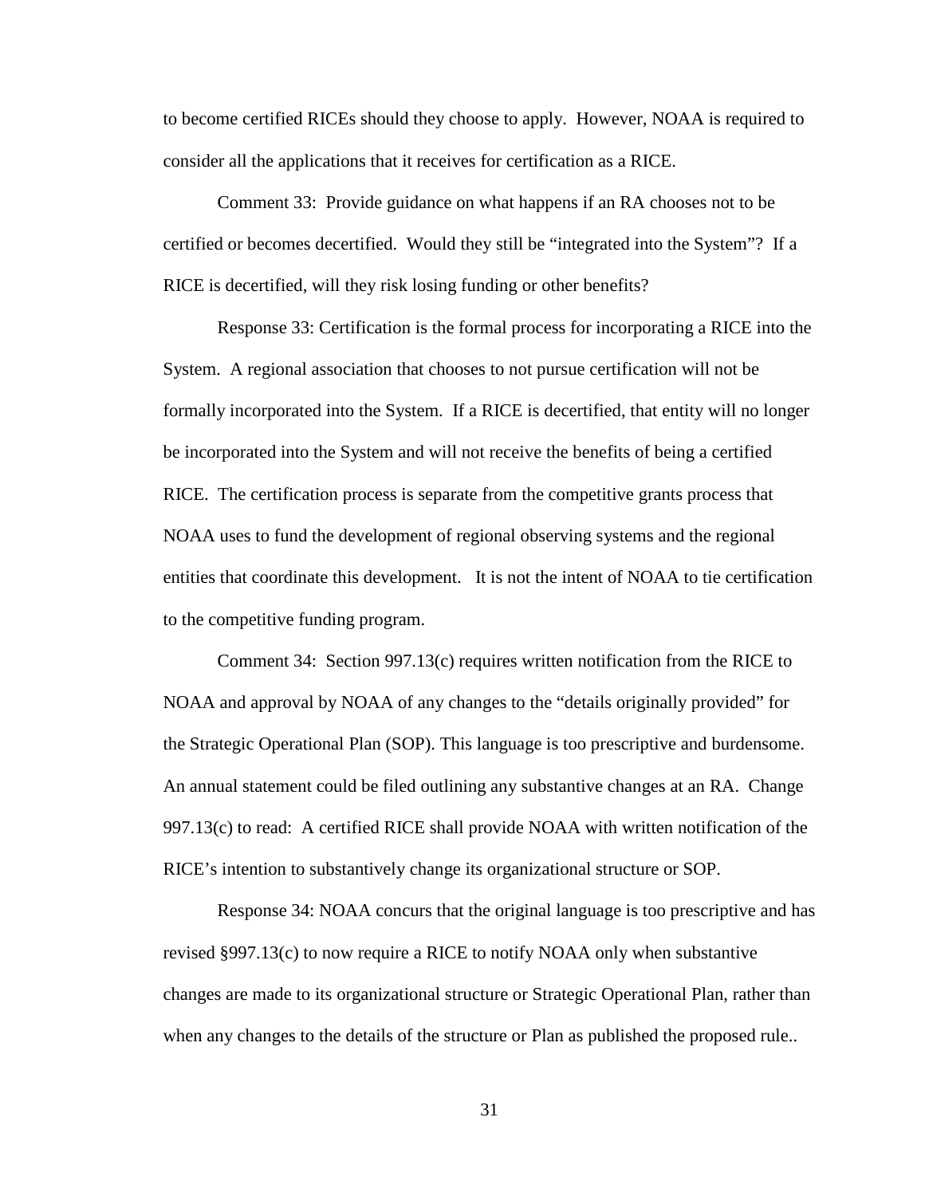to become certified RICEs should they choose to apply. However, NOAA is required to consider all the applications that it receives for certification as a RICE.

Comment 33: Provide guidance on what happens if an RA chooses not to be certified or becomes decertified. Would they still be "integrated into the System"? If a RICE is decertified, will they risk losing funding or other benefits?

Response 33: Certification is the formal process for incorporating a RICE into the System. A regional association that chooses to not pursue certification will not be formally incorporated into the System. If a RICE is decertified, that entity will no longer be incorporated into the System and will not receive the benefits of being a certified RICE. The certification process is separate from the competitive grants process that NOAA uses to fund the development of regional observing systems and the regional entities that coordinate this development. It is not the intent of NOAA to tie certification to the competitive funding program.

Comment 34: Section 997.13(c) requires written notification from the RICE to NOAA and approval by NOAA of any changes to the "details originally provided" for the Strategic Operational Plan (SOP). This language is too prescriptive and burdensome. An annual statement could be filed outlining any substantive changes at an RA. Change 997.13(c) to read: A certified RICE shall provide NOAA with written notification of the RICE's intention to substantively change its organizational structure or SOP.

Response 34: NOAA concurs that the original language is too prescriptive and has revised §997.13(c) to now require a RICE to notify NOAA only when substantive changes are made to its organizational structure or Strategic Operational Plan, rather than when any changes to the details of the structure or Plan as published the proposed rule..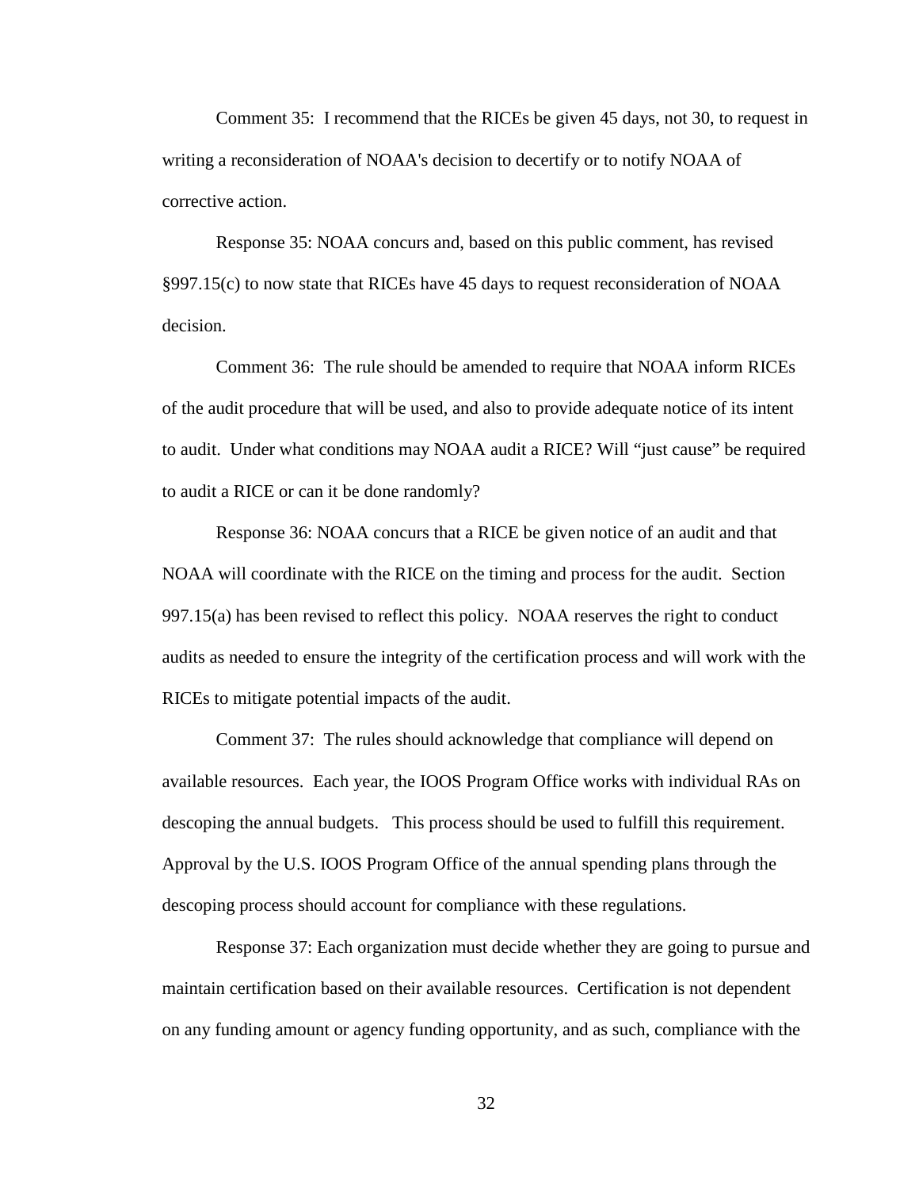Comment 35: I recommend that the RICEs be given 45 days, not 30, to request in writing a reconsideration of NOAA's decision to decertify or to notify NOAA of corrective action.

Response 35: NOAA concurs and, based on this public comment, has revised §997.15(c) to now state that RICEs have 45 days to request reconsideration of NOAA decision.

Comment 36: The rule should be amended to require that NOAA inform RICEs of the audit procedure that will be used, and also to provide adequate notice of its intent to audit. Under what conditions may NOAA audit a RICE? Will "just cause" be required to audit a RICE or can it be done randomly?

Response 36: NOAA concurs that a RICE be given notice of an audit and that NOAA will coordinate with the RICE on the timing and process for the audit. Section 997.15(a) has been revised to reflect this policy. NOAA reserves the right to conduct audits as needed to ensure the integrity of the certification process and will work with the RICEs to mitigate potential impacts of the audit.

Comment 37: The rules should acknowledge that compliance will depend on available resources. Each year, the IOOS Program Office works with individual RAs on descoping the annual budgets. This process should be used to fulfill this requirement. Approval by the U.S. IOOS Program Office of the annual spending plans through the descoping process should account for compliance with these regulations.

Response 37: Each organization must decide whether they are going to pursue and maintain certification based on their available resources. Certification is not dependent on any funding amount or agency funding opportunity, and as such, compliance with the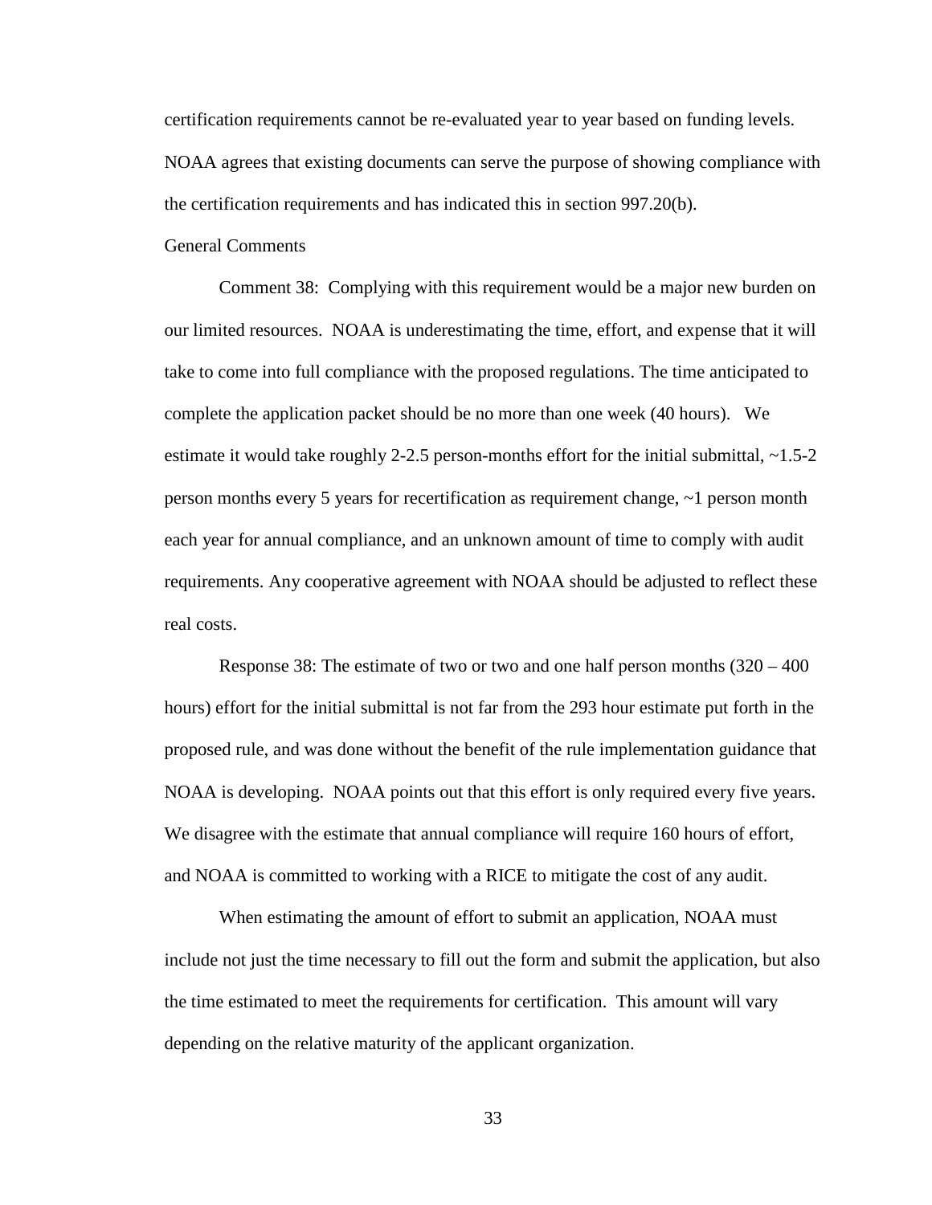certification requirements cannot be re-evaluated year to year based on funding levels. NOAA agrees that existing documents can serve the purpose of showing compliance with the certification requirements and has indicated this in section 997.20(b).

General Comments

Comment 38: Complying with this requirement would be a major new burden on our limited resources. NOAA is underestimating the time, effort, and expense that it will take to come into full compliance with the proposed regulations. The time anticipated to complete the application packet should be no more than one week (40 hours). We estimate it would take roughly 2-2.5 person-months effort for the initial submittal, ~1.5-2 person months every 5 years for recertification as requirement change, ~1 person month each year for annual compliance, and an unknown amount of time to comply with audit requirements. Any cooperative agreement with NOAA should be adjusted to reflect these real costs.

Response 38: The estimate of two or two and one half person months (320 – 400 hours) effort for the initial submittal is not far from the 293 hour estimate put forth in the proposed rule, and was done without the benefit of the rule implementation guidance that NOAA is developing. NOAA points out that this effort is only required every five years. We disagree with the estimate that annual compliance will require 160 hours of effort, and NOAA is committed to working with a RICE to mitigate the cost of any audit.

When estimating the amount of effort to submit an application, NOAA must include not just the time necessary to fill out the form and submit the application, but also the time estimated to meet the requirements for certification. This amount will vary depending on the relative maturity of the applicant organization.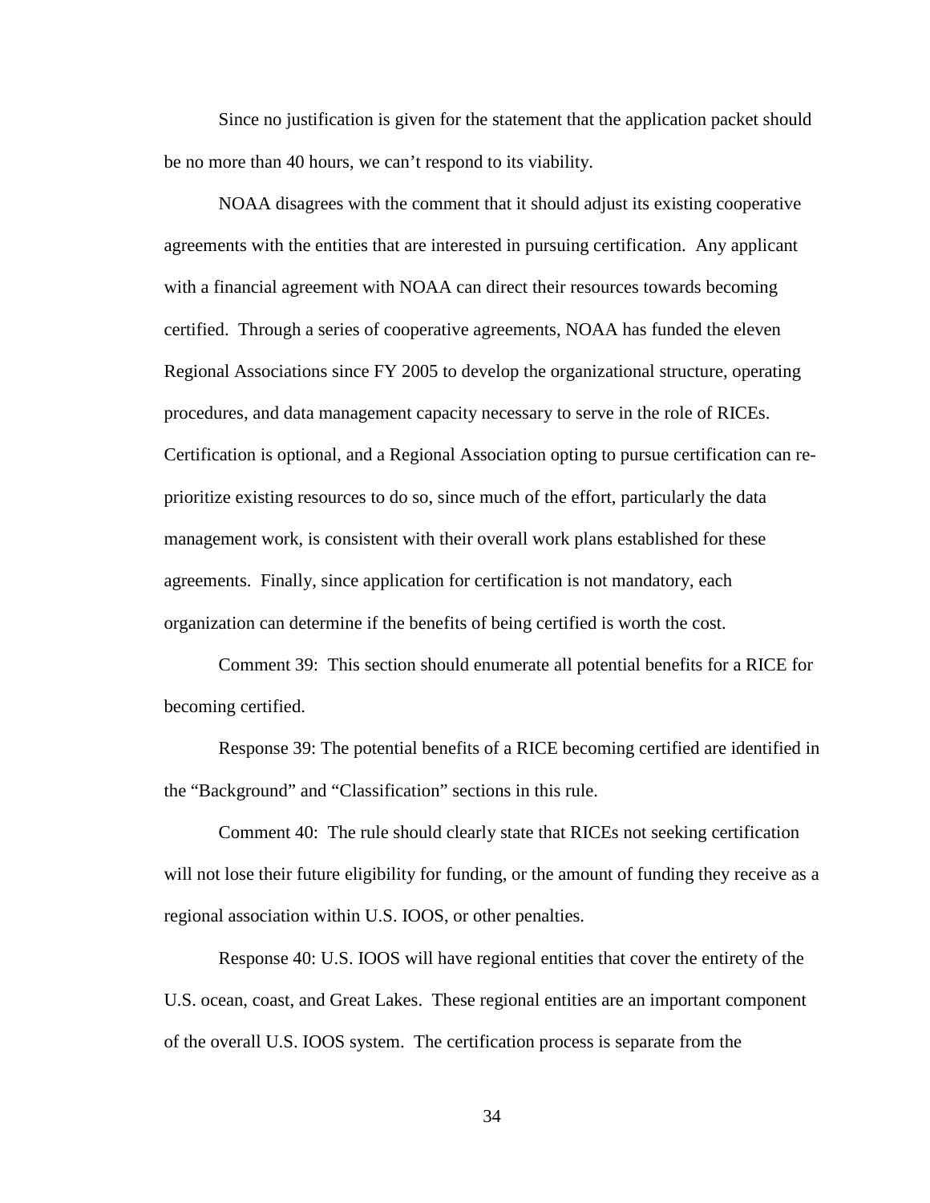Since no justification is given for the statement that the application packet should be no more than 40 hours, we can't respond to its viability.

NOAA disagrees with the comment that it should adjust its existing cooperative agreements with the entities that are interested in pursuing certification. Any applicant with a financial agreement with NOAA can direct their resources towards becoming certified. Through a series of cooperative agreements, NOAA has funded the eleven Regional Associations since FY 2005 to develop the organizational structure, operating procedures, and data management capacity necessary to serve in the role of RICEs. Certification is optional, and a Regional Association opting to pursue certification can re-prioritize existing resources to do so, since much of the effort, particularly the data management work, is consistent with their overall work plans established for these agreements. Finally, since application for certification is not mandatory, each organization can determine if the benefits of being certified is worth the cost.

Comment 39: This section should enumerate all potential benefits for a RICE for becoming certified.

Response 39: The potential benefits of a RICE becoming certified are identified in the "Background" and "Classification" sections in this rule.

Comment 40: The rule should clearly state that RICEs not seeking certification will not lose their future eligibility for funding, or the amount of funding they receive as a regional association within U.S. IOOS, or other penalties.

Response 40: U.S. IOOS will have regional entities that cover the entirety of the U.S. ocean, coast, and Great Lakes. These regional entities are an important component of the overall U.S. IOOS system. The certification process is separate from the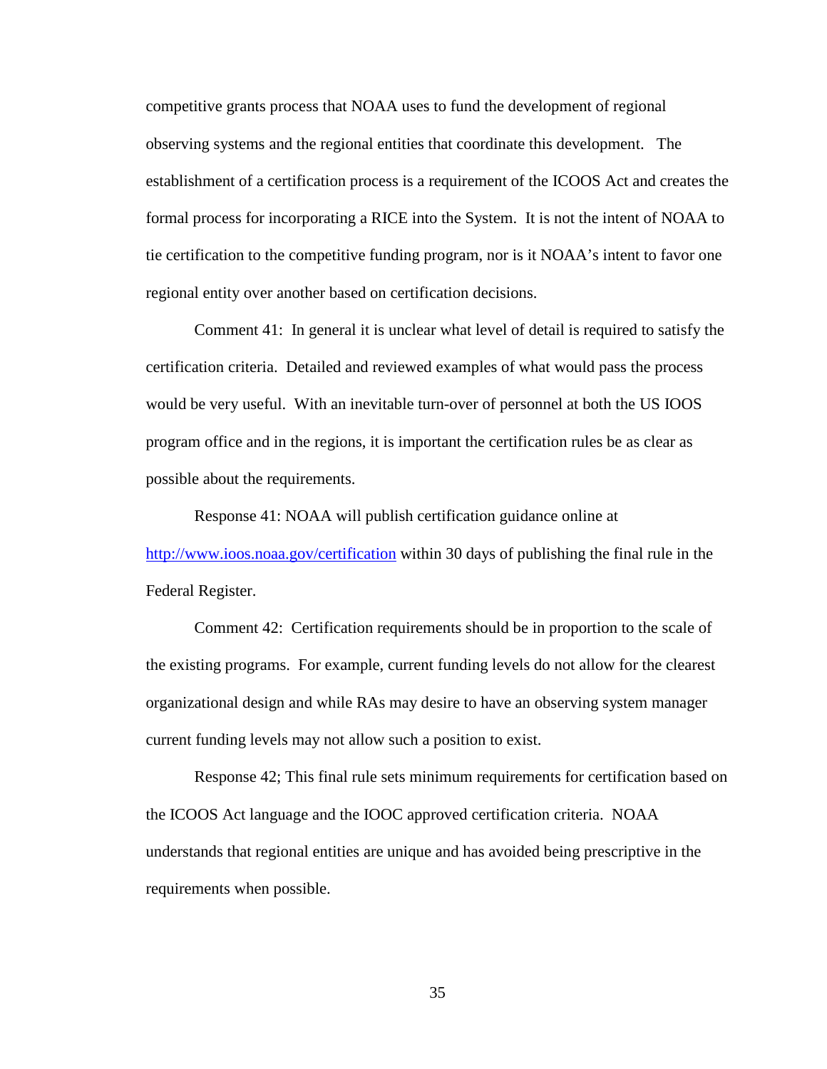competitive grants process that NOAA uses to fund the development of regional observing systems and the regional entities that coordinate this development. The establishment of a certification process is a requirement of the ICOOS Act and creates the formal process for incorporating a RICE into the System. It is not the intent of NOAA to tie certification to the competitive funding program, nor is it NOAA's intent to favor one regional entity over another based on certification decisions.

Comment 41: In general it is unclear what level of detail is required to satisfy the certification criteria. Detailed and reviewed examples of what would pass the process would be very useful. With an inevitable turn-over of personnel at both the US IOOS program office and in the regions, it is important the certification rules be as clear as possible about the requirements.

Response 41: NOAA will publish certification guidance online at [http://www.ioos.noaa.gov/certification](http://www.ioos.noaa.gov/certification) within 30 days of publishing the final rule in the Federal Register.

Comment 42: Certification requirements should be in proportion to the scale of the existing programs. For example, current funding levels do not allow for the clearest organizational design and while RAs may desire to have an observing system manager current funding levels may not allow such a position to exist.

Response 42; This final rule sets minimum requirements for certification based on the ICOOS Act language and the IOOC approved certification criteria. NOAA understands that regional entities are unique and has avoided being prescriptive in the requirements when possible.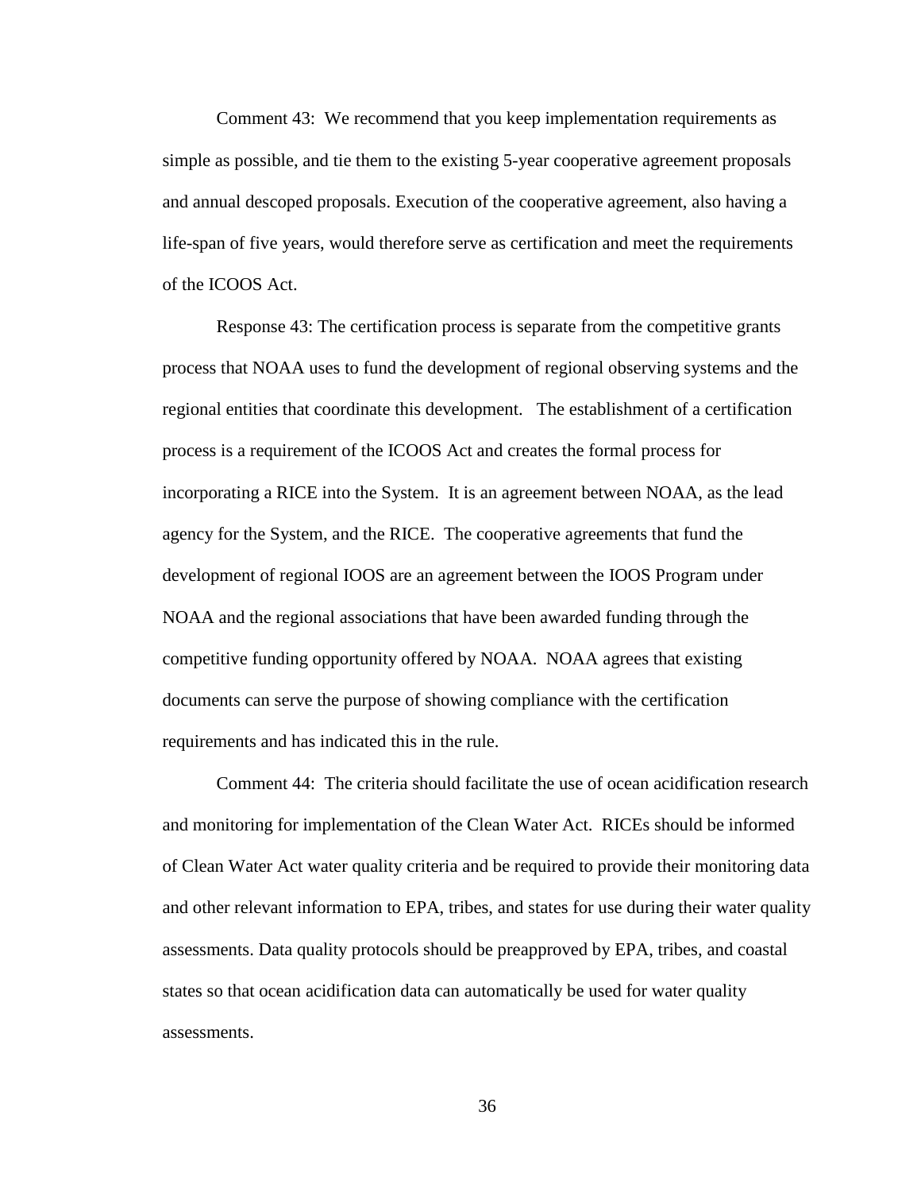Comment 43: We recommend that you keep implementation requirements as simple as possible, and tie them to the existing 5-year cooperative agreement proposals and annual descoped proposals. Execution of the cooperative agreement, also having a life-span of five years, would therefore serve as certification and meet the requirements of the ICOOS Act.

Response 43: The certification process is separate from the competitive grants process that NOAA uses to fund the development of regional observing systems and the regional entities that coordinate this development. The establishment of a certification process is a requirement of the ICOOS Act and creates the formal process for incorporating a RICE into the System. It is an agreement between NOAA, as the lead agency for the System, and the RICE. The cooperative agreements that fund the development of regional IOOS are an agreement between the IOOS Program under NOAA and the regional associations that have been awarded funding through the competitive funding opportunity offered by NOAA. NOAA agrees that existing documents can serve the purpose of showing compliance with the certification requirements and has indicated this in the rule.

Comment 44: The criteria should facilitate the use of ocean acidification research and monitoring for implementation of the Clean Water Act. RICEs should be informed of Clean Water Act water quality criteria and be required to provide their monitoring data and other relevant information to EPA, tribes, and states for use during their water quality assessments. Data quality protocols should be preapproved by EPA, tribes, and coastal states so that ocean acidification data can automatically be used for water quality assessments.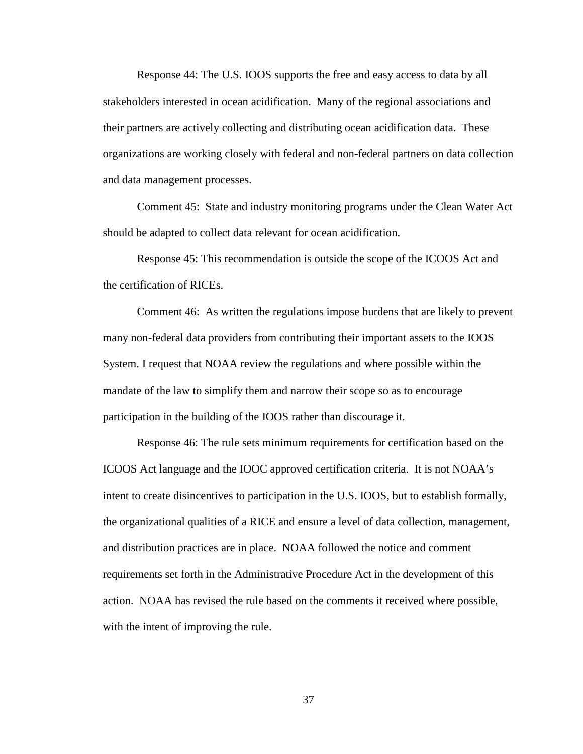Response 44: The U.S. IOOS supports the free and easy access to data by all stakeholders interested in ocean acidification. Many of the regional associations and their partners are actively collecting and distributing ocean acidification data. These organizations are working closely with federal and non-federal partners on data collection and data management processes.

Comment 45: State and industry monitoring programs under the Clean Water Act should be adapted to collect data relevant for ocean acidification.

Response 45: This recommendation is outside the scope of the ICOOS Act and the certification of RICEs.

Comment 46: As written the regulations impose burdens that are likely to prevent many non-federal data providers from contributing their important assets to the IOOS System. I request that NOAA review the regulations and where possible within the mandate of the law to simplify them and narrow their scope so as to encourage participation in the building of the IOOS rather than discourage it.

Response 46: The rule sets minimum requirements for certification based on the ICOOS Act language and the IOOC approved certification criteria. It is not NOAA's intent to create disincentives to participation in the U.S. IOOS, but to establish formally, the organizational qualities of a RICE and ensure a level of data collection, management, and distribution practices are in place. NOAA followed the notice and comment requirements set forth in the Administrative Procedure Act in the development of this action. NOAA has revised the rule based on the comments it received where possible, with the intent of improving the rule.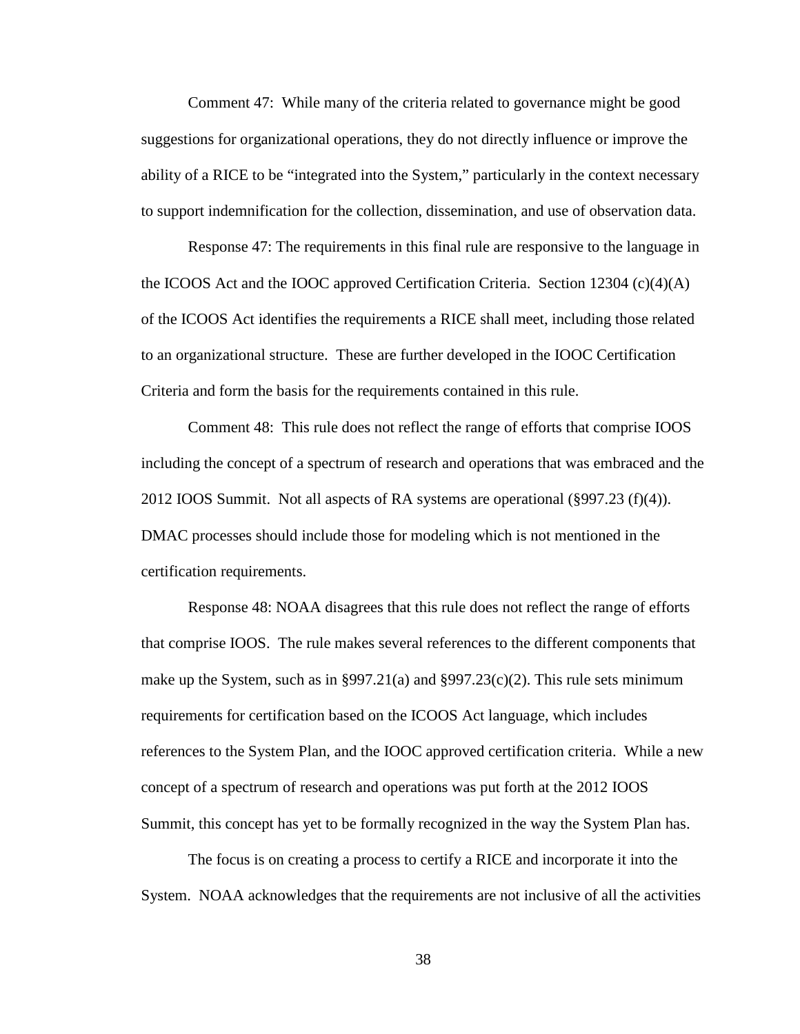Comment 47: While many of the criteria related to governance might be good suggestions for organizational operations, they do not directly influence or improve the ability of a RICE to be "integrated into the System," particularly in the context necessary to support indemnification for the collection, dissemination, and use of observation data.

Response 47: The requirements in this final rule are responsive to the language in the ICOOS Act and the IOOC approved Certification Criteria. Section 12304 (c)(4)(A) of the ICOOS Act identifies the requirements a RICE shall meet, including those related to an organizational structure. These are further developed in the IOOC Certification Criteria and form the basis for the requirements contained in this rule.

Comment 48: This rule does not reflect the range of efforts that comprise IOOS including the concept of a spectrum of research and operations that was embraced and the 2012 IOOS Summit. Not all aspects of RA systems are operational (§997.23 (f)(4)). DMAC processes should include those for modeling which is not mentioned in the certification requirements.

Response 48: NOAA disagrees that this rule does not reflect the range of efforts that comprise IOOS. The rule makes several references to the different components that make up the System, such as in §997.21(a) and §997.23(c)(2). This rule sets minimum requirements for certification based on the ICOOS Act language, which includes references to the System Plan, and the IOOC approved certification criteria. While a new concept of a spectrum of research and operations was put forth at the 2012 IOOS Summit, this concept has yet to be formally recognized in the way the System Plan has.

The focus is on creating a process to certify a RICE and incorporate it into the System. NOAA acknowledges that the requirements are not inclusive of all the activities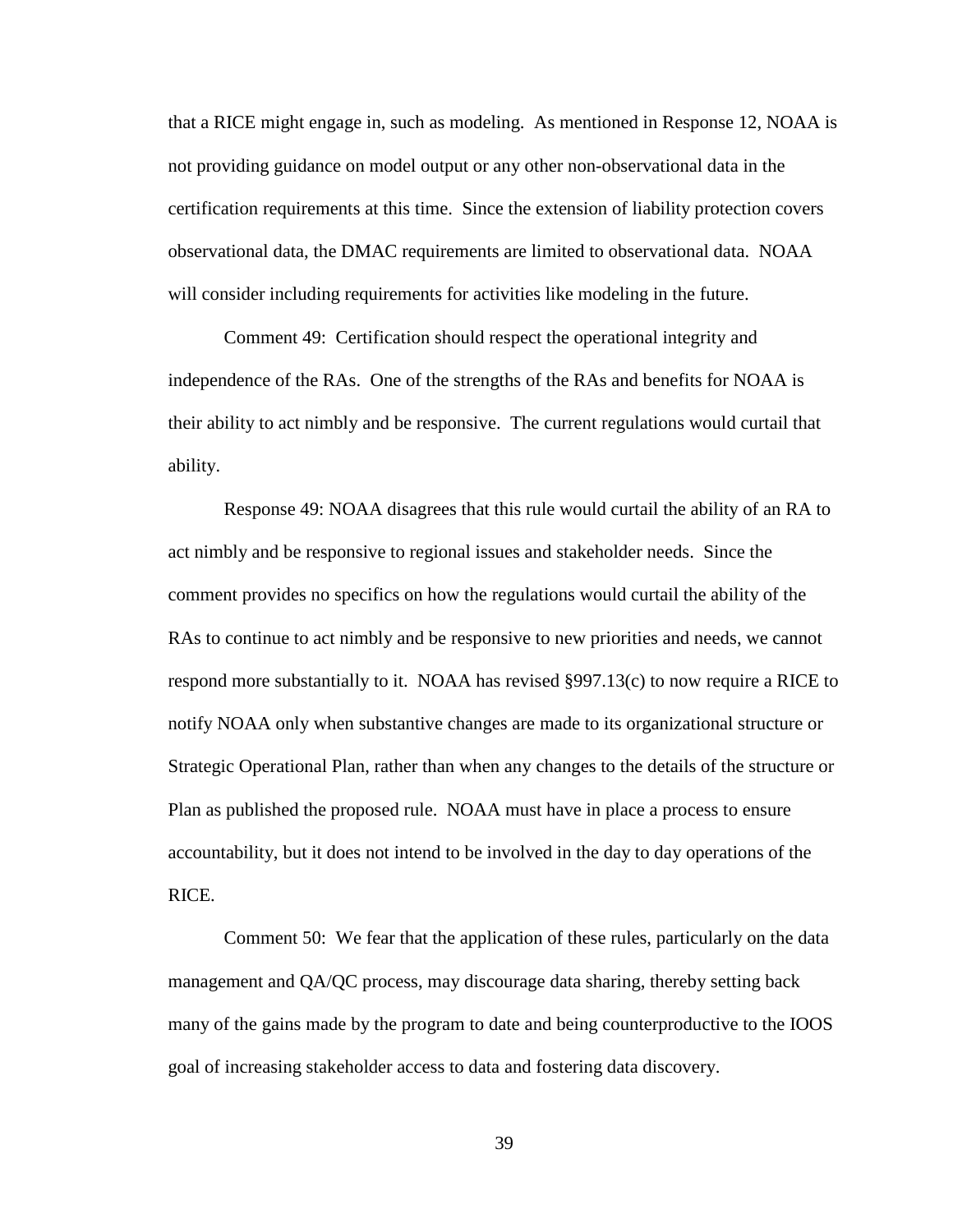that a RICE might engage in, such as modeling. As mentioned in Response 12, NOAA is not providing guidance on model output or any other non-observational data in the certification requirements at this time. Since the extension of liability protection covers observational data, the DMAC requirements are limited to observational data. NOAA will consider including requirements for activities like modeling in the future.

Comment 49: Certification should respect the operational integrity and independence of the RAs. One of the strengths of the RAs and benefits for NOAA is their ability to act nimbly and be responsive. The current regulations would curtail that ability.

Response 49: NOAA disagrees that this rule would curtail the ability of an RA to act nimbly and be responsive to regional issues and stakeholder needs. Since the comment provides no specifics on how the regulations would curtail the ability of the RAs to continue to act nimbly and be responsive to new priorities and needs, we cannot respond more substantially to it. NOAA has revised §997.13(c) to now require a RICE to notify NOAA only when substantive changes are made to its organizational structure or Strategic Operational Plan, rather than when any changes to the details of the structure or Plan as published the proposed rule. NOAA must have in place a process to ensure accountability, but it does not intend to be involved in the day to day operations of the RICE.

Comment 50: We fear that the application of these rules, particularly on the data management and QA/QC process, may discourage data sharing, thereby setting back many of the gains made by the program to date and being counterproductive to the IOOS goal of increasing stakeholder access to data and fostering data discovery.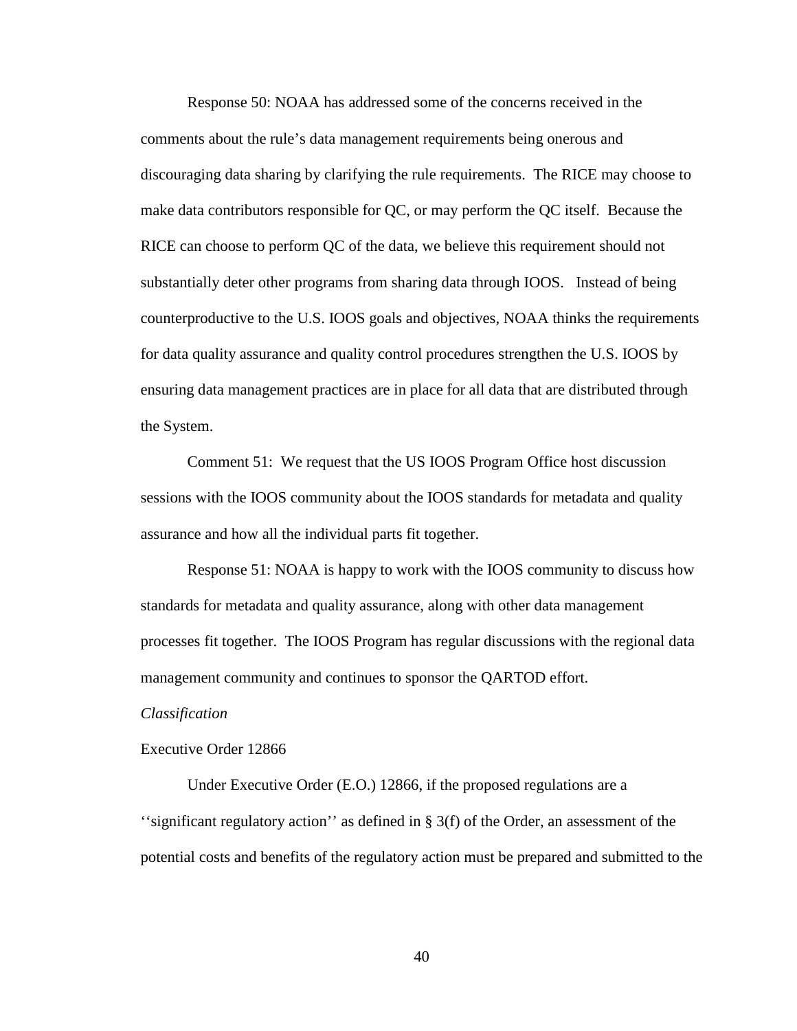Response 50: NOAA has addressed some of the concerns received in the comments about the rule's data management requirements being onerous and discouraging data sharing by clarifying the rule requirements. The RICE may choose to make data contributors responsible for QC, or may perform the QC itself. Because the RICE can choose to perform QC of the data, we believe this requirement should not substantially deter other programs from sharing data through IOOS. Instead of being counterproductive to the U.S. IOOS goals and objectives, NOAA thinks the requirements for data quality assurance and quality control procedures strengthen the U.S. IOOS by ensuring data management practices are in place for all data that are distributed through the System.

Comment 51: We request that the US IOOS Program Office host discussion sessions with the IOOS community about the IOOS standards for metadata and quality assurance and how all the individual parts fit together.

Response 51: NOAA is happy to work with the IOOS community to discuss how standards for metadata and quality assurance, along with other data management processes fit together. The IOOS Program has regular discussions with the regional data management community and continues to sponsor the QARTOD effort.

*Classification*

Executive Order 12866

Under Executive Order (E.O.) 12866, if the proposed regulations are a ''significant regulatory action'' as defined in § 3(f) of the Order, an assessment of the potential costs and benefits of the regulatory action must be prepared and submitted to the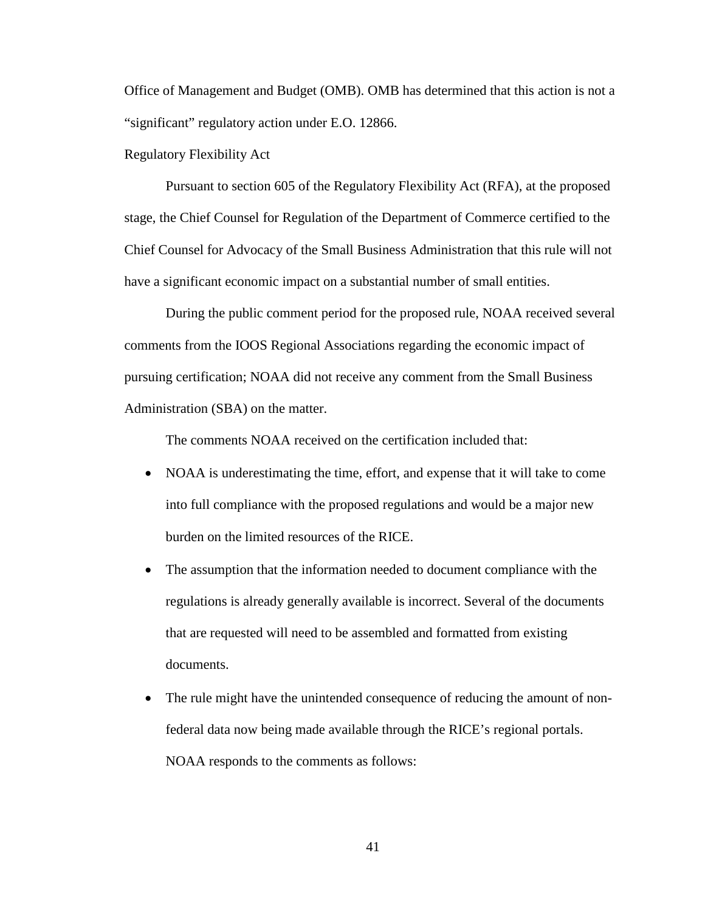Office of Management and Budget (OMB). OMB has determined that this action is not a "significant" regulatory action under E.O. 12866.

Regulatory Flexibility Act

Pursuant to section 605 of the Regulatory Flexibility Act (RFA), at the proposed stage, the Chief Counsel for Regulation of the Department of Commerce certified to the Chief Counsel for Advocacy of the Small Business Administration that this rule will not have a significant economic impact on a substantial number of small entities.

During the public comment period for the proposed rule, NOAA received several comments from the IOOS Regional Associations regarding the economic impact of pursuing certification; NOAA did not receive any comment from the Small Business Administration (SBA) on the matter.

The comments NOAA received on the certification included that:

- NOAA is underestimating the time, effort, and expense that it will take to come into full compliance with the proposed regulations and would be a major new burden on the limited resources of the RICE.
- The assumption that the information needed to document compliance with the regulations is already generally available is incorrect. Several of the documents that are requested will need to be assembled and formatted from existing documents.
- The rule might have the unintended consequence of reducing the amount of non-federal data now being made available through the RICE's regional portals.

NOAA responds to the comments as follows: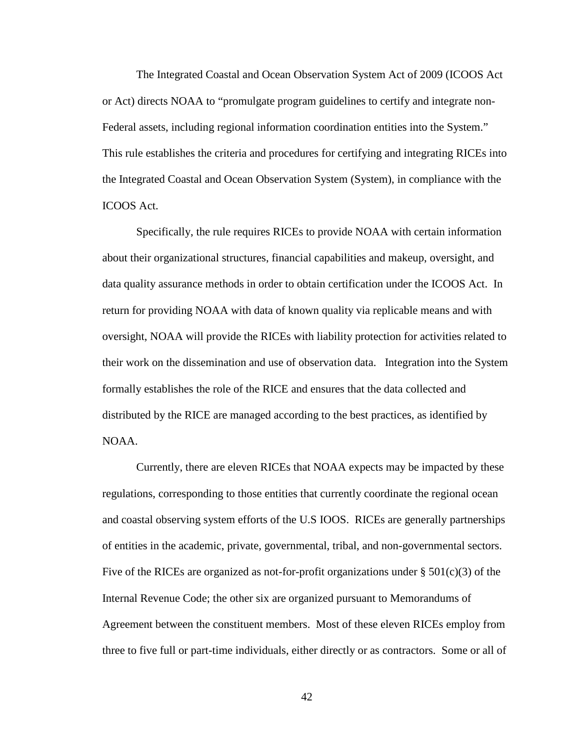The Integrated Coastal and Ocean Observation System Act of 2009 (ICOOS Act or Act) directs NOAA to "promulgate program guidelines to certify and integrate non-Federal assets, including regional information coordination entities into the System." This rule establishes the criteria and procedures for certifying and integrating RICEs into the Integrated Coastal and Ocean Observation System (System), in compliance with the ICOOS Act.

Specifically, the rule requires RICEs to provide NOAA with certain information about their organizational structures, financial capabilities and makeup, oversight, and data quality assurance methods in order to obtain certification under the ICOOS Act. In return for providing NOAA with data of known quality via replicable means and with oversight, NOAA will provide the RICEs with liability protection for activities related to their work on the dissemination and use of observation data. Integration into the System formally establishes the role of the RICE and ensures that the data collected and distributed by the RICE are managed according to the best practices, as identified by NOAA.

Currently, there are eleven RICEs that NOAA expects may be impacted by these regulations, corresponding to those entities that currently coordinate the regional ocean and coastal observing system efforts of the U.S IOOS. RICEs are generally partnerships of entities in the academic, private, governmental, tribal, and non-governmental sectors. Five of the RICEs are organized as not-for-profit organizations under § 501(c)(3) of the Internal Revenue Code; the other six are organized pursuant to Memorandums of Agreement between the constituent members. Most of these eleven RICEs employ from three to five full or part-time individuals, either directly or as contractors. Some or all of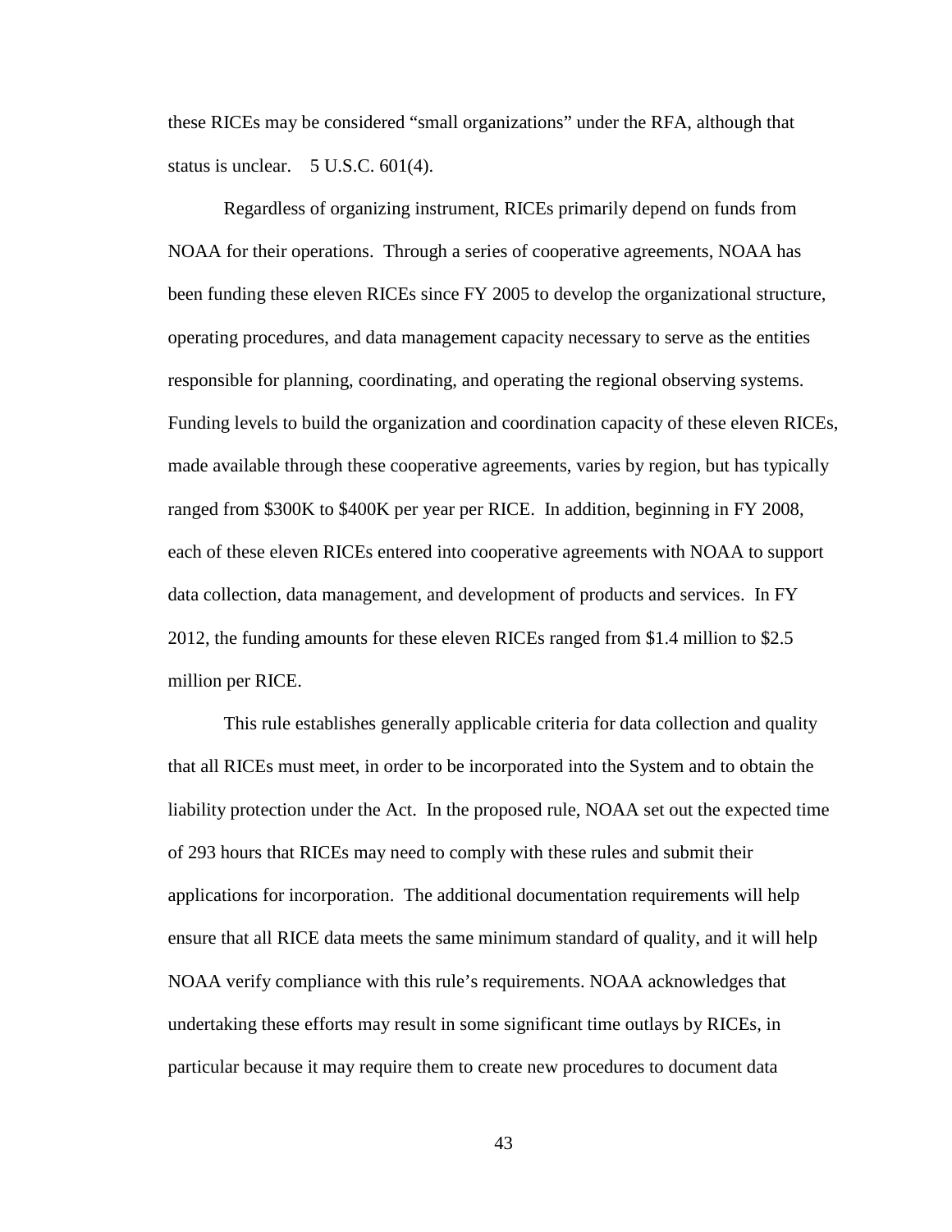these RICEs may be considered "small organizations" under the RFA, although that status is unclear. 5 U.S.C. 601(4).

Regardless of organizing instrument, RICEs primarily depend on funds from NOAA for their operations. Through a series of cooperative agreements, NOAA has been funding these eleven RICEs since FY 2005 to develop the organizational structure, operating procedures, and data management capacity necessary to serve as the entities responsible for planning, coordinating, and operating the regional observing systems. Funding levels to build the organization and coordination capacity of these eleven RICEs, made available through these cooperative agreements, varies by region, but has typically ranged from \$300K to \$400K per year per RICE. In addition, beginning in FY 2008, each of these eleven RICEs entered into cooperative agreements with NOAA to support data collection, data management, and development of products and services. In FY 2012, the funding amounts for these eleven RICEs ranged from \$1.4 million to \$2.5 million per RICE.

This rule establishes generally applicable criteria for data collection and quality that all RICEs must meet, in order to be incorporated into the System and to obtain the liability protection under the Act. In the proposed rule, NOAA set out the expected time of 293 hours that RICEs may need to comply with these rules and submit their applications for incorporation. The additional documentation requirements will help ensure that all RICE data meets the same minimum standard of quality, and it will help NOAA verify compliance with this rule's requirements. NOAA acknowledges that undertaking these efforts may result in some significant time outlays by RICEs, in particular because it may require them to create new procedures to document data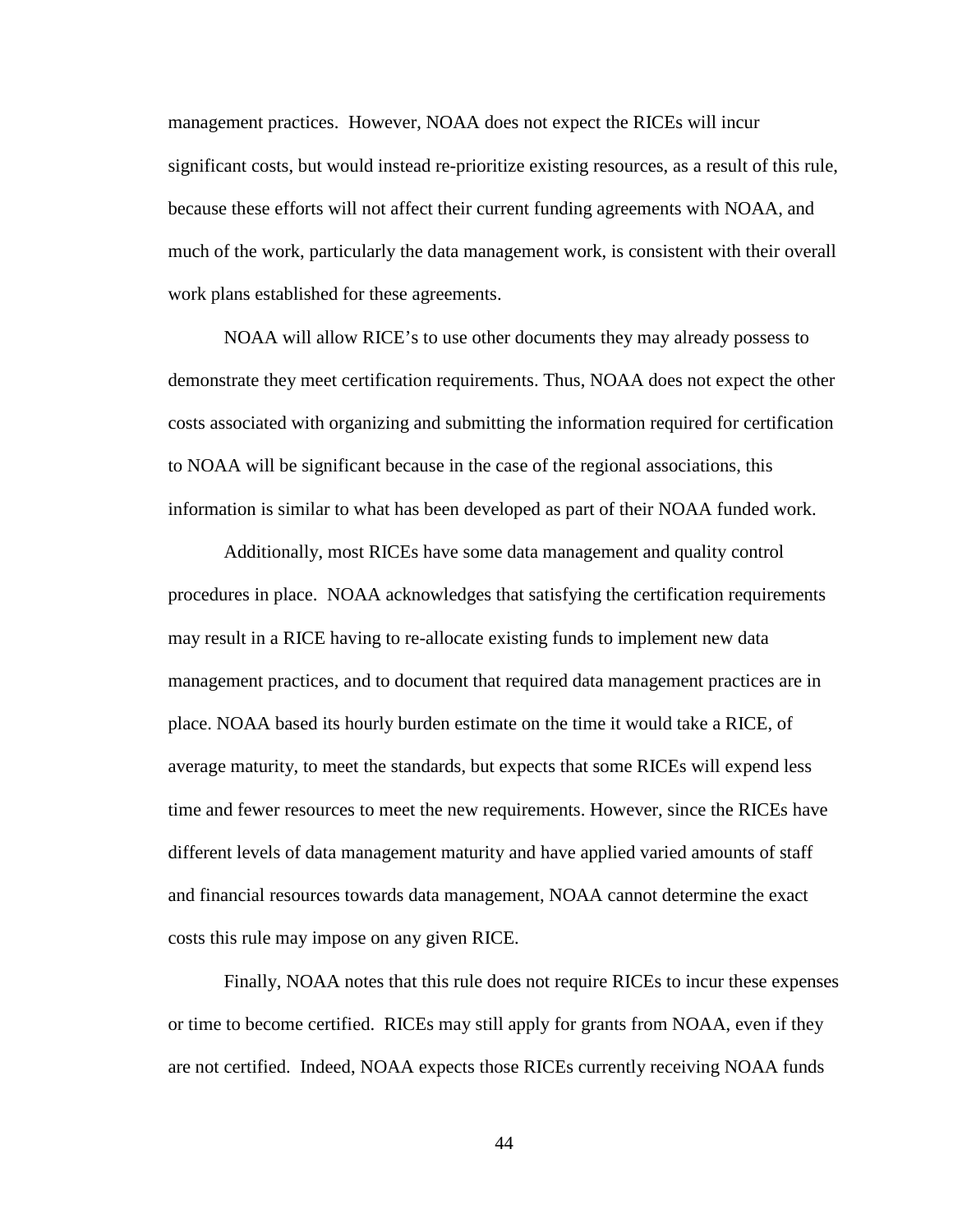management practices. However, NOAA does not expect the RICEs will incur significant costs, but would instead re-prioritize existing resources, as a result of this rule, because these efforts will not affect their current funding agreements with NOAA, and much of the work, particularly the data management work, is consistent with their overall work plans established for these agreements.

NOAA will allow RICE's to use other documents they may already possess to demonstrate they meet certification requirements. Thus, NOAA does not expect the other costs associated with organizing and submitting the information required for certification to NOAA will be significant because in the case of the regional associations, this information is similar to what has been developed as part of their NOAA funded work.

Additionally, most RICEs have some data management and quality control procedures in place. NOAA acknowledges that satisfying the certification requirements may result in a RICE having to re-allocate existing funds to implement new data management practices, and to document that required data management practices are in place. NOAA based its hourly burden estimate on the time it would take a RICE, of average maturity, to meet the standards, but expects that some RICEs will expend less time and fewer resources to meet the new requirements. However, since the RICEs have different levels of data management maturity and have applied varied amounts of staff and financial resources towards data management, NOAA cannot determine the exact costs this rule may impose on any given RICE.

Finally, NOAA notes that this rule does not require RICEs to incur these expenses or time to become certified. RICEs may still apply for grants from NOAA, even if they are not certified. Indeed, NOAA expects those RICEs currently receiving NOAA funds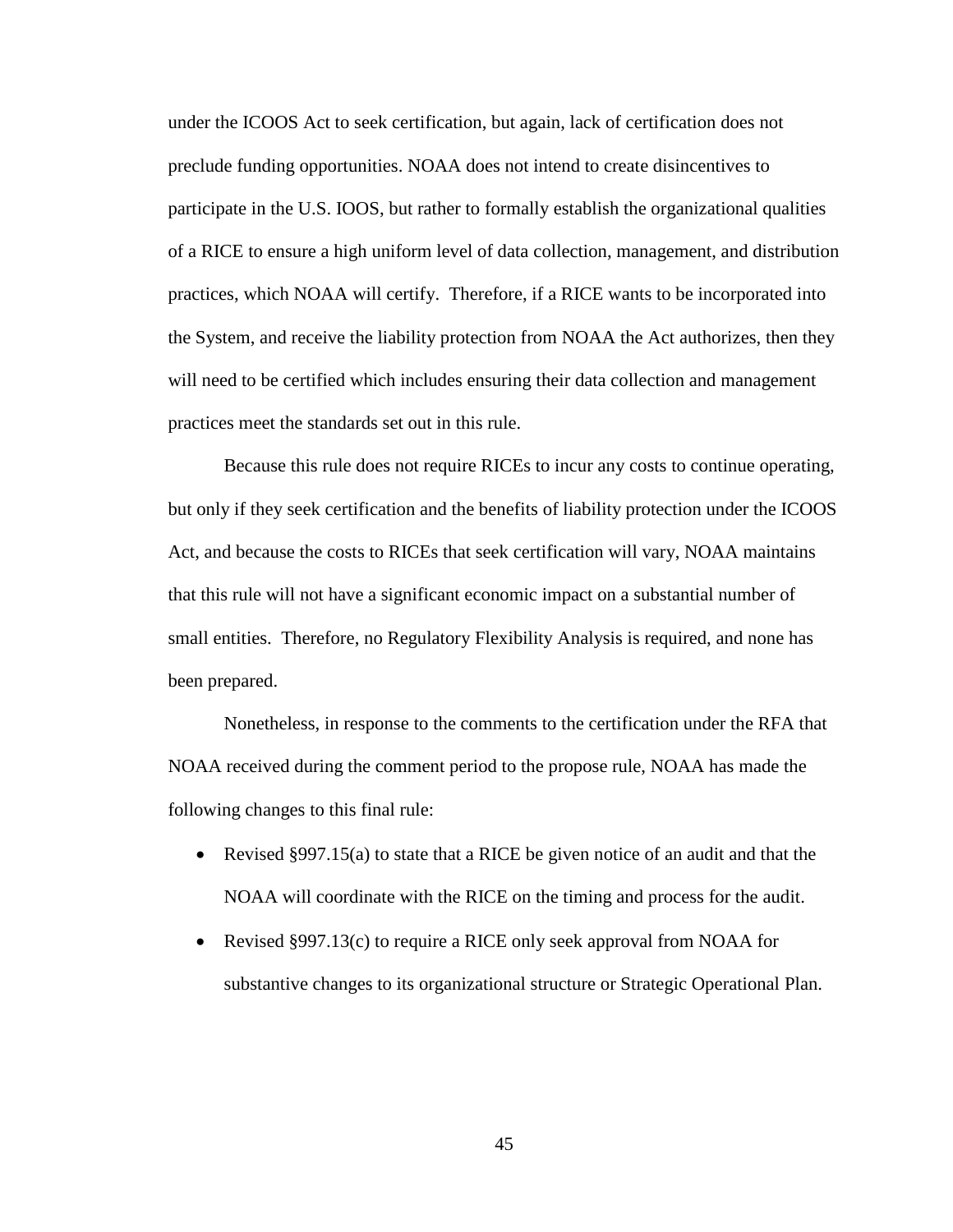under the ICOOS Act to seek certification, but again, lack of certification does not preclude funding opportunities. NOAA does not intend to create disincentives to participate in the U.S. IOOS, but rather to formally establish the organizational qualities of a RICE to ensure a high uniform level of data collection, management, and distribution practices, which NOAA will certify. Therefore, if a RICE wants to be incorporated into the System, and receive the liability protection from NOAA the Act authorizes, then they will need to be certified which includes ensuring their data collection and management practices meet the standards set out in this rule.

Because this rule does not require RICEs to incur any costs to continue operating, but only if they seek certification and the benefits of liability protection under the ICOOS Act, and because the costs to RICEs that seek certification will vary, NOAA maintains that this rule will not have a significant economic impact on a substantial number of small entities. Therefore, no Regulatory Flexibility Analysis is required, and none has been prepared.

Nonetheless, in response to the comments to the certification under the RFA that NOAA received during the comment period to the propose rule, NOAA has made the following changes to this final rule:

- Revised §997.15(a) to state that a RICE be given notice of an audit and that the NOAA will coordinate with the RICE on the timing and process for the audit.
- Revised §997.13(c) to require a RICE only seek approval from NOAA for substantive changes to its organizational structure or Strategic Operational Plan.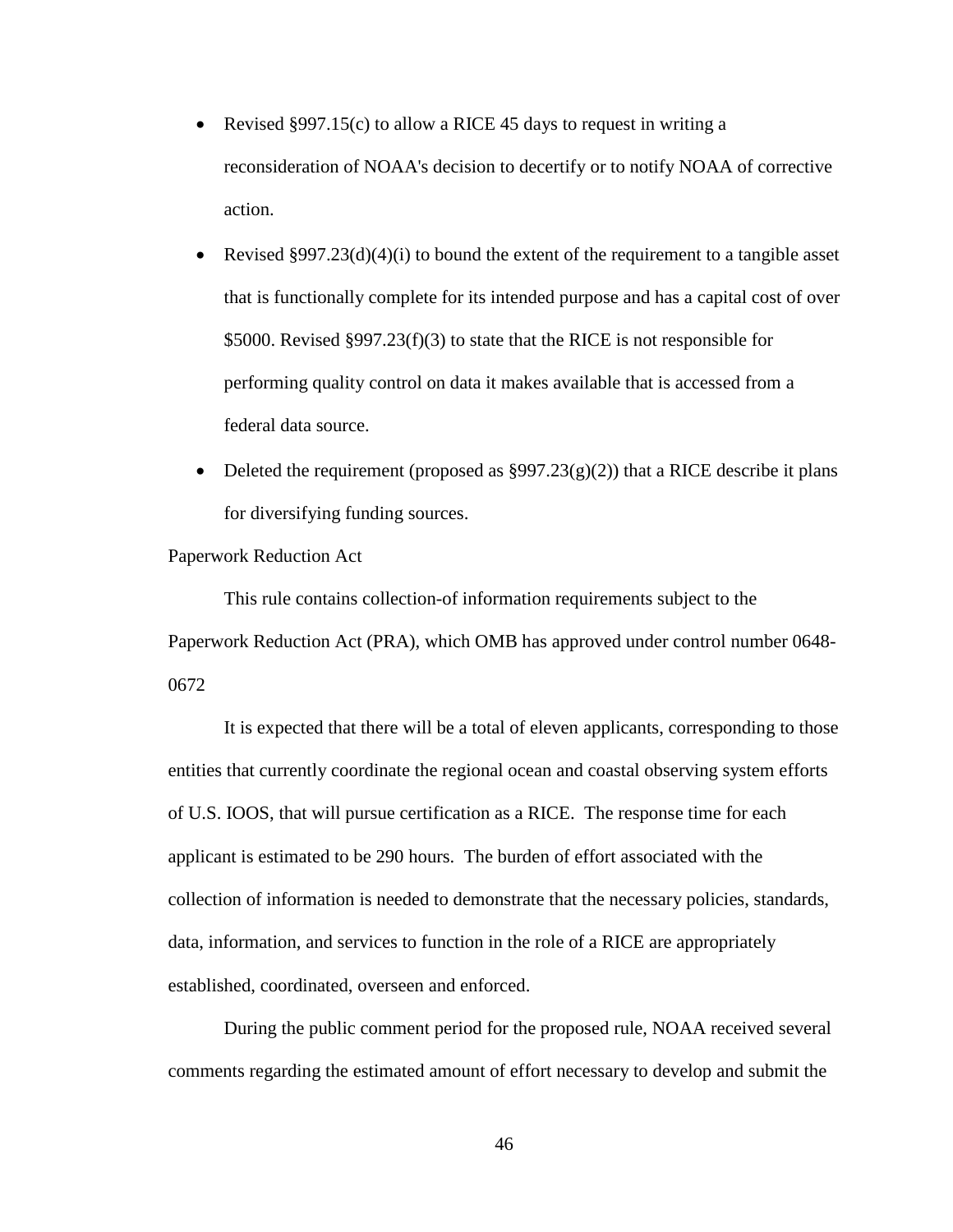- Revised §997.15(c) to allow a RICE 45 days to request in writing a reconsideration of NOAA's decision to decertify or to notify NOAA of corrective action.
- Revised §997.23(d)(4)(i) to bound the extent of the requirement to a tangible asset that is functionally complete for its intended purpose and has a capital cost of over $5000. Revised §997.23(f)(3) to state that the RICE is not responsible for performing quality control on data it makes available that is accessed from a federal data source.
- Deleted the requirement (proposed as §997.23(g)(2)) that a RICE describe it plans for diversifying funding sources.

Paperwork Reduction Act

This rule contains collection-of information requirements subject to the Paperwork Reduction Act (PRA), which OMB has approved under control number 0648-0672

It is expected that there will be a total of eleven applicants, corresponding to those entities that currently coordinate the regional ocean and coastal observing system efforts of U.S. IOOS, that will pursue certification as a RICE. The response time for each applicant is estimated to be 290 hours. The burden of effort associated with the collection of information is needed to demonstrate that the necessary policies, standards, data, information, and services to function in the role of a RICE are appropriately established, coordinated, overseen and enforced.

During the public comment period for the proposed rule, NOAA received several comments regarding the estimated amount of effort necessary to develop and submit the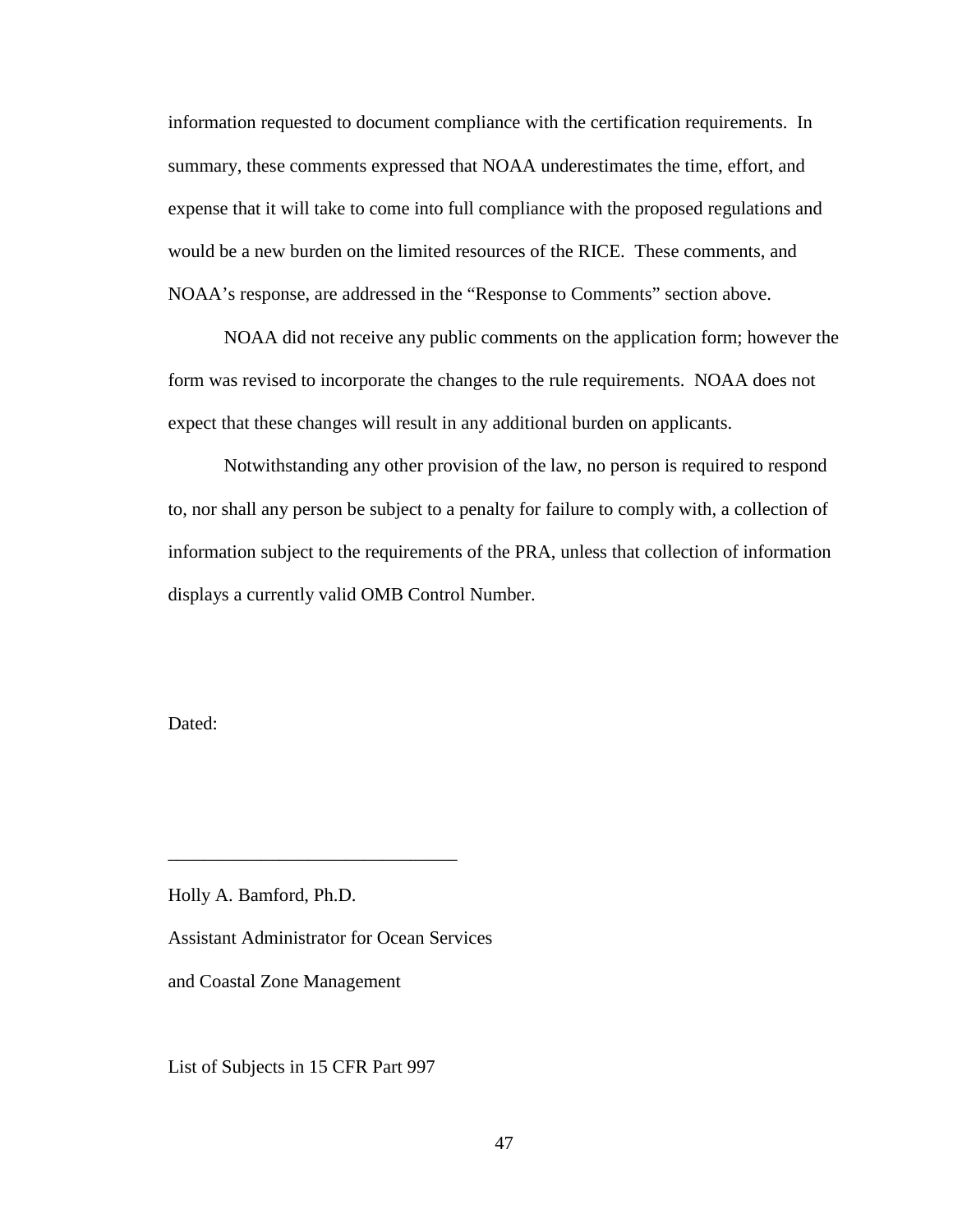information requested to document compliance with the certification requirements. In summary, these comments expressed that NOAA underestimates the time, effort, and expense that it will take to come into full compliance with the proposed regulations and would be a new burden on the limited resources of the RICE. These comments, and NOAA's response, are addressed in the "Response to Comments" section above.

NOAA did not receive any public comments on the application form; however the form was revised to incorporate the changes to the rule requirements. NOAA does not expect that these changes will result in any additional burden on applicants.

Notwithstanding any other provision of the law, no person is required to respond to, nor shall any person be subject to a penalty for failure to comply with, a collection of information subject to the requirements of the PRA, unless that collection of information displays a currently valid OMB Control Number.

Dated:

_______________________________

Holly A. Bamford, Ph.D.

Assistant Administrator for Ocean Services

and Coastal Zone Management

List of Subjects in 15 CFR Part 997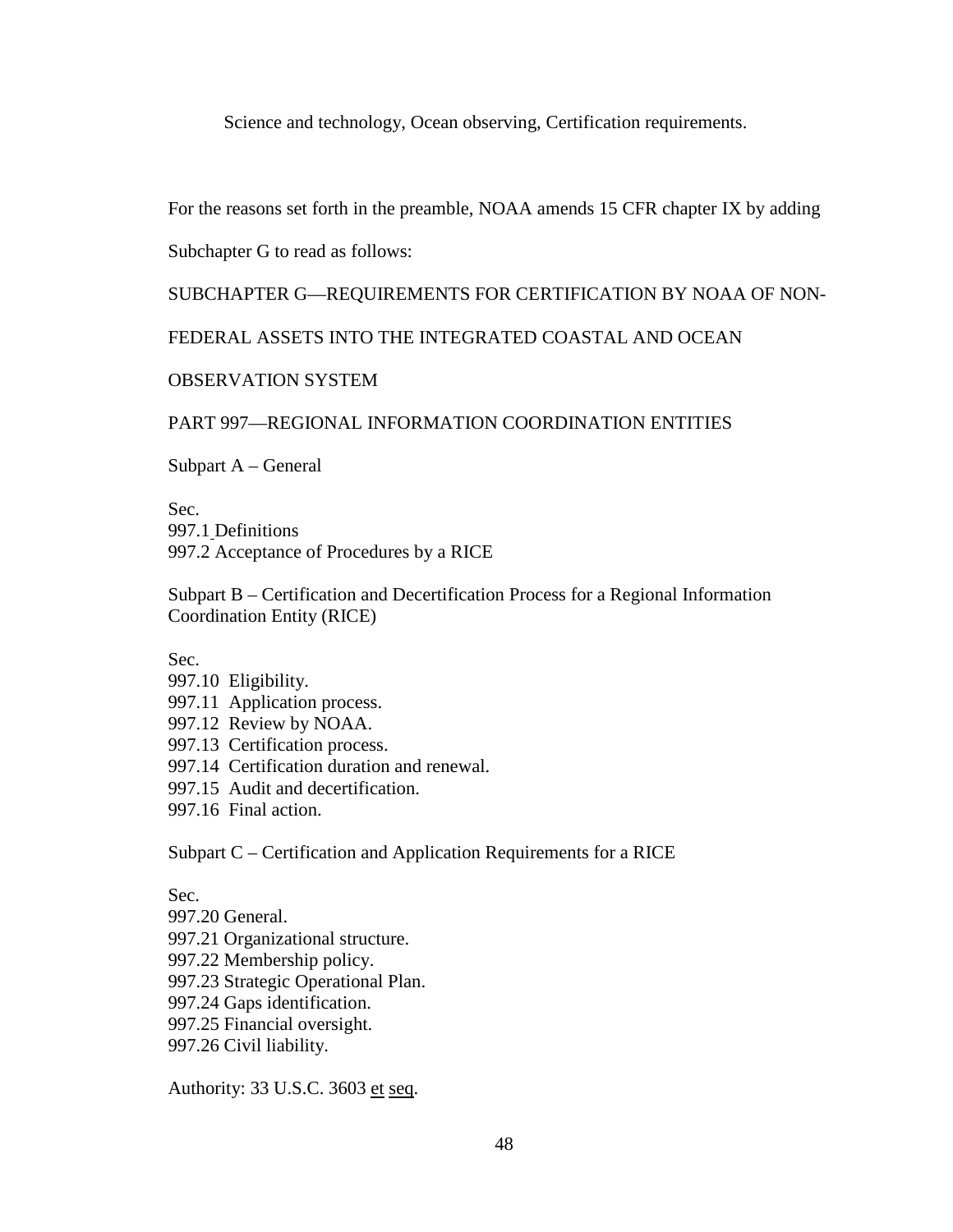Science and technology, Ocean observing, Certification requirements.

For the reasons set forth in the preamble, NOAA amends 15 CFR chapter IX by adding Subchapter G to read as follows:

## SUBCHAPTER G—REQUIREMENTS FOR CERTIFICATION BY NOAA OF NON-FEDERAL ASSETS INTO THE INTEGRATED COASTAL AND OCEAN OBSERVATION SYSTEM

## PART 997—REGIONAL INFORMATION COORDINATION ENTITIES

### Subpart A – General

Sec.
997.1 Definitions
997.2 Acceptance of Procedures by a RICE

### Subpart B – Certification and Decertification Process for a Regional Information Coordination Entity (RICE)

Sec.
997.10 Eligibility.
997.11 Application process.
997.12 Review by NOAA.
997.13 Certification process.
997.14 Certification duration and renewal.
997.15 Audit and decertification.
997.16 Final action.

### Subpart C – Certification and Application Requirements for a RICE

Sec.
997.20 General.
997.21 Organizational structure.
997.22 Membership policy.
997.23 Strategic Operational Plan.
997.24 Gaps identification.
997.25 Financial oversight.
997.26 Civil liability.

Authority: 33 U.S.C. 3603 et seq.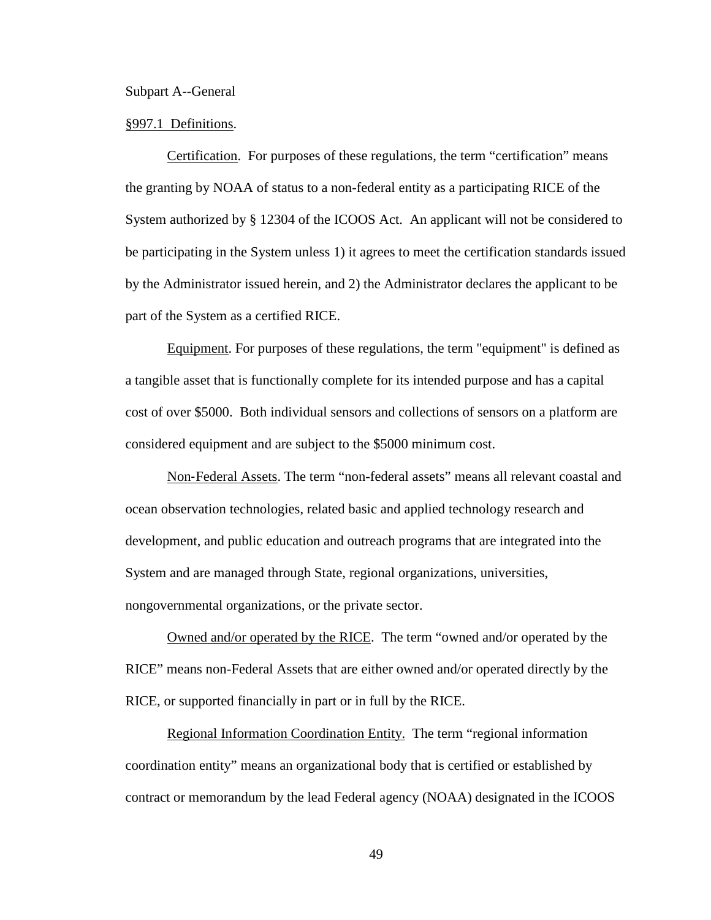Subpart A--General

§997.1 Definitions.

Certification. For purposes of these regulations, the term "certification" means the granting by NOAA of status to a non-federal entity as a participating RICE of the System authorized by § 12304 of the ICOOS Act. An applicant will not be considered to be participating in the System unless 1) it agrees to meet the certification standards issued by the Administrator issued herein, and 2) the Administrator declares the applicant to be part of the System as a certified RICE.

Equipment. For purposes of these regulations, the term "equipment" is defined as a tangible asset that is functionally complete for its intended purpose and has a capital cost of over $5000. Both individual sensors and collections of sensors on a platform are considered equipment and are subject to the $5000 minimum cost.

Non-Federal Assets. The term "non-federal assets" means all relevant coastal and ocean observation technologies, related basic and applied technology research and development, and public education and outreach programs that are integrated into the System and are managed through State, regional organizations, universities, nongovernmental organizations, or the private sector.

Owned and/or operated by the RICE. The term "owned and/or operated by the RICE" means non-Federal Assets that are either owned and/or operated directly by the RICE, or supported financially in part or in full by the RICE.

Regional Information Coordination Entity. The term "regional information coordination entity" means an organizational body that is certified or established by contract or memorandum by the lead Federal agency (NOAA) designated in the ICOOS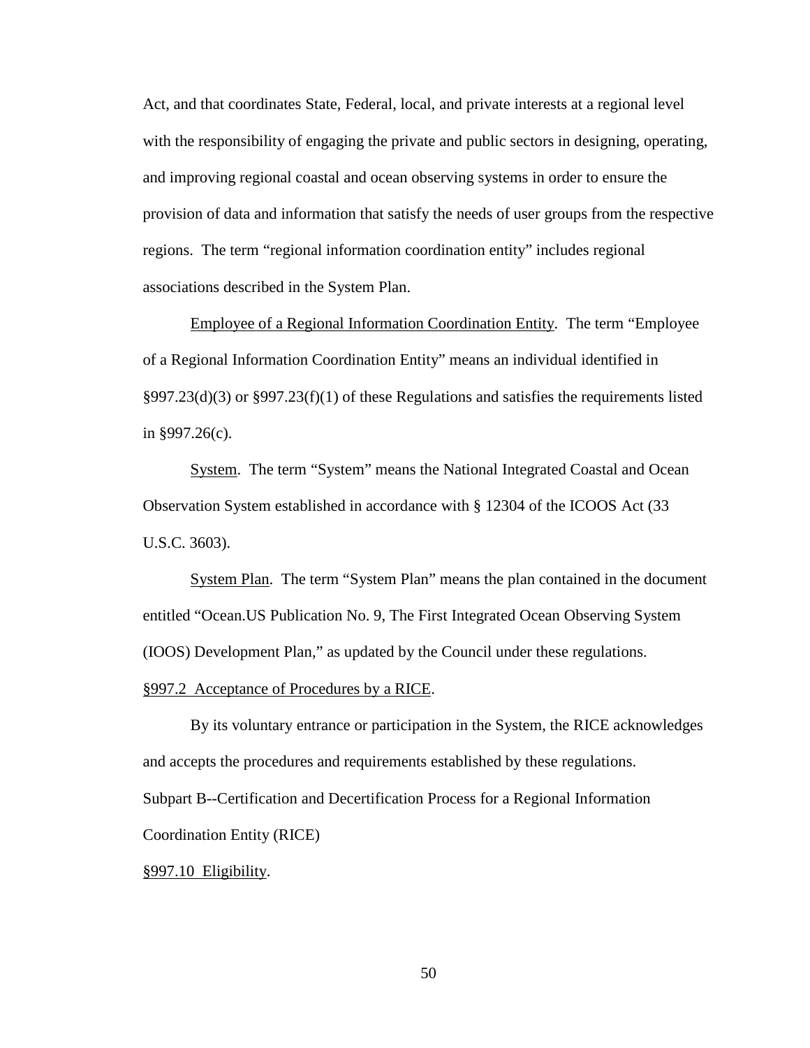Act, and that coordinates State, Federal, local, and private interests at a regional level with the responsibility of engaging the private and public sectors in designing, operating, and improving regional coastal and ocean observing systems in order to ensure the provision of data and information that satisfy the needs of user groups from the respective regions. The term "regional information coordination entity" includes regional associations described in the System Plan.

Employee of a Regional Information Coordination Entity. The term "Employee of a Regional Information Coordination Entity" means an individual identified in §997.23(d)(3) or §997.23(f)(1) of these Regulations and satisfies the requirements listed in §997.26(c).

System. The term "System" means the National Integrated Coastal and Ocean Observation System established in accordance with § 12304 of the ICOOS Act (33 U.S.C. 3603).

System Plan. The term "System Plan" means the plan contained in the document entitled "Ocean.US Publication No. 9, The First Integrated Ocean Observing System (IOOS) Development Plan," as updated by the Council under these regulations.

§997.2 Acceptance of Procedures by a RICE.

By its voluntary entrance or participation in the System, the RICE acknowledges and accepts the procedures and requirements established by these regulations.

Subpart B--Certification and Decertification Process for a Regional Information Coordination Entity (RICE)

§997.10 Eligibility.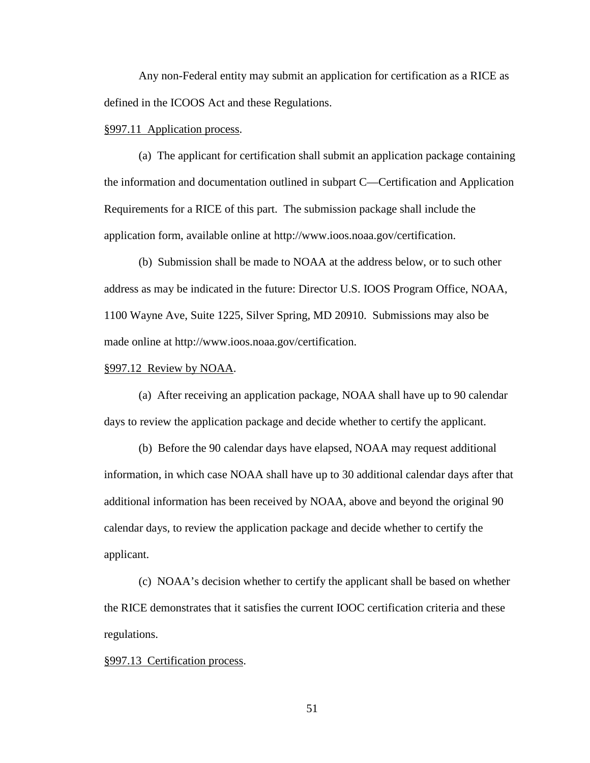Any non-Federal entity may submit an application for certification as a RICE as defined in the ICOOS Act and these Regulations.

<u>§997.11 Application process</u>.

(a) The applicant for certification shall submit an application package containing the information and documentation outlined in subpart C—Certification and Application Requirements for a RICE of this part. The submission package shall include the application form, available online at http://www.ioos.noaa.gov/certification.

(b) Submission shall be made to NOAA at the address below, or to such other address as may be indicated in the future: Director U.S. IOOS Program Office, NOAA, 1100 Wayne Ave, Suite 1225, Silver Spring, MD 20910. Submissions may also be made online at http://www.ioos.noaa.gov/certification.

<u>§997.12 Review by NOAA</u>.

(a) After receiving an application package, NOAA shall have up to 90 calendar days to review the application package and decide whether to certify the applicant.

(b) Before the 90 calendar days have elapsed, NOAA may request additional information, in which case NOAA shall have up to 30 additional calendar days after that additional information has been received by NOAA, above and beyond the original 90 calendar days, to review the application package and decide whether to certify the applicant.

(c) NOAA's decision whether to certify the applicant shall be based on whether the RICE demonstrates that it satisfies the current IOOC certification criteria and these regulations.

<u>§997.13 Certification process</u>.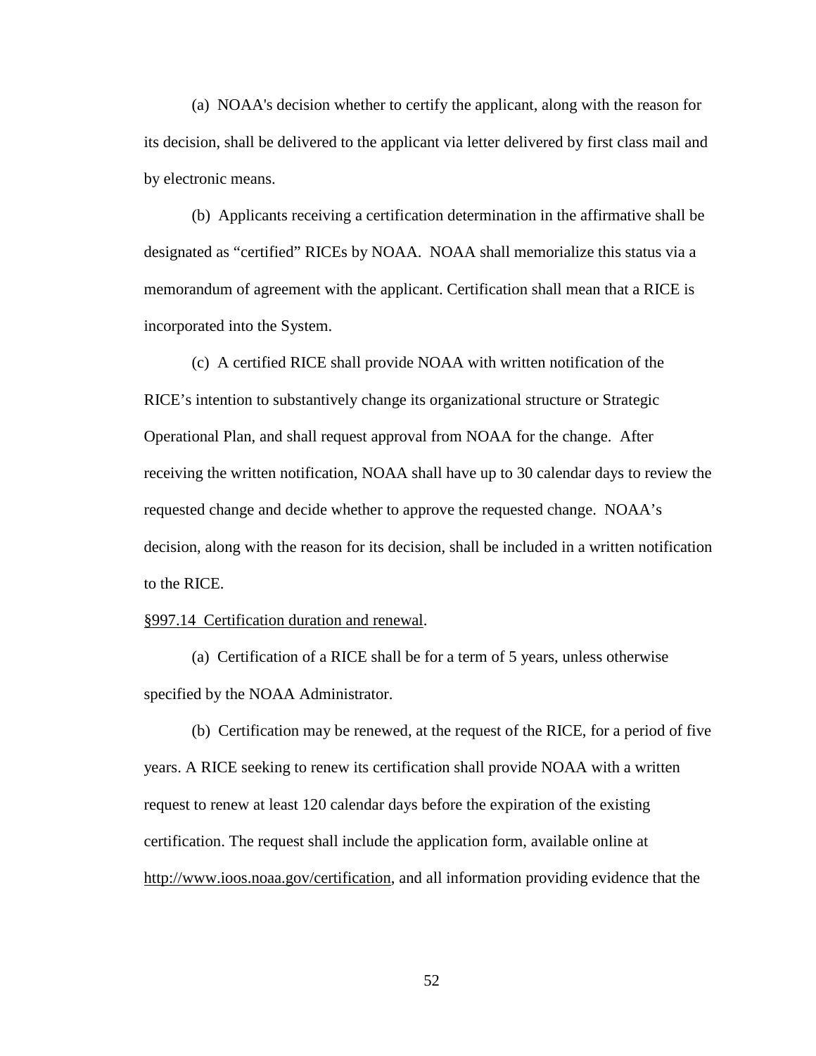(a) NOAA's decision whether to certify the applicant, along with the reason for its decision, shall be delivered to the applicant via letter delivered by first class mail and by electronic means.

(b) Applicants receiving a certification determination in the affirmative shall be designated as "certified" RICEs by NOAA. NOAA shall memorialize this status via a memorandum of agreement with the applicant. Certification shall mean that a RICE is incorporated into the System.

(c) A certified RICE shall provide NOAA with written notification of the RICE's intention to substantively change its organizational structure or Strategic Operational Plan, and shall request approval from NOAA for the change. After receiving the written notification, NOAA shall have up to 30 calendar days to review the requested change and decide whether to approve the requested change. NOAA's decision, along with the reason for its decision, shall be included in a written notification to the RICE.

§997.14 Certification duration and renewal.

(a) Certification of a RICE shall be for a term of 5 years, unless otherwise specified by the NOAA Administrator.

(b) Certification may be renewed, at the request of the RICE, for a period of five years. A RICE seeking to renew its certification shall provide NOAA with a written request to renew at least 120 calendar days before the expiration of the existing certification. The request shall include the application form, available online at http://www.ioos.noaa.gov/certification, and all information providing evidence that the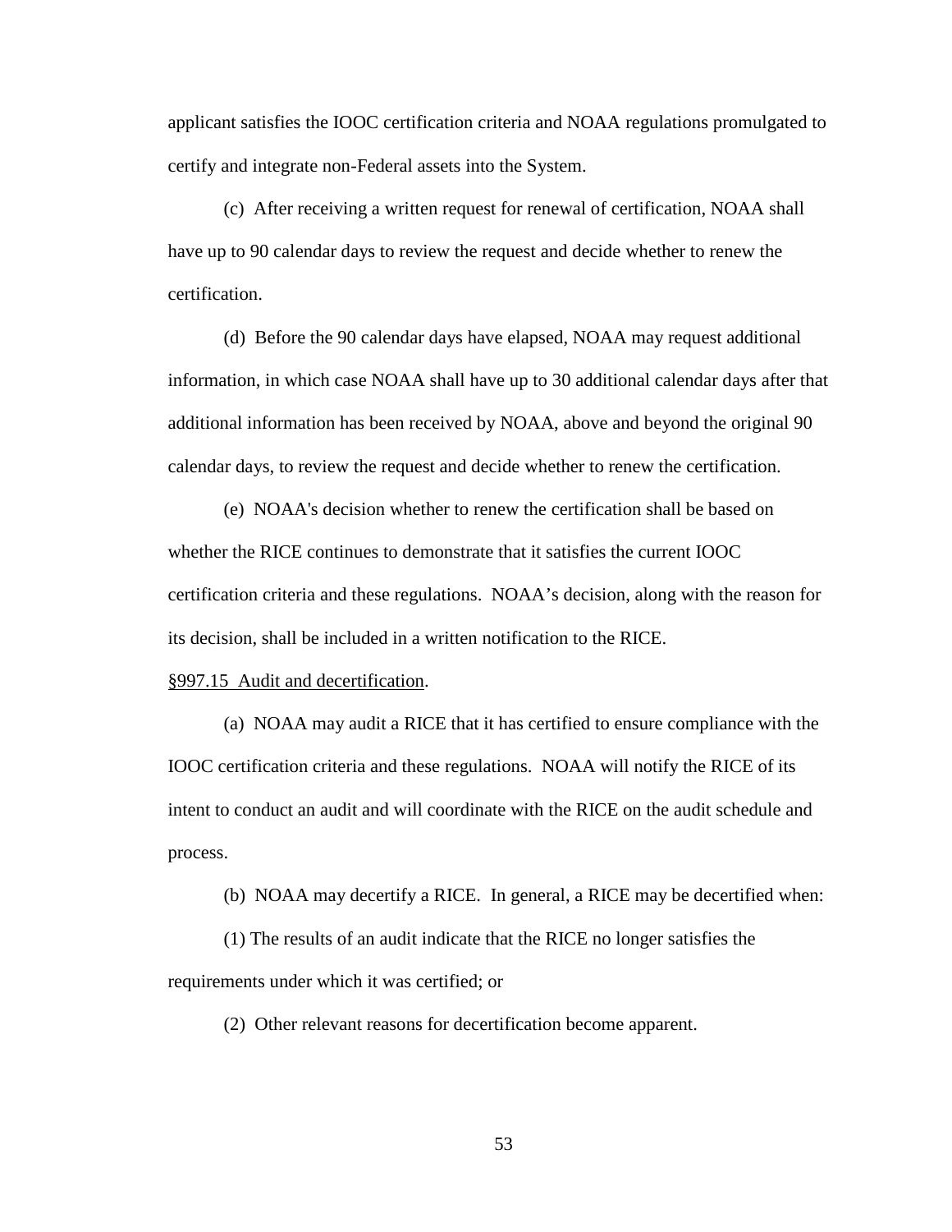applicant satisfies the IOOC certification criteria and NOAA regulations promulgated to certify and integrate non-Federal assets into the System.

(c) After receiving a written request for renewal of certification, NOAA shall have up to 90 calendar days to review the request and decide whether to renew the certification.

(d) Before the 90 calendar days have elapsed, NOAA may request additional information, in which case NOAA shall have up to 30 additional calendar days after that additional information has been received by NOAA, above and beyond the original 90 calendar days, to review the request and decide whether to renew the certification.

(e) NOAA's decision whether to renew the certification shall be based on whether the RICE continues to demonstrate that it satisfies the current IOOC certification criteria and these regulations. NOAA's decision, along with the reason for its decision, shall be included in a written notification to the RICE.

§997.15 Audit and decertification.

(a) NOAA may audit a RICE that it has certified to ensure compliance with the IOOC certification criteria and these regulations. NOAA will notify the RICE of its intent to conduct an audit and will coordinate with the RICE on the audit schedule and process.

(b) NOAA may decertify a RICE. In general, a RICE may be decertified when:

(1) The results of an audit indicate that the RICE no longer satisfies the requirements under which it was certified; or

(2) Other relevant reasons for decertification become apparent.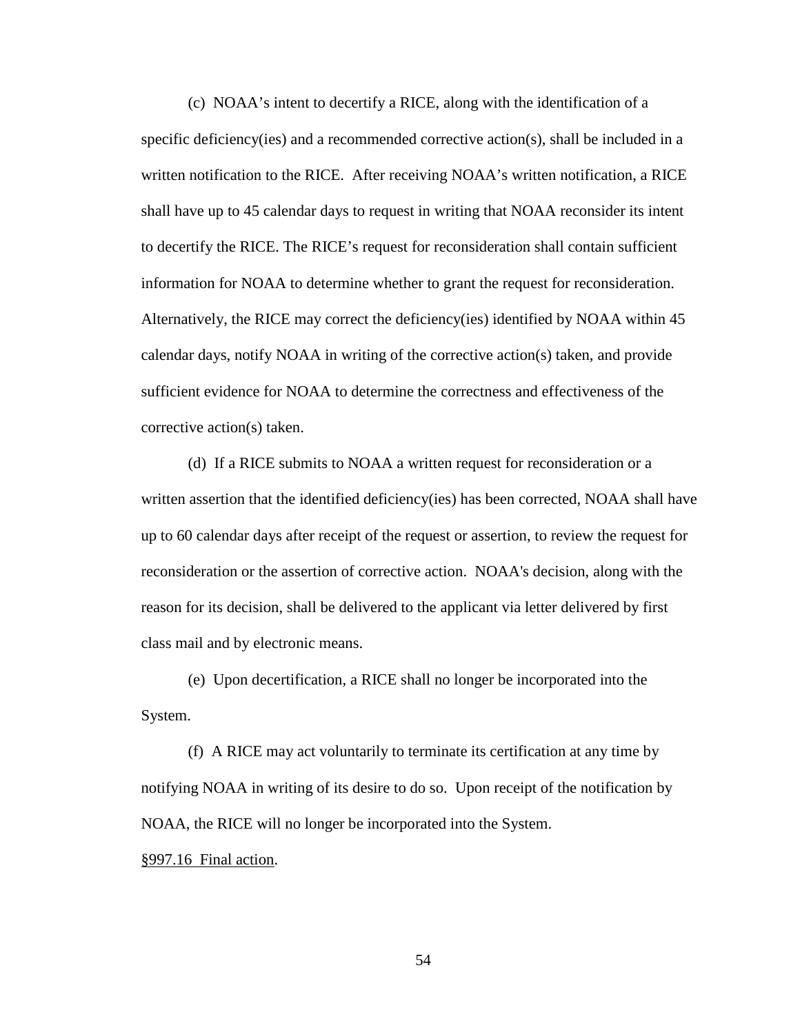(c) NOAA's intent to decertify a RICE, along with the identification of a specific deficiency(ies) and a recommended corrective action(s), shall be included in a written notification to the RICE. After receiving NOAA's written notification, a RICE shall have up to 45 calendar days to request in writing that NOAA reconsider its intent to decertify the RICE. The RICE's request for reconsideration shall contain sufficient information for NOAA to determine whether to grant the request for reconsideration. Alternatively, the RICE may correct the deficiency(ies) identified by NOAA within 45 calendar days, notify NOAA in writing of the corrective action(s) taken, and provide sufficient evidence for NOAA to determine the correctness and effectiveness of the corrective action(s) taken.

(d) If a RICE submits to NOAA a written request for reconsideration or a written assertion that the identified deficiency(ies) has been corrected, NOAA shall have up to 60 calendar days after receipt of the request or assertion, to review the request for reconsideration or the assertion of corrective action. NOAA's decision, along with the reason for its decision, shall be delivered to the applicant via letter delivered by first class mail and by electronic means.

(e) Upon decertification, a RICE shall no longer be incorporated into the System.

(f) A RICE may act voluntarily to terminate its certification at any time by notifying NOAA in writing of its desire to do so. Upon receipt of the notification by NOAA, the RICE will no longer be incorporated into the System.

§997.16 Final action.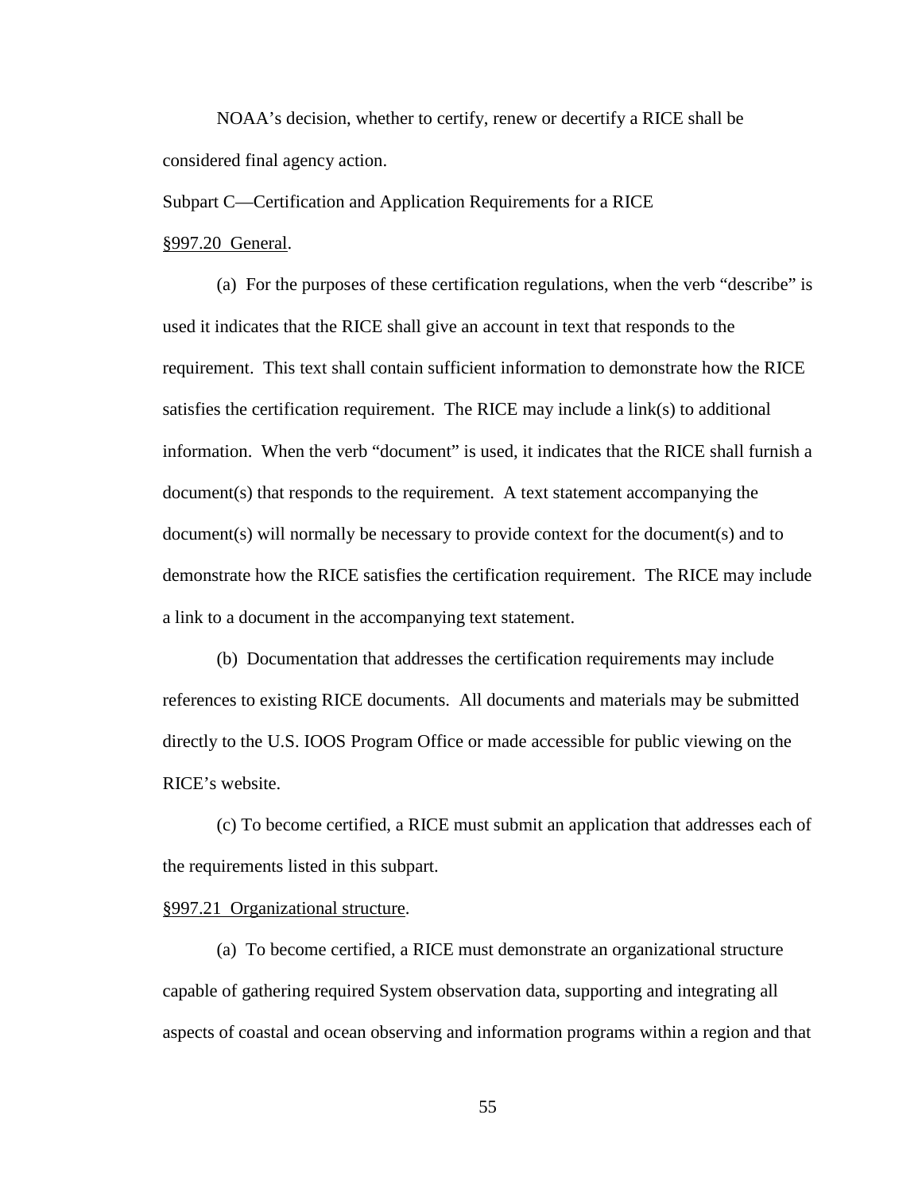NOAA's decision, whether to certify, renew or decertify a RICE shall be considered final agency action.

Subpart C—Certification and Application Requirements for a RICE

§997.20 General.

(a) For the purposes of these certification regulations, when the verb "describe" is used it indicates that the RICE shall give an account in text that responds to the requirement. This text shall contain sufficient information to demonstrate how the RICE satisfies the certification requirement. The RICE may include a link(s) to additional information. When the verb "document" is used, it indicates that the RICE shall furnish a document(s) that responds to the requirement. A text statement accompanying the document(s) will normally be necessary to provide context for the document(s) and to demonstrate how the RICE satisfies the certification requirement. The RICE may include a link to a document in the accompanying text statement.

(b) Documentation that addresses the certification requirements may include references to existing RICE documents. All documents and materials may be submitted directly to the U.S. IOOS Program Office or made accessible for public viewing on the RICE's website.

(c) To become certified, a RICE must submit an application that addresses each of the requirements listed in this subpart.

§997.21 Organizational structure.

(a) To become certified, a RICE must demonstrate an organizational structure capable of gathering required System observation data, supporting and integrating all aspects of coastal and ocean observing and information programs within a region and that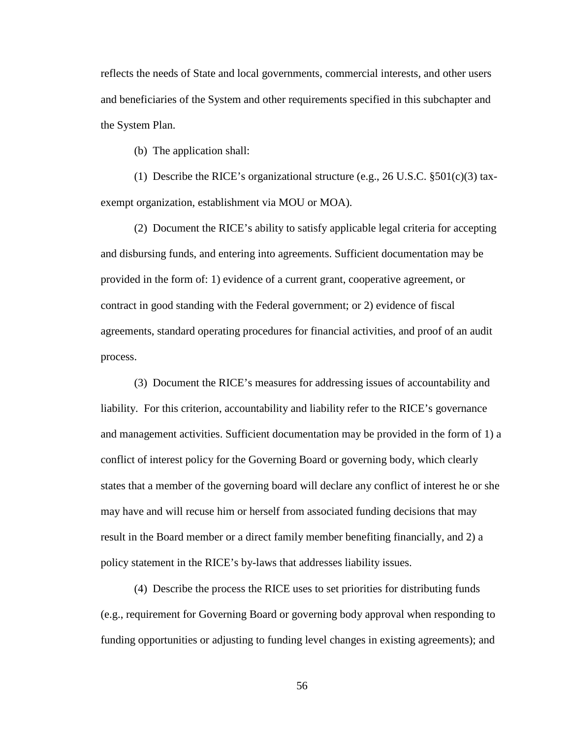reflects the needs of State and local governments, commercial interests, and other users and beneficiaries of the System and other requirements specified in this subchapter and the System Plan.

(b) The application shall:

(1) Describe the RICE's organizational structure (e.g., 26 U.S.C. §501(c)(3) tax-exempt organization, establishment via MOU or MOA).

(2) Document the RICE's ability to satisfy applicable legal criteria for accepting and disbursing funds, and entering into agreements. Sufficient documentation may be provided in the form of: 1) evidence of a current grant, cooperative agreement, or contract in good standing with the Federal government; or 2) evidence of fiscal agreements, standard operating procedures for financial activities, and proof of an audit process.

(3) Document the RICE's measures for addressing issues of accountability and liability. For this criterion, accountability and liability refer to the RICE's governance and management activities. Sufficient documentation may be provided in the form of 1) a conflict of interest policy for the Governing Board or governing body, which clearly states that a member of the governing board will declare any conflict of interest he or she may have and will recuse him or herself from associated funding decisions that may result in the Board member or a direct family member benefiting financially, and 2) a policy statement in the RICE's by-laws that addresses liability issues.

(4) Describe the process the RICE uses to set priorities for distributing funds (e.g., requirement for Governing Board or governing body approval when responding to funding opportunities or adjusting to funding level changes in existing agreements); and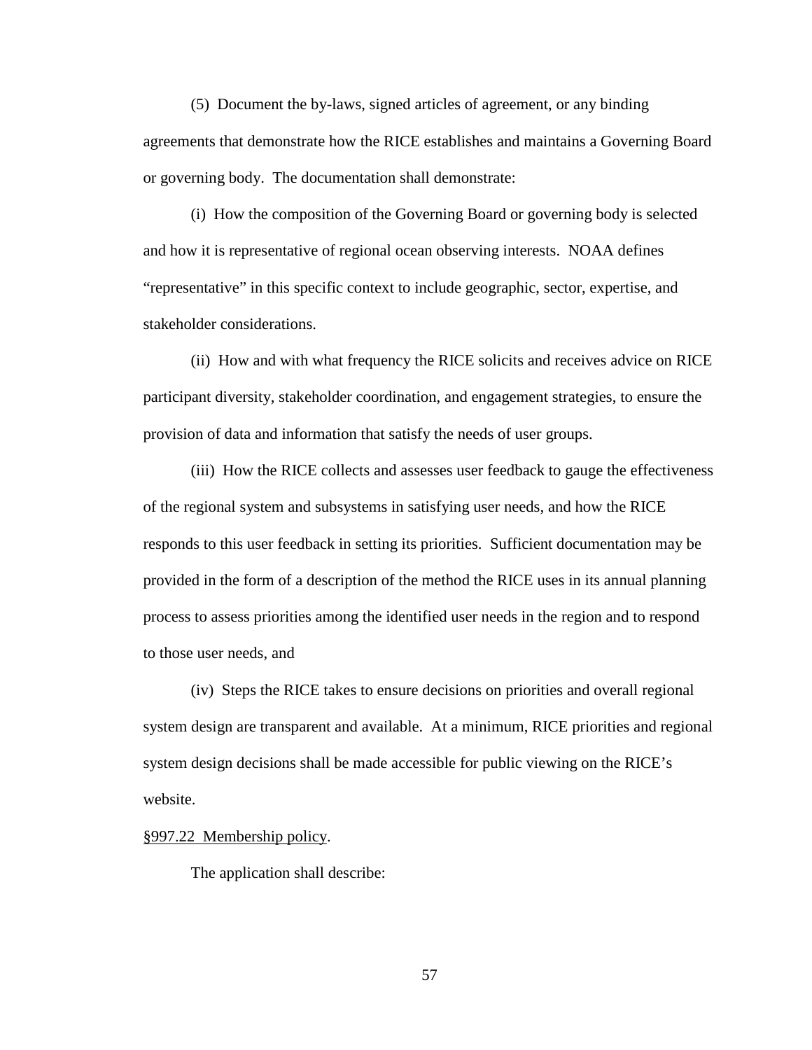(5) Document the by-laws, signed articles of agreement, or any binding agreements that demonstrate how the RICE establishes and maintains a Governing Board or governing body. The documentation shall demonstrate:

(i) How the composition of the Governing Board or governing body is selected and how it is representative of regional ocean observing interests. NOAA defines "representative" in this specific context to include geographic, sector, expertise, and stakeholder considerations.

(ii) How and with what frequency the RICE solicits and receives advice on RICE participant diversity, stakeholder coordination, and engagement strategies, to ensure the provision of data and information that satisfy the needs of user groups.

(iii) How the RICE collects and assesses user feedback to gauge the effectiveness of the regional system and subsystems in satisfying user needs, and how the RICE responds to this user feedback in setting its priorities. Sufficient documentation may be provided in the form of a description of the method the RICE uses in its annual planning process to assess priorities among the identified user needs in the region and to respond to those user needs, and

(iv) Steps the RICE takes to ensure decisions on priorities and overall regional system design are transparent and available. At a minimum, RICE priorities and regional system design decisions shall be made accessible for public viewing on the RICE's website.

§997.22 Membership policy.

The application shall describe: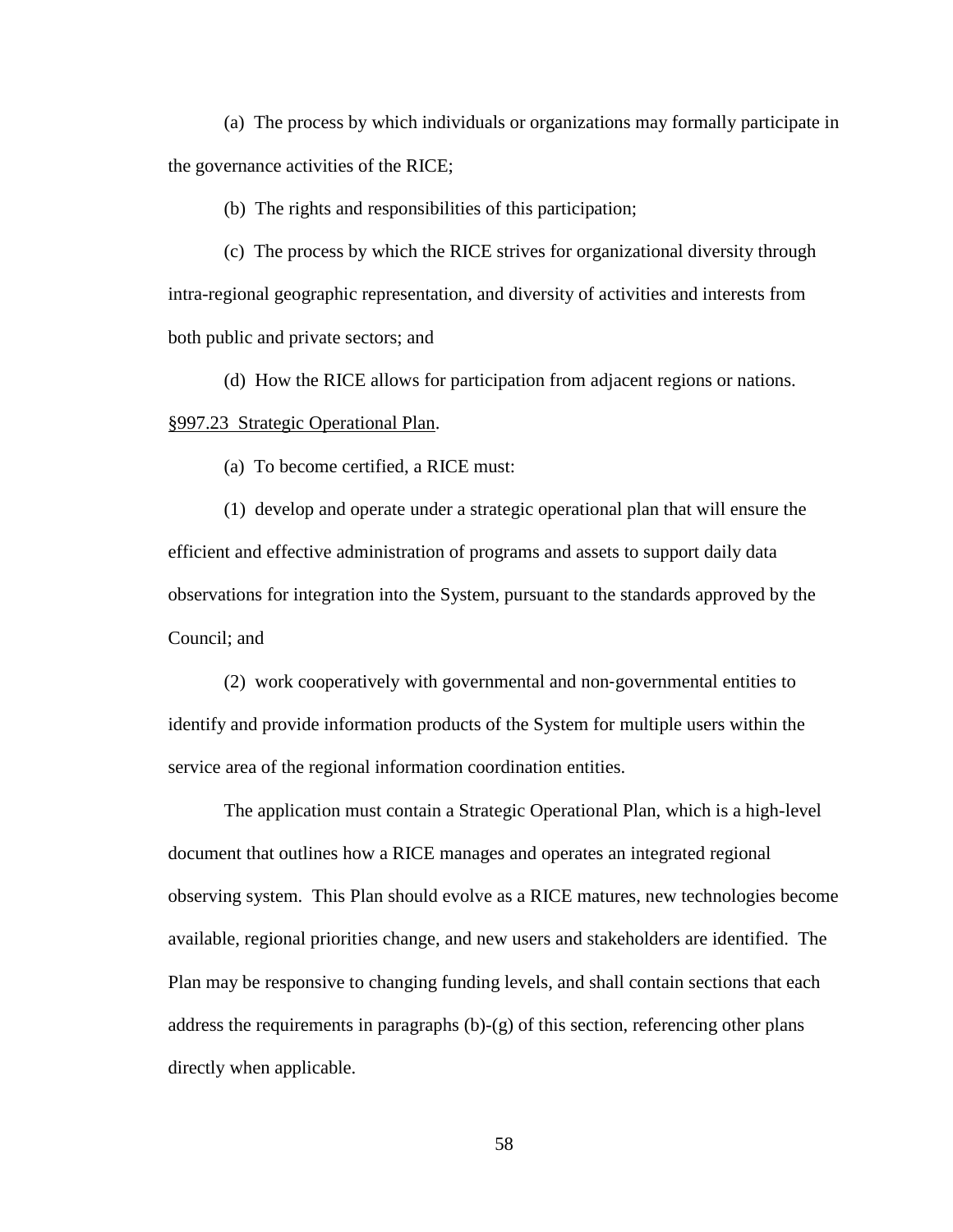(a) The process by which individuals or organizations may formally participate in the governance activities of the RICE;

(b) The rights and responsibilities of this participation;

(c) The process by which the RICE strives for organizational diversity through intra-regional geographic representation, and diversity of activities and interests from both public and private sectors; and

(d) How the RICE allows for participation from adjacent regions or nations.

§997.23 Strategic Operational Plan.

(a) To become certified, a RICE must:

(1) develop and operate under a strategic operational plan that will ensure the efficient and effective administration of programs and assets to support daily data observations for integration into the System, pursuant to the standards approved by the Council; and

(2) work cooperatively with governmental and non-governmental entities to identify and provide information products of the System for multiple users within the service area of the regional information coordination entities.

The application must contain a Strategic Operational Plan, which is a high-level document that outlines how a RICE manages and operates an integrated regional observing system. This Plan should evolve as a RICE matures, new technologies become available, regional priorities change, and new users and stakeholders are identified. The Plan may be responsive to changing funding levels, and shall contain sections that each address the requirements in paragraphs (b)-(g) of this section, referencing other plans directly when applicable.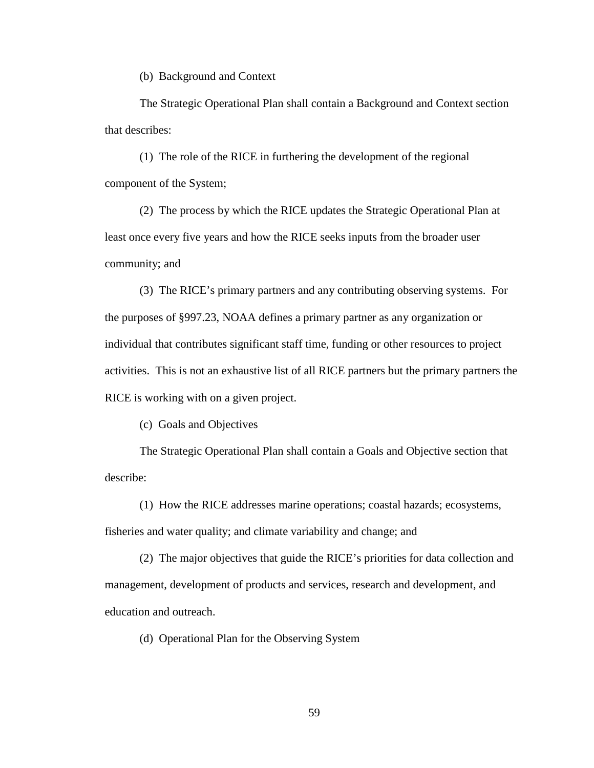(b) Background and Context

The Strategic Operational Plan shall contain a Background and Context section that describes:

(1) The role of the RICE in furthering the development of the regional component of the System;

(2) The process by which the RICE updates the Strategic Operational Plan at least once every five years and how the RICE seeks inputs from the broader user community; and

(3) The RICE's primary partners and any contributing observing systems. For the purposes of §997.23, NOAA defines a primary partner as any organization or individual that contributes significant staff time, funding or other resources to project activities. This is not an exhaustive list of all RICE partners but the primary partners the RICE is working with on a given project.

(c) Goals and Objectives

The Strategic Operational Plan shall contain a Goals and Objective section that describe:

(1) How the RICE addresses marine operations; coastal hazards; ecosystems, fisheries and water quality; and climate variability and change; and

(2) The major objectives that guide the RICE's priorities for data collection and management, development of products and services, research and development, and education and outreach.

(d) Operational Plan for the Observing System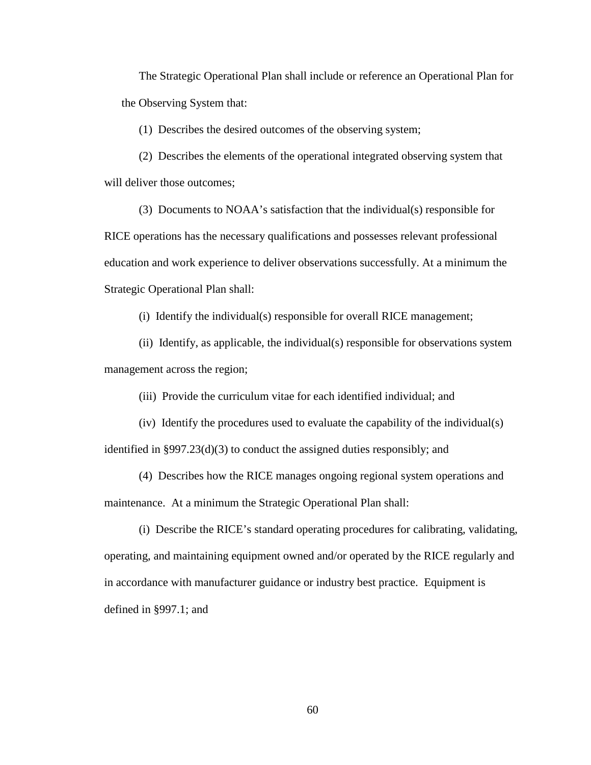The Strategic Operational Plan shall include or reference an Operational Plan for the Observing System that:

(1) Describes the desired outcomes of the observing system;

(2) Describes the elements of the operational integrated observing system that will deliver those outcomes;

(3) Documents to NOAA's satisfaction that the individual(s) responsible for RICE operations has the necessary qualifications and possesses relevant professional education and work experience to deliver observations successfully. At a minimum the Strategic Operational Plan shall:

(i) Identify the individual(s) responsible for overall RICE management;

(ii) Identify, as applicable, the individual(s) responsible for observations system management across the region;

(iii) Provide the curriculum vitae for each identified individual; and

(iv) Identify the procedures used to evaluate the capability of the individual(s) identified in §997.23(d)(3) to conduct the assigned duties responsibly; and

(4) Describes how the RICE manages ongoing regional system operations and maintenance. At a minimum the Strategic Operational Plan shall:

(i) Describe the RICE's standard operating procedures for calibrating, validating, operating, and maintaining equipment owned and/or operated by the RICE regularly and in accordance with manufacturer guidance or industry best practice. Equipment is defined in §997.1; and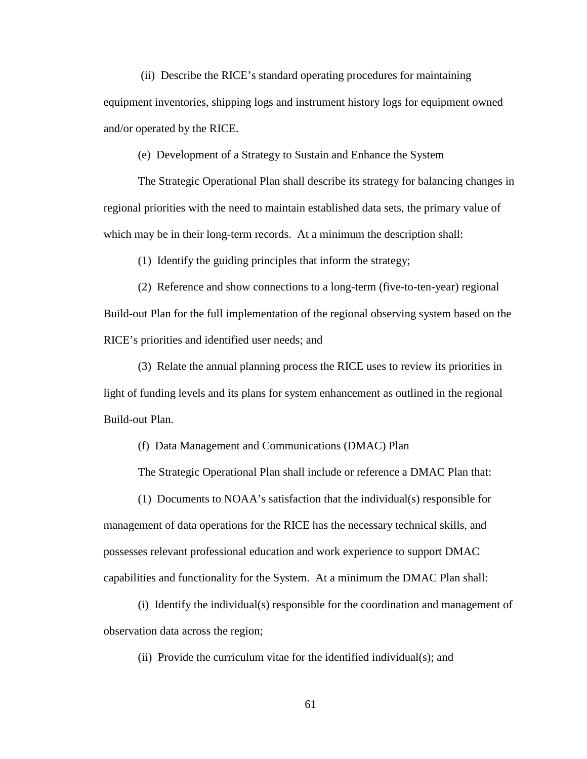(ii) Describe the RICE's standard operating procedures for maintaining equipment inventories, shipping logs and instrument history logs for equipment owned and/or operated by the RICE.

(e) Development of a Strategy to Sustain and Enhance the System

The Strategic Operational Plan shall describe its strategy for balancing changes in regional priorities with the need to maintain established data sets, the primary value of which may be in their long-term records. At a minimum the description shall:

(1) Identify the guiding principles that inform the strategy;

(2) Reference and show connections to a long-term (five-to-ten-year) regional Build-out Plan for the full implementation of the regional observing system based on the RICE's priorities and identified user needs; and

(3) Relate the annual planning process the RICE uses to review its priorities in light of funding levels and its plans for system enhancement as outlined in the regional Build-out Plan.

(f) Data Management and Communications (DMAC) Plan

The Strategic Operational Plan shall include or reference a DMAC Plan that:

(1) Documents to NOAA's satisfaction that the individual(s) responsible for management of data operations for the RICE has the necessary technical skills, and possesses relevant professional education and work experience to support DMAC capabilities and functionality for the System. At a minimum the DMAC Plan shall:

(i) Identify the individual(s) responsible for the coordination and management of observation data across the region;

(ii) Provide the curriculum vitae for the identified individual(s); and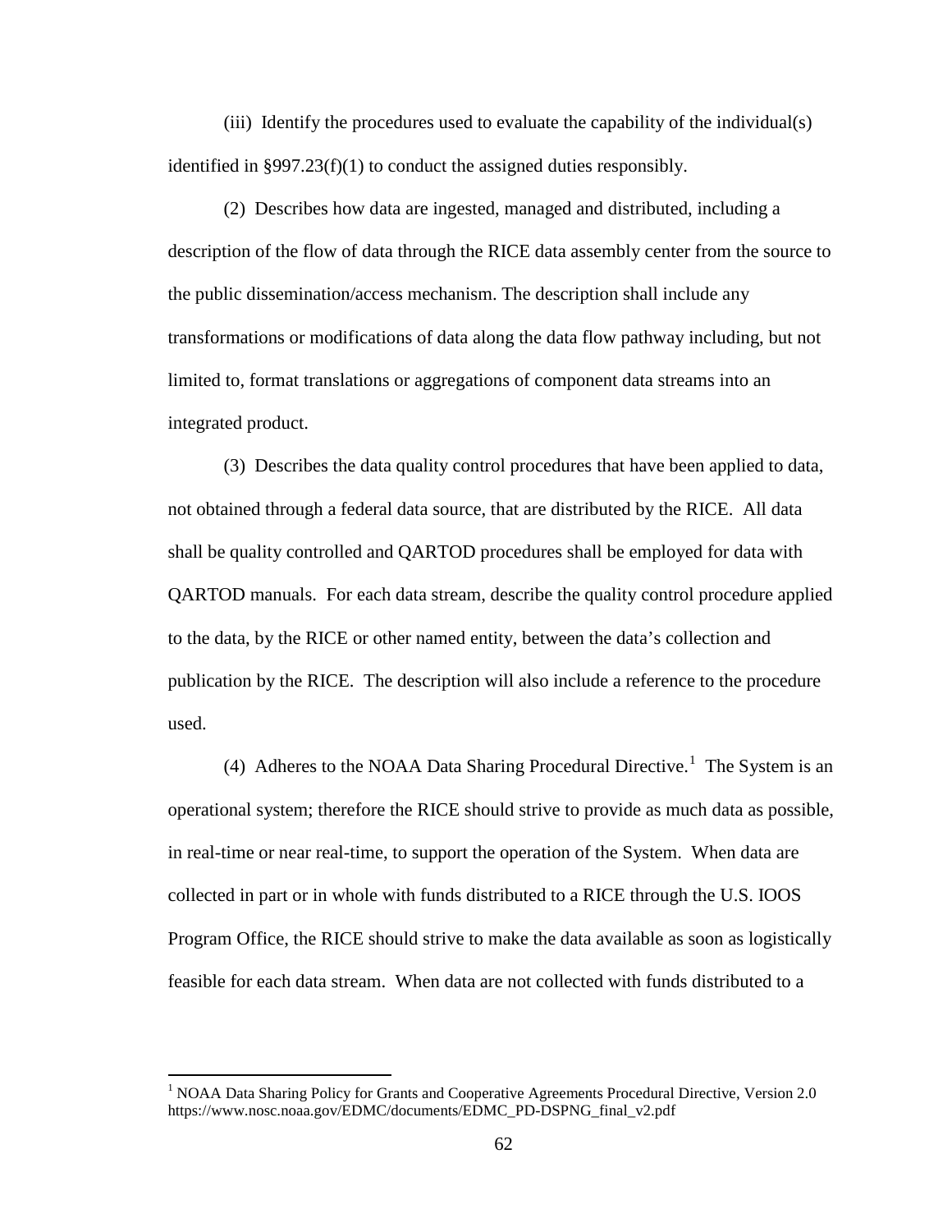(iii) Identify the procedures used to evaluate the capability of the individual(s) identified in §997.23(f)(1) to conduct the assigned duties responsibly.

(2) Describes how data are ingested, managed and distributed, including a description of the flow of data through the RICE data assembly center from the source to the public dissemination/access mechanism. The description shall include any transformations or modifications of data along the data flow pathway including, but not limited to, format translations or aggregations of component data streams into an integrated product.

(3) Describes the data quality control procedures that have been applied to data, not obtained through a federal data source, that are distributed by the RICE. All data shall be quality controlled and QARTOD procedures shall be employed for data with QARTOD manuals. For each data stream, describe the quality control procedure applied to the data, by the RICE or other named entity, between the data's collection and publication by the RICE. The description will also include a reference to the procedure used.

(4) Adheres to the NOAA Data Sharing Procedural Directive.[1] The System is an operational system; therefore the RICE should strive to provide as much data as possible, in real-time or near real-time, to support the operation of the System. When data are collected in part or in whole with funds distributed to a RICE through the U.S. IOOS Program Office, the RICE should strive to make the data available as soon as logistically feasible for each data stream. When data are not collected with funds distributed to a

---

[1] NOAA Data Sharing Policy for Grants and Cooperative Agreements Procedural Directive, Version 2.0 https://www.nosc.noaa.gov/EDMC/documents/EDMC_PD-DSPNG_final_v2.pdf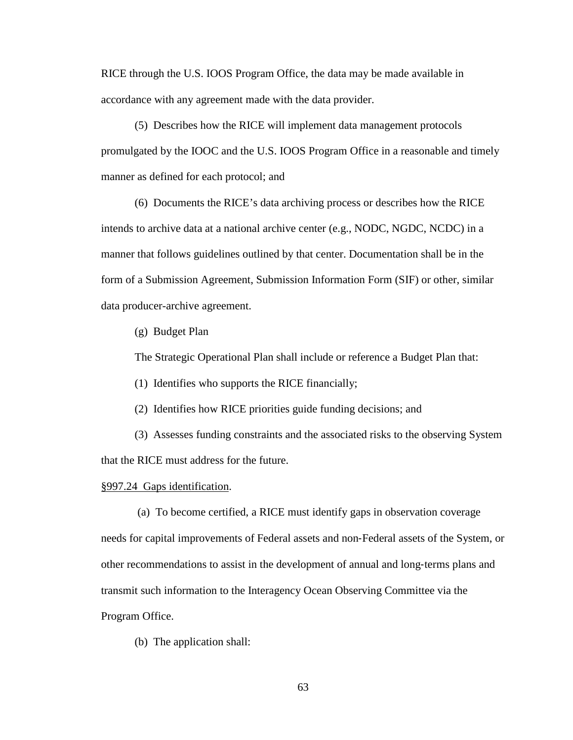RICE through the U.S. IOOS Program Office, the data may be made available in accordance with any agreement made with the data provider.

(5) Describes how the RICE will implement data management protocols promulgated by the IOOC and the U.S. IOOS Program Office in a reasonable and timely manner as defined for each protocol; and

(6) Documents the RICE's data archiving process or describes how the RICE intends to archive data at a national archive center (e.g., NODC, NGDC, NCDC) in a manner that follows guidelines outlined by that center. Documentation shall be in the form of a Submission Agreement, Submission Information Form (SIF) or other, similar data producer-archive agreement.

(g) Budget Plan

The Strategic Operational Plan shall include or reference a Budget Plan that:

(1) Identifies who supports the RICE financially;

(2) Identifies how RICE priorities guide funding decisions; and

(3) Assesses funding constraints and the associated risks to the observing System that the RICE must address for the future.

§997.24 Gaps identification.

(a) To become certified, a RICE must identify gaps in observation coverage needs for capital improvements of Federal assets and non-Federal assets of the System, or other recommendations to assist in the development of annual and long-terms plans and transmit such information to the Interagency Ocean Observing Committee via the Program Office.

(b) The application shall: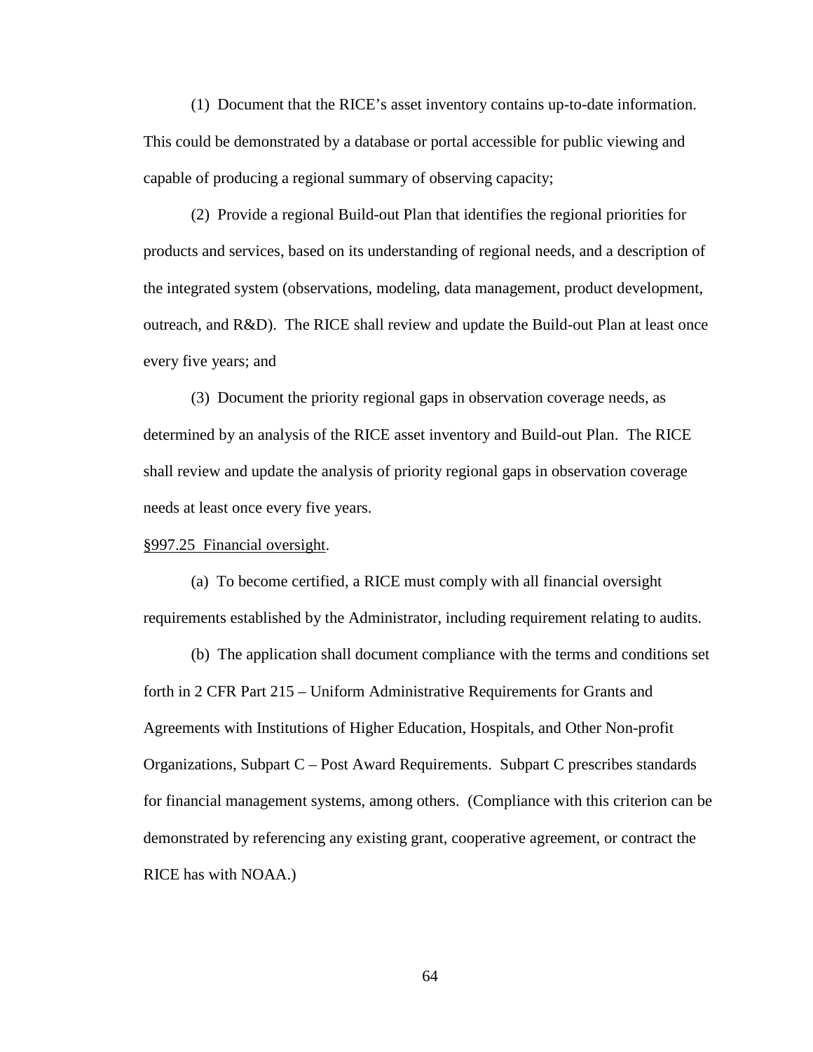(1) Document that the RICE's asset inventory contains up-to-date information. This could be demonstrated by a database or portal accessible for public viewing and capable of producing a regional summary of observing capacity;

(2) Provide a regional Build-out Plan that identifies the regional priorities for products and services, based on its understanding of regional needs, and a description of the integrated system (observations, modeling, data management, product development, outreach, and R&D). The RICE shall review and update the Build-out Plan at least once every five years; and

(3) Document the priority regional gaps in observation coverage needs, as determined by an analysis of the RICE asset inventory and Build-out Plan. The RICE shall review and update the analysis of priority regional gaps in observation coverage needs at least once every five years.

<u>§997.25 Financial oversight</u>.

(a) To become certified, a RICE must comply with all financial oversight requirements established by the Administrator, including requirement relating to audits.

(b) The application shall document compliance with the terms and conditions set forth in 2 CFR Part 215 – Uniform Administrative Requirements for Grants and Agreements with Institutions of Higher Education, Hospitals, and Other Non-profit Organizations, Subpart C – Post Award Requirements. Subpart C prescribes standards for financial management systems, among others. (Compliance with this criterion can be demonstrated by referencing any existing grant, cooperative agreement, or contract the RICE has with NOAA.)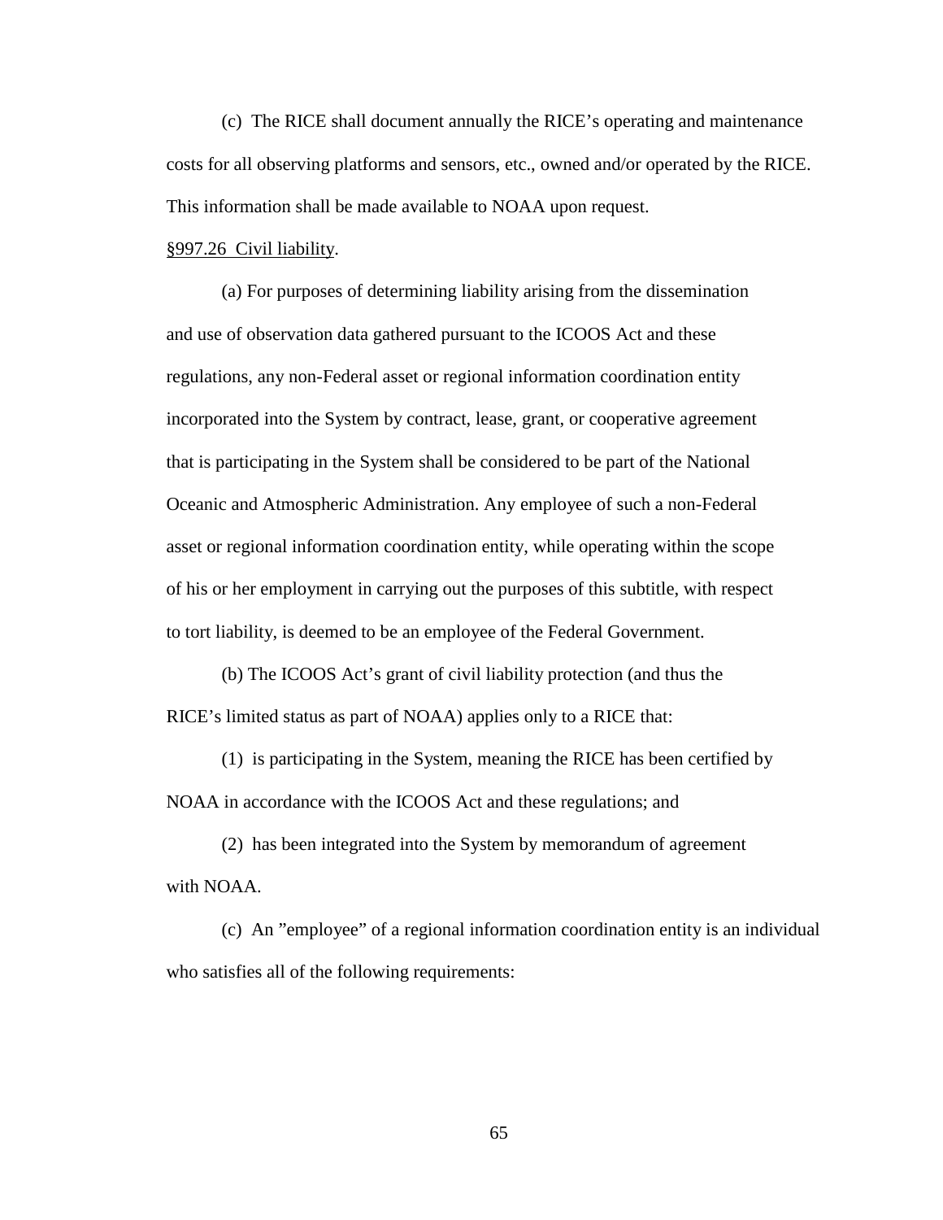(c) The RICE shall document annually the RICE's operating and maintenance costs for all observing platforms and sensors, etc., owned and/or operated by the RICE. This information shall be made available to NOAA upon request.

§997.26 Civil liability.

(a) For purposes of determining liability arising from the dissemination and use of observation data gathered pursuant to the ICOOS Act and these regulations, any non-Federal asset or regional information coordination entity incorporated into the System by contract, lease, grant, or cooperative agreement that is participating in the System shall be considered to be part of the National Oceanic and Atmospheric Administration. Any employee of such a non-Federal asset or regional information coordination entity, while operating within the scope of his or her employment in carrying out the purposes of this subtitle, with respect to tort liability, is deemed to be an employee of the Federal Government.

(b) The ICOOS Act's grant of civil liability protection (and thus the RICE's limited status as part of NOAA) applies only to a RICE that:

(1) is participating in the System, meaning the RICE has been certified by NOAA in accordance with the ICOOS Act and these regulations; and

(2) has been integrated into the System by memorandum of agreement with NOAA.

(c) An "employee" of a regional information coordination entity is an individual who satisfies all of the following requirements: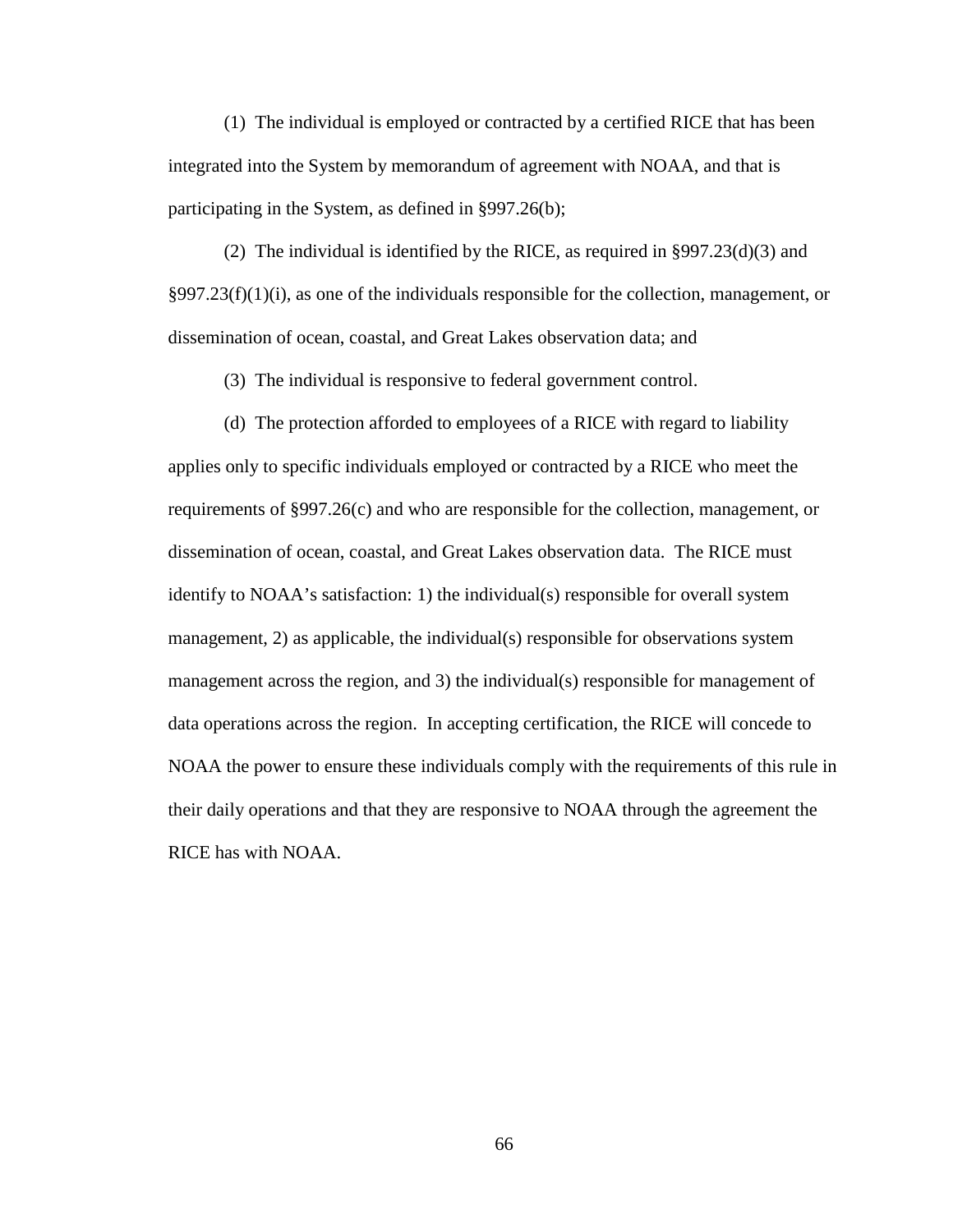(1) The individual is employed or contracted by a certified RICE that has been integrated into the System by memorandum of agreement with NOAA, and that is participating in the System, as defined in §997.26(b);

(2) The individual is identified by the RICE, as required in §997.23(d)(3) and §997.23(f)(1)(i), as one of the individuals responsible for the collection, management, or dissemination of ocean, coastal, and Great Lakes observation data; and

(3) The individual is responsive to federal government control.

(d) The protection afforded to employees of a RICE with regard to liability applies only to specific individuals employed or contracted by a RICE who meet the requirements of §997.26(c) and who are responsible for the collection, management, or dissemination of ocean, coastal, and Great Lakes observation data. The RICE must identify to NOAA's satisfaction: 1) the individual(s) responsible for overall system management, 2) as applicable, the individual(s) responsible for observations system management across the region, and 3) the individual(s) responsible for management of data operations across the region. In accepting certification, the RICE will concede to NOAA the power to ensure these individuals comply with the requirements of this rule in their daily operations and that they are responsive to NOAA through the agreement the RICE has with NOAA.